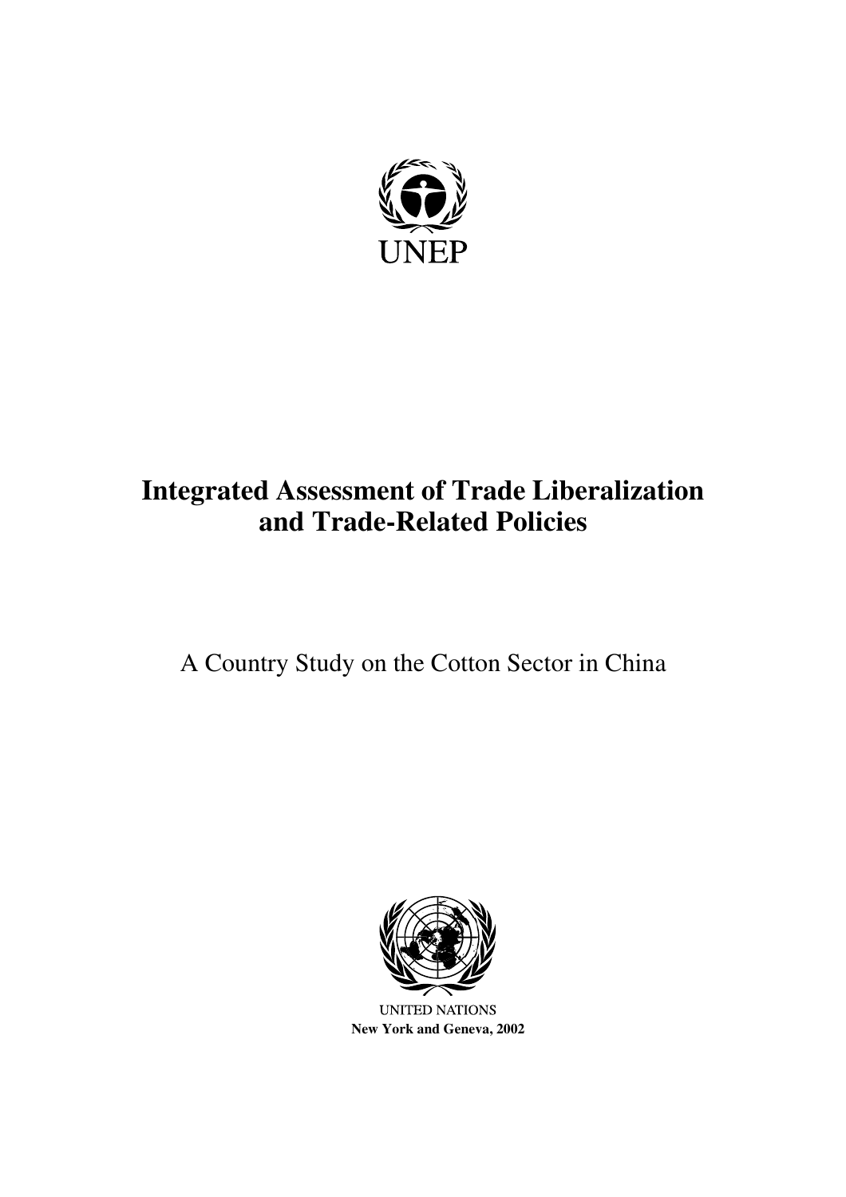UNEP

# Integrated Assessment of Trade Liberalization and Trade-Related Policies

A Country Study on the Cotton Sector in China

UNITED NATIONS

**New York and Geneva, 2002**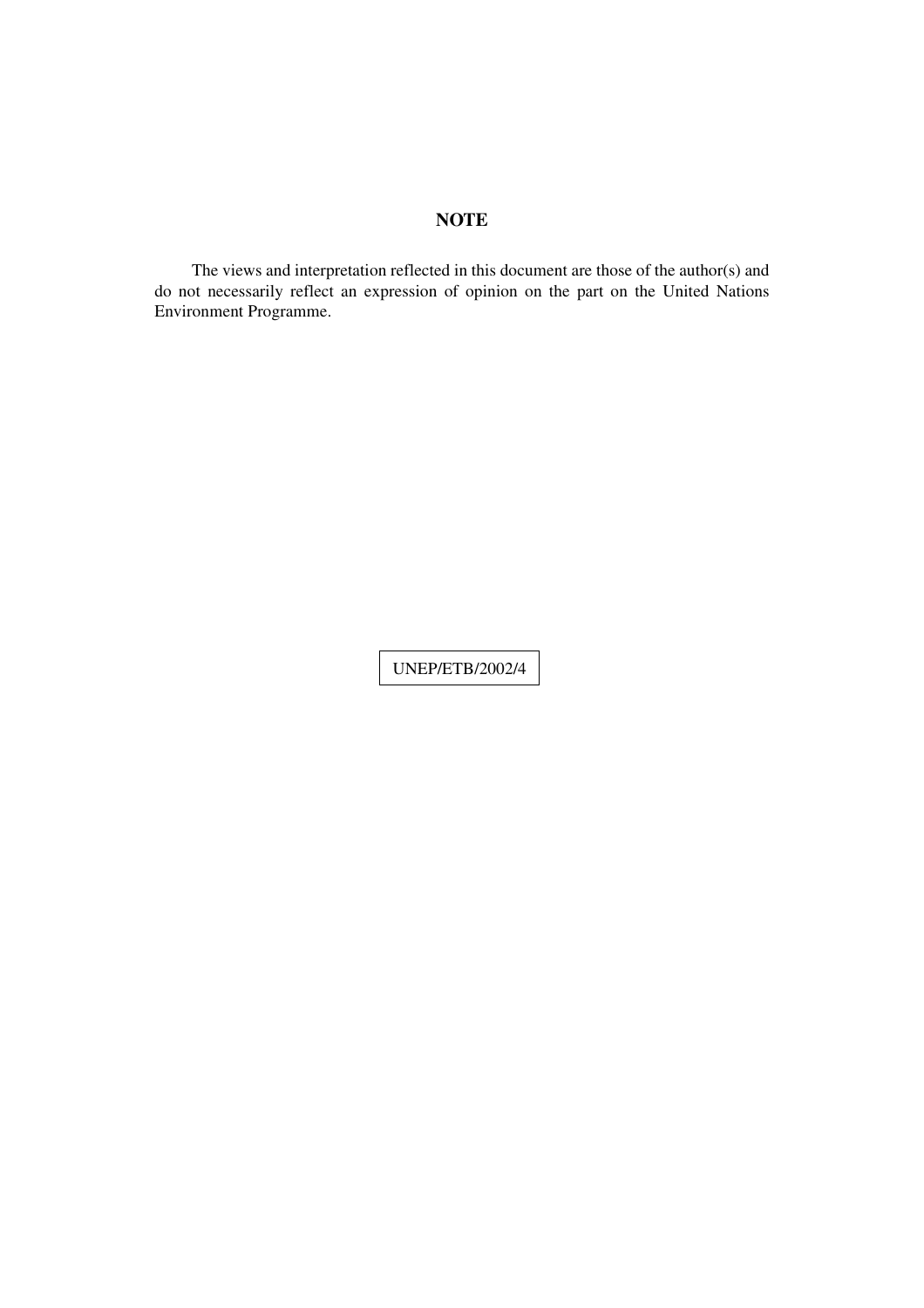**NOTE**

The views and interpretation reflected in this document are those of the author(s) and do not necessarily reflect an expression of opinion on the part on the United Nations Environment Programme.

UNEP/ETB/2002/4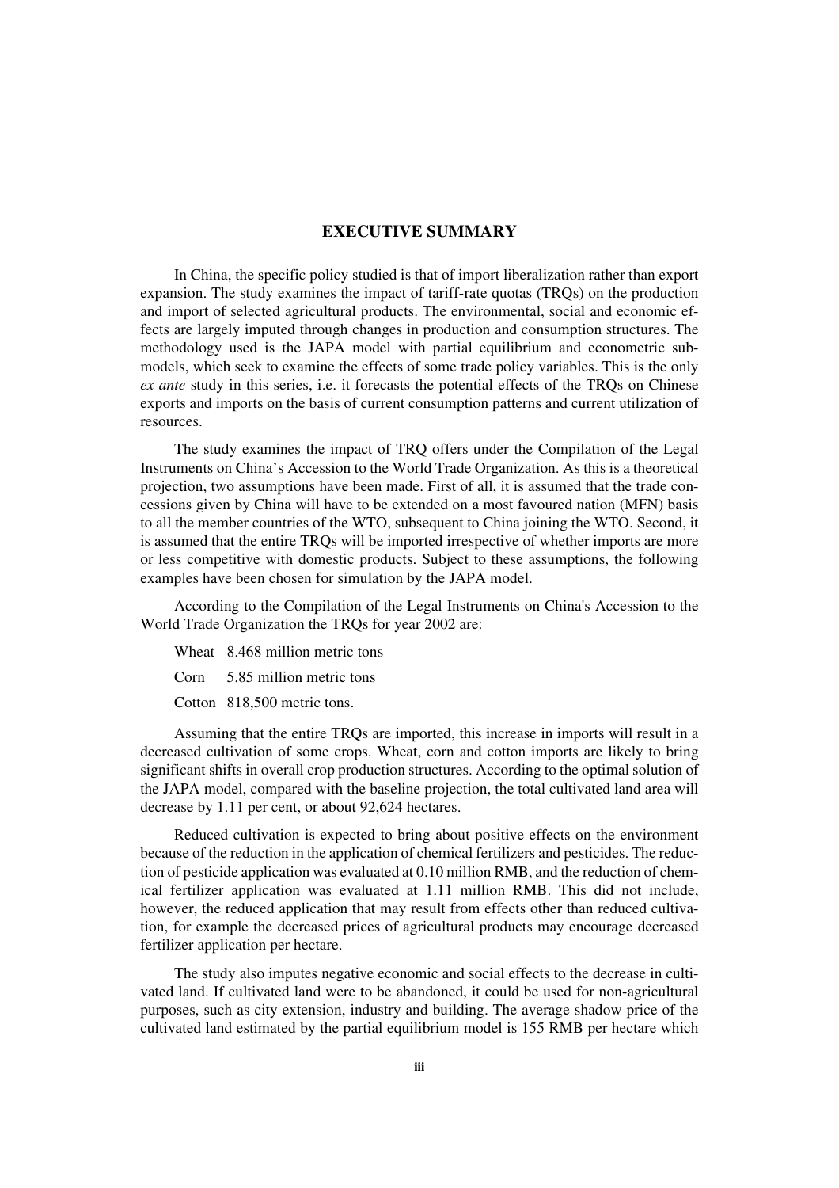# EXECUTIVE SUMMARY

In China, the specific policy studied is that of import liberalization rather than export expansion. The study examines the impact of tariff-rate quotas (TRQs) on the production and import of selected agricultural products. The environmental, social and economic effects are largely imputed through changes in production and consumption structures. The methodology used is the JAPA model with partial equilibrium and econometric submodels, which seek to examine the effects of some trade policy variables. This is the only *ex ante* study in this series, i.e. it forecasts the potential effects of the TRQs on Chinese exports and imports on the basis of current consumption patterns and current utilization of resources.

The study examines the impact of TRQ offers under the Compilation of the Legal Instruments on China's Accession to the World Trade Organization. As this is a theoretical projection, two assumptions have been made. First of all, it is assumed that the trade concessions given by China will have to be extended on a most favoured nation (MFN) basis to all the member countries of the WTO, subsequent to China joining the WTO. Second, it is assumed that the entire TRQs will be imported irrespective of whether imports are more or less competitive with domestic products. Subject to these assumptions, the following examples have been chosen for simulation by the JAPA model.

According to the Compilation of the Legal Instruments on China's Accession to the World Trade Organization the TRQs for year 2002 are:

Wheat 8.468 million metric tons

Corn 5.85 million metric tons

Cotton 818,500 metric tons.

Assuming that the entire TRQs are imported, this increase in imports will result in a decreased cultivation of some crops. Wheat, corn and cotton imports are likely to bring significant shifts in overall crop production structures. According to the optimal solution of the JAPA model, compared with the baseline projection, the total cultivated land area will decrease by 1.11 per cent, or about 92,624 hectares.

Reduced cultivation is expected to bring about positive effects on the environment because of the reduction in the application of chemical fertilizers and pesticides. The reduction of pesticide application was evaluated at 0.10 million RMB, and the reduction of chemical fertilizer application was evaluated at 1.11 million RMB. This did not include, however, the reduced application that may result from effects other than reduced cultivation, for example the decreased prices of agricultural products may encourage decreased fertilizer application per hectare.

The study also imputes negative economic and social effects to the decrease in cultivated land. If cultivated land were to be abandoned, it could be used for non-agricultural purposes, such as city extension, industry and building. The average shadow price of the cultivated land estimated by the partial equilibrium model is 155 RMB per hectare which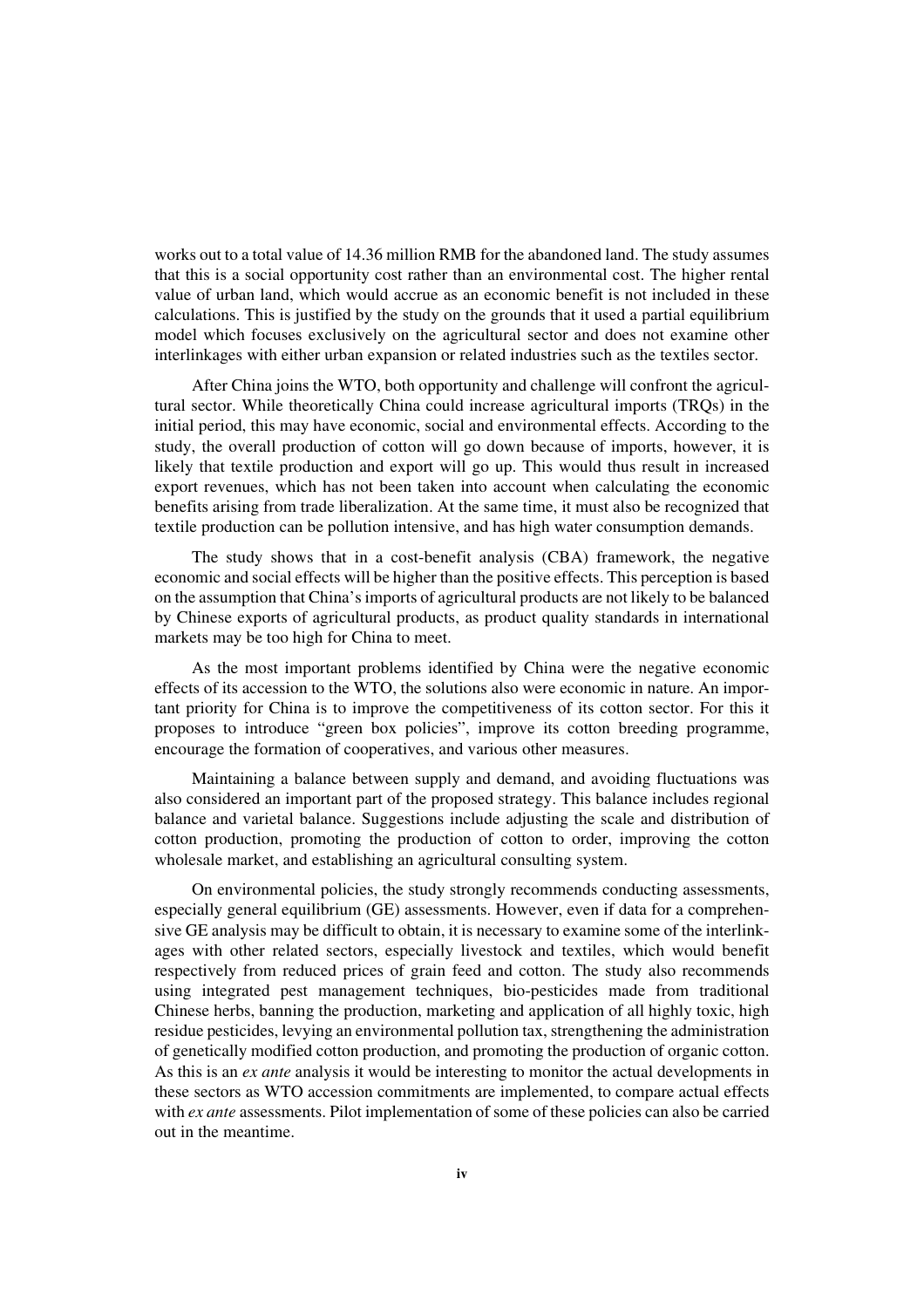works out to a total value of 14.36 million RMB for the abandoned land. The study assumes that this is a social opportunity cost rather than an environmental cost. The higher rental value of urban land, which would accrue as an economic benefit is not included in these calculations. This is justified by the study on the grounds that it used a partial equilibrium model which focuses exclusively on the agricultural sector and does not examine other interlinkages with either urban expansion or related industries such as the textiles sector.

After China joins the WTO, both opportunity and challenge will confront the agricultural sector. While theoretically China could increase agricultural imports (TRQs) in the initial period, this may have economic, social and environmental effects. According to the study, the overall production of cotton will go down because of imports, however, it is likely that textile production and export will go up. This would thus result in increased export revenues, which has not been taken into account when calculating the economic benefits arising from trade liberalization. At the same time, it must also be recognized that textile production can be pollution intensive, and has high water consumption demands.

The study shows that in a cost-benefit analysis (CBA) framework, the negative economic and social effects will be higher than the positive effects. This perception is based on the assumption that China's imports of agricultural products are not likely to be balanced by Chinese exports of agricultural products, as product quality standards in international markets may be too high for China to meet.

As the most important problems identified by China were the negative economic effects of its accession to the WTO, the solutions also were economic in nature. An important priority for China is to improve the competitiveness of its cotton sector. For this it proposes to introduce "green box policies", improve its cotton breeding programme, encourage the formation of cooperatives, and various other measures.

Maintaining a balance between supply and demand, and avoiding fluctuations was also considered an important part of the proposed strategy. This balance includes regional balance and varietal balance. Suggestions include adjusting the scale and distribution of cotton production, promoting the production of cotton to order, improving the cotton wholesale market, and establishing an agricultural consulting system.

On environmental policies, the study strongly recommends conducting assessments, especially general equilibrium (GE) assessments. However, even if data for a comprehensive GE analysis may be difficult to obtain, it is necessary to examine some of the interlinkages with other related sectors, especially livestock and textiles, which would benefit respectively from reduced prices of grain feed and cotton. The study also recommends using integrated pest management techniques, bio-pesticides made from traditional Chinese herbs, banning the production, marketing and application of all highly toxic, high residue pesticides, levying an environmental pollution tax, strengthening the administration of genetically modified cotton production, and promoting the production of organic cotton. As this is an *ex ante* analysis it would be interesting to monitor the actual developments in these sectors as WTO accession commitments are implemented, to compare actual effects with *ex ante* assessments. Pilot implementation of some of these policies can also be carried out in the meantime.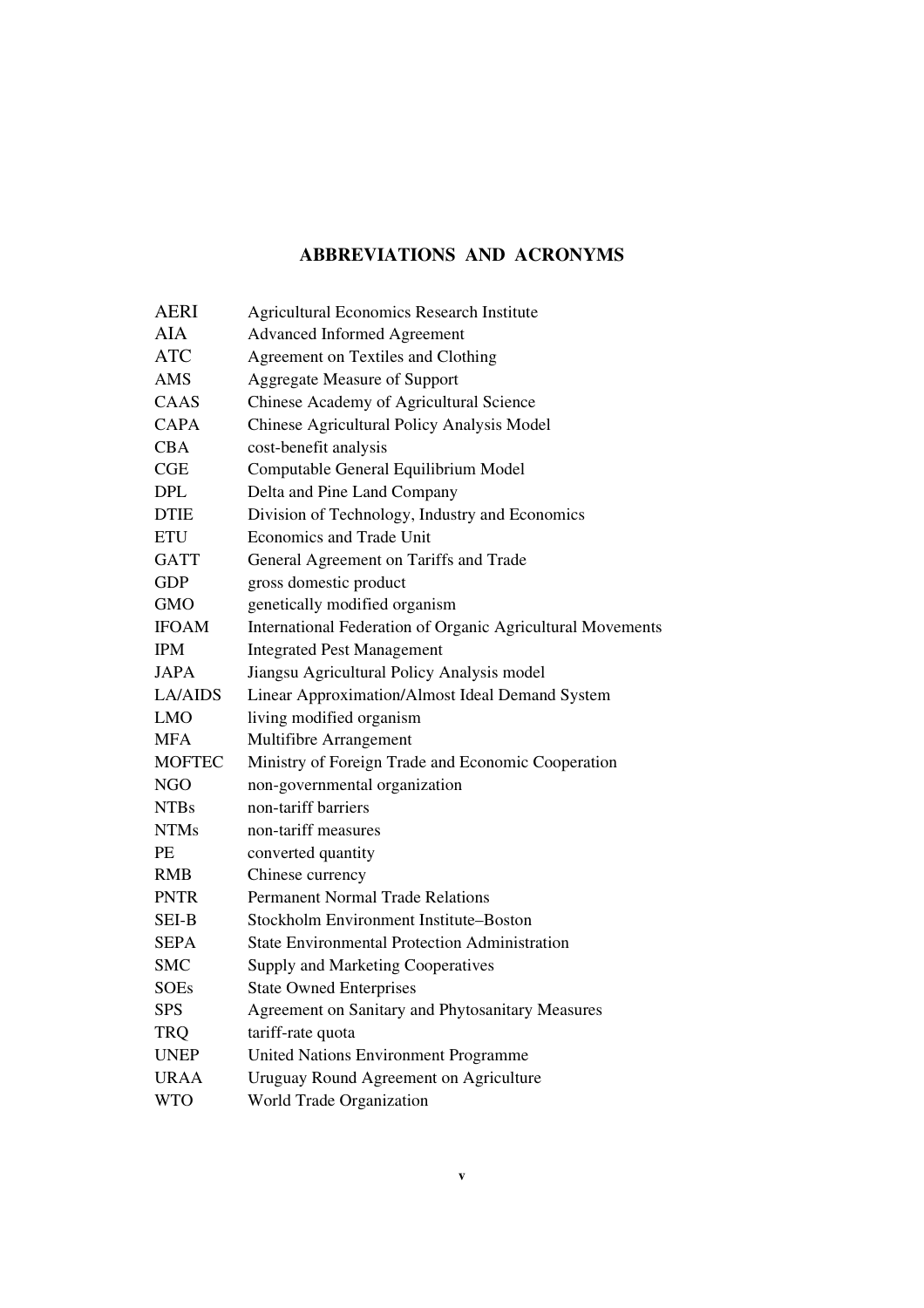# ABBREVIATIONS AND ACRONYMS

| | |
|---|---|
| AERI | Agricultural Economics Research Institute |
| AIA | Advanced Informed Agreement |
| ATC | Agreement on Textiles and Clothing |
| AMS | Aggregate Measure of Support |
| CAAS | Chinese Academy of Agricultural Science |
| CAPA | Chinese Agricultural Policy Analysis Model |
| CBA | cost-benefit analysis |
| CGE | Computable General Equilibrium Model |
| DPL | Delta and Pine Land Company |
| DTIE | Division of Technology, Industry and Economics |
| ETU | Economics and Trade Unit |
| GATT | General Agreement on Tariffs and Trade |
| GDP | gross domestic product |
| GMO | genetically modified organism |
| IFOAM | International Federation of Organic Agricultural Movements |
| IPM | Integrated Pest Management |
| JAPA | Jiangsu Agricultural Policy Analysis model |
| LA/AIDS | Linear Approximation/Almost Ideal Demand System |
| LMO | living modified organism |
| MFA | Multifibre Arrangement |
| MOFTEC | Ministry of Foreign Trade and Economic Cooperation |
| NGO | non-governmental organization |
| NTBs | non-tariff barriers |
| NTMs | non-tariff measures |
| PE | converted quantity |
| RMB | Chinese currency |
| PNTR | Permanent Normal Trade Relations |
| SEI-B | Stockholm Environment Institute–Boston |
| SEPA | State Environmental Protection Administration |
| SMC | Supply and Marketing Cooperatives |
| SOEs | State Owned Enterprises |
| SPS | Agreement on Sanitary and Phytosanitary Measures |
| TRQ | tariff-rate quota |
| UNEP | United Nations Environment Programme |
| URAA | Uruguay Round Agreement on Agriculture |
| WTO | World Trade Organization |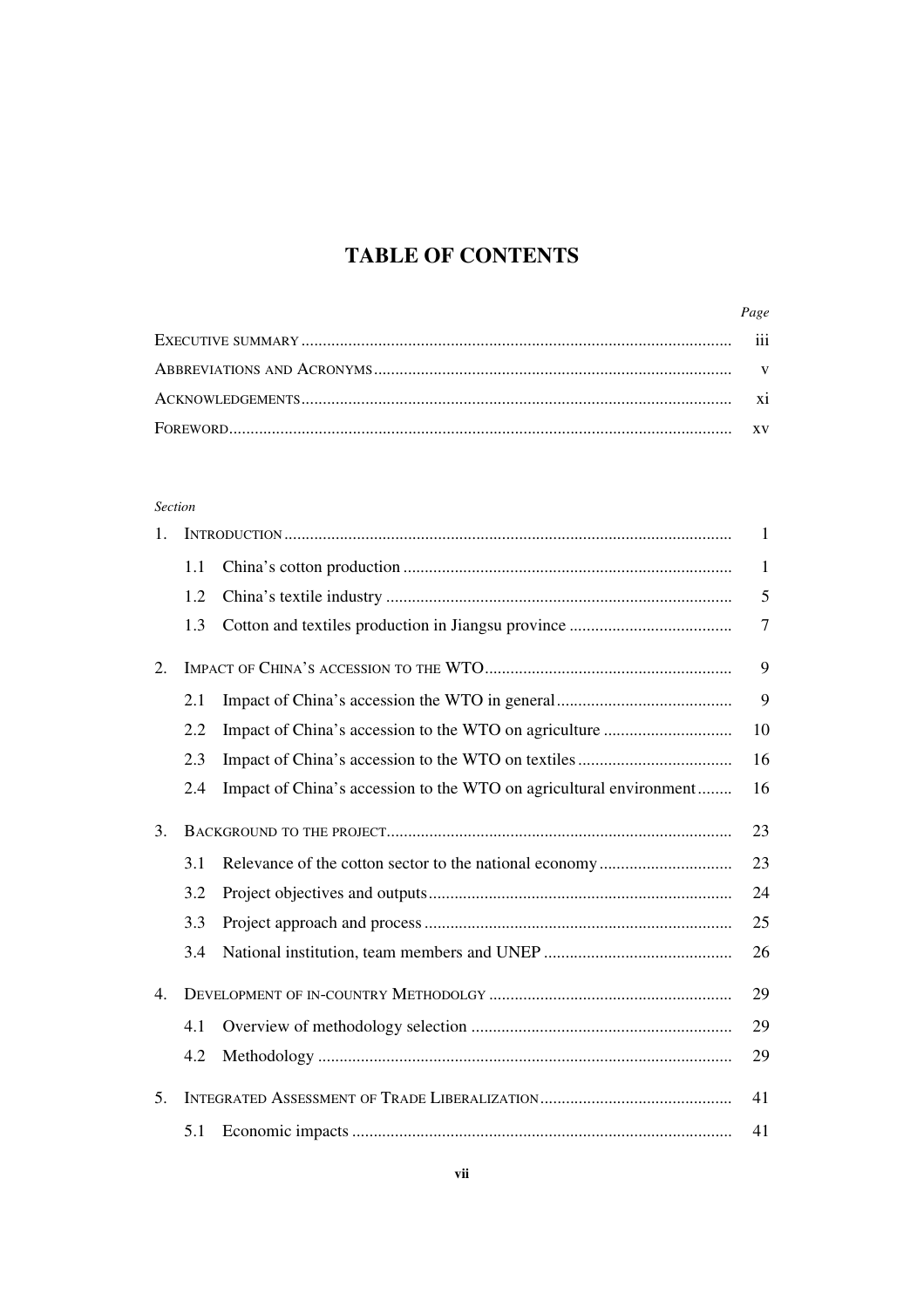# TABLE OF CONTENTS

| | | *Page* |
|---|---|---|
| Executive summary | | iii |
| Abbreviations and Acronyms | | v |
| Acknowledgements | | xi |
| Foreword | | xv |

*Section*

| | | | |
|---|---|---|---|
| 1. | Introduction | | 1 |
| | 1.1 | China's cotton production | 1 |
| | 1.2 | China's textile industry | 5 |
| | 1.3 | Cotton and textiles production in Jiangsu province | 7 |
| 2. | Impact of China's accession to the WTO | | 9 |
| | 2.1 | Impact of China's accession the WTO in general | 9 |
| | 2.2 | Impact of China's accession to the WTO on agriculture | 10 |
| | 2.3 | Impact of China's accession to the WTO on textiles | 16 |
| | 2.4 | Impact of China's accession to the WTO on agricultural environment | 16 |
| 3. | Background to the project | | 23 |
| | 3.1 | Relevance of the cotton sector to the national economy | 23 |
| | 3.2 | Project objectives and outputs | 24 |
| | 3.3 | Project approach and process | 25 |
| | 3.4 | National institution, team members and UNEP | 26 |
| 4. | Development of in-country Methodolgy | | 29 |
| | 4.1 | Overview of methodology selection | 29 |
| | 4.2 | Methodology | 29 |
| 5. | Integrated Assessment of Trade Liberalization | | 41 |
| | 5.1 | Economic impacts | 41 |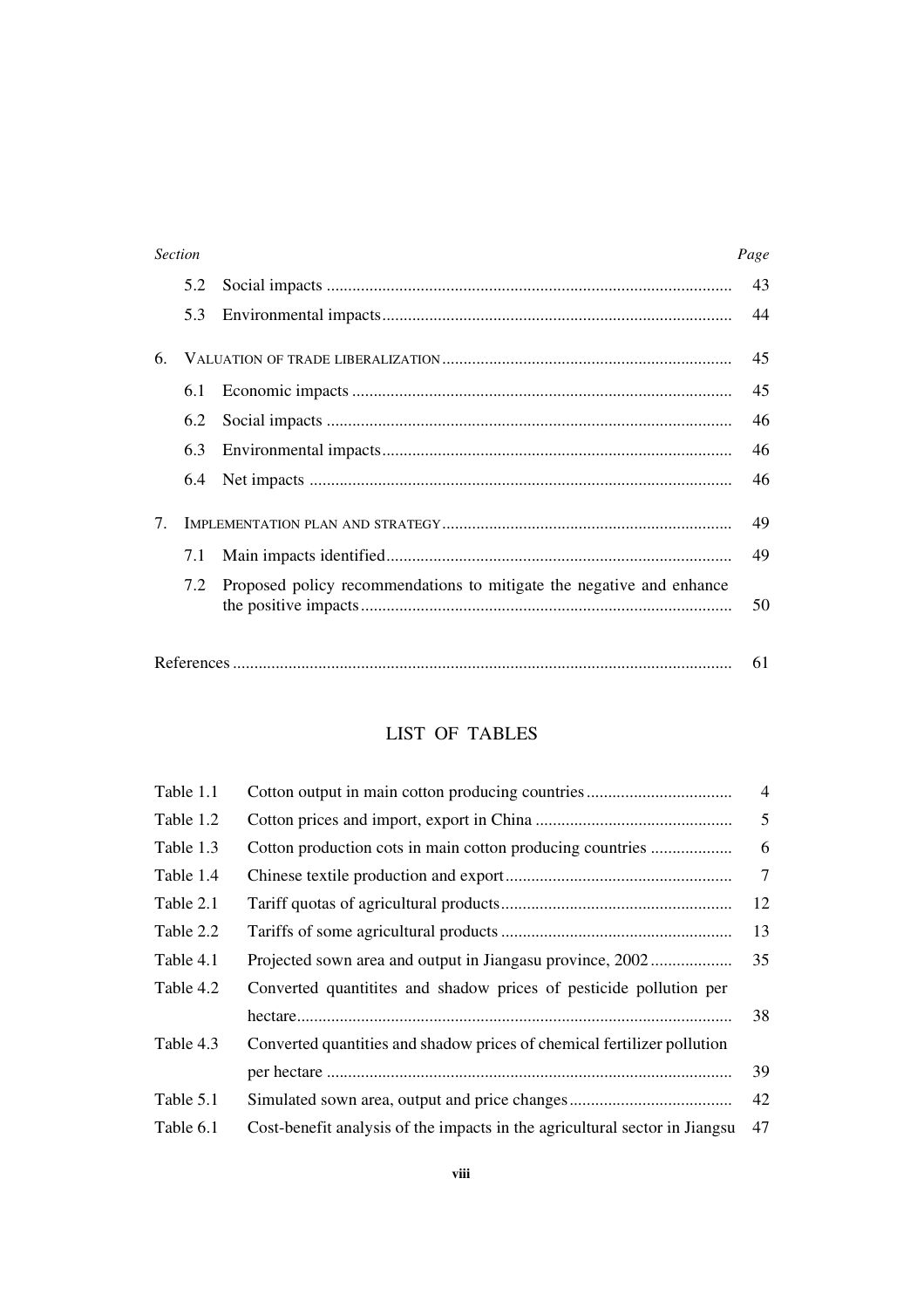| *Section* | | *Page* |
|---|---|---|
| 5.2 | Social impacts | 43 |
| 5.3 | Environmental impacts | 44 |
| 6. | VALUATION OF TRADE LIBERALIZATION | 45 |
| 6.1 | Economic impacts | 45 |
| 6.2 | Social impacts | 46 |
| 6.3 | Environmental impacts | 46 |
| 6.4 | Net impacts | 46 |
| 7. | IMPLEMENTATION PLAN AND STRATEGY | 49 |
| 7.1 | Main impacts identified | 49 |
| 7.2 | Proposed policy recommendations to mitigate the negative and enhance the positive impacts | 50 |
| References | | 61 |

## LIST OF TABLES

| | | |
|---|---|---|
| Table 1.1 | Cotton output in main cotton producing countries | 4 |
| Table 1.2 | Cotton prices and import, export in China | 5 |
| Table 1.3 | Cotton production cots in main cotton producing countries | 6 |
| Table 1.4 | Chinese textile production and export | 7 |
| Table 2.1 | Tariff quotas of agricultural products | 12 |
| Table 2.2 | Tariffs of some agricultural products | 13 |
| Table 4.1 | Projected sown area and output in Jiangasu province, 2002 | 35 |
| Table 4.2 | Converted quantitites and shadow prices of pesticide pollution per hectare | 38 |
| Table 4.3 | Converted quantities and shadow prices of chemical fertilizer pollution per hectare | 39 |
| Table 5.1 | Simulated sown area, output and price changes | 42 |
| Table 6.1 | Cost-benefit analysis of the impacts in the agricultural sector in Jiangsu | 47 |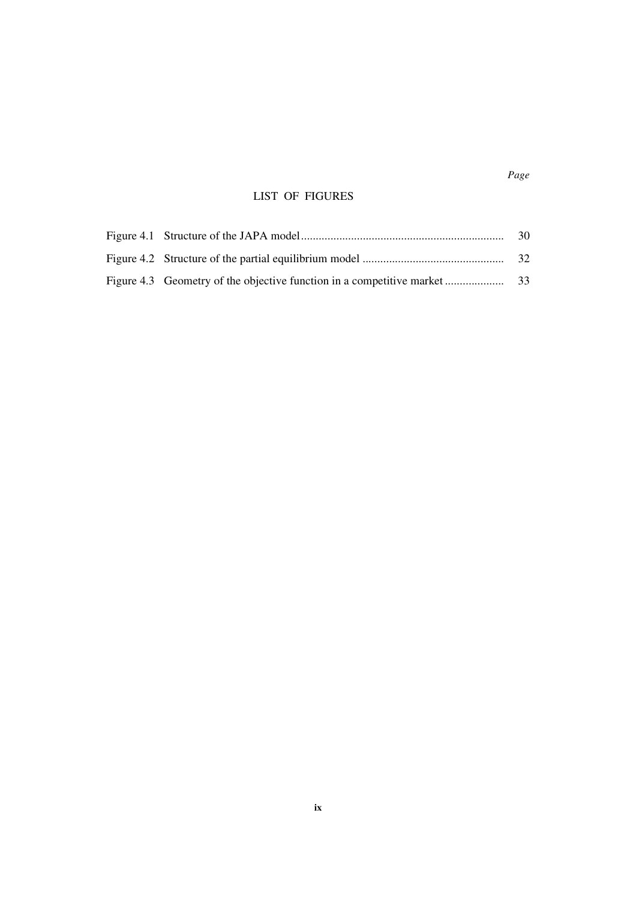## LIST OF FIGURES

| | | Page |
|---|---|---|
| Figure 4.1 | Structure of the JAPA model | 30 |
| Figure 4.2 | Structure of the partial equilibrium model | 32 |
| Figure 4.3 | Geometry of the objective function in a competitive market | 33 |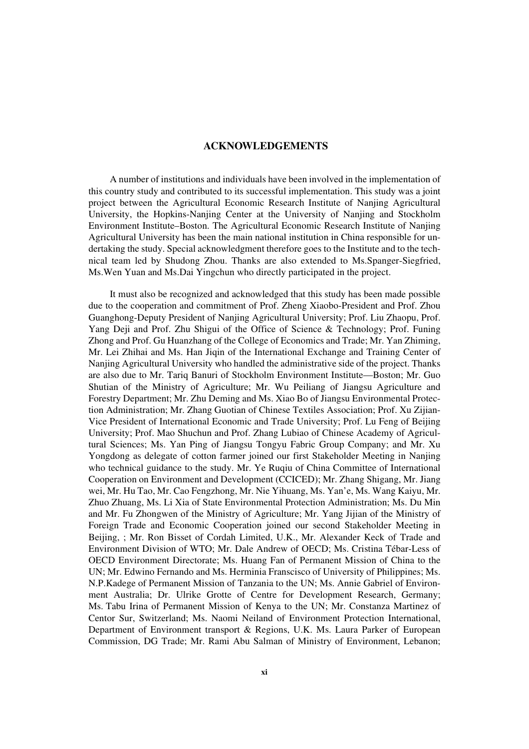## ACKNOWLEDGEMENTS

A number of institutions and individuals have been involved in the implementation of this country study and contributed to its successful implementation. This study was a joint project between the Agricultural Economic Research Institute of Nanjing Agricultural University, the Hopkins-Nanjing Center at the University of Nanjing and Stockholm Environment Institute–Boston. The Agricultural Economic Research Institute of Nanjing Agricultural University has been the main national institution in China responsible for undertaking the study. Special acknowledgment therefore goes to the Institute and to the technical team led by Shudong Zhou. Thanks are also extended to Ms.Spanger-Siegfried, Ms.Wen Yuan and Ms.Dai Yingchun who directly participated in the project.

It must also be recognized and acknowledged that this study has been made possible due to the cooperation and commitment of Prof. Zheng Xiaobo-President and Prof. Zhou Guanghong-Deputy President of Nanjing Agricultural University; Prof. Liu Zhaopu, Prof. Yang Deji and Prof. Zhu Shigui of the Office of Science & Technology; Prof. Funing Zhong and Prof. Gu Huanzhang of the College of Economics and Trade; Mr. Yan Zhiming, Mr. Lei Zhihai and Ms. Han Jiqin of the International Exchange and Training Center of Nanjing Agricultural University who handled the administrative side of the project. Thanks are also due to Mr. Tariq Banuri of Stockholm Environment Institute—Boston; Mr. Guo Shutian of the Ministry of Agriculture; Mr. Wu Peiliang of Jiangsu Agriculture and Forestry Department; Mr. Zhu Deming and Ms. Xiao Bo of Jiangsu Environmental Protection Administration; Mr. Zhang Guotian of Chinese Textiles Association; Prof. Xu Zijian-Vice President of International Economic and Trade University; Prof. Lu Feng of Beijing University; Prof. Mao Shuchun and Prof. Zhang Lubiao of Chinese Academy of Agricultural Sciences; Ms. Yan Ping of Jiangsu Tongyu Fabric Group Company; and Mr. Xu Yongdong as delegate of cotton farmer joined our first Stakeholder Meeting in Nanjing who technical guidance to the study. Mr. Ye Ruqiu of China Committee of International Cooperation on Environment and Development (CCICED); Mr. Zhang Shigang, Mr. Jiang wei, Mr. Hu Tao, Mr. Cao Fengzhong, Mr. Nie Yihuang, Ms. Yan'e, Ms. Wang Kaiyu, Mr. Zhuo Zhuang, Ms. Li Xia of State Environmental Protection Administration; Ms. Du Min and Mr. Fu Zhongwen of the Ministry of Agriculture; Mr. Yang Jijian of the Ministry of Foreign Trade and Economic Cooperation joined our second Stakeholder Meeting in Beijing, ; Mr. Ron Bisset of Cordah Limited, U.K., Mr. Alexander Keck of Trade and Environment Division of WTO; Mr. Dale Andrew of OECD; Ms. Cristina Tébar-Less of OECD Environment Directorate; Ms. Huang Fan of Permanent Mission of China to the UN; Mr. Edwino Fernando and Ms. Herminia Franscisco of University of Philippines; Ms. N.P.Kadege of Permanent Mission of Tanzania to the UN; Ms. Annie Gabriel of Environment Australia; Dr. Ulrike Grotte of Centre for Development Research, Germany; Ms. Tabu Irina of Permanent Mission of Kenya to the UN; Mr. Constanza Martinez of Centor Sur, Switzerland; Ms. Naomi Neiland of Environment Protection International, Department of Environment transport & Regions, U.K. Ms. Laura Parker of European Commission, DG Trade; Mr. Rami Abu Salman of Ministry of Environment, Lebanon;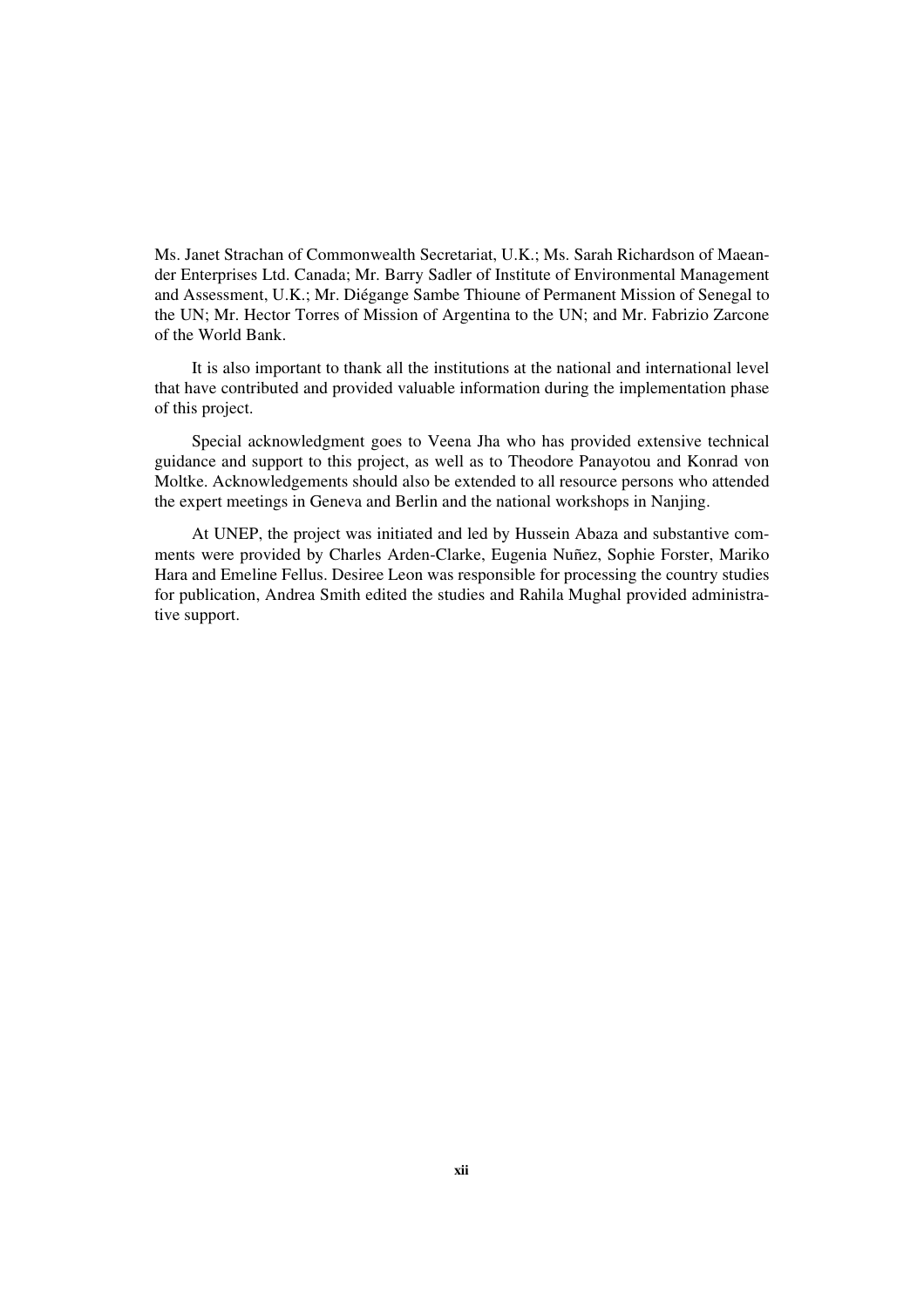Ms. Janet Strachan of Commonwealth Secretariat, U.K.; Ms. Sarah Richardson of Maeander Enterprises Ltd. Canada; Mr. Barry Sadler of Institute of Environmental Management and Assessment, U.K.; Mr. Diégange Sambe Thioune of Permanent Mission of Senegal to the UN; Mr. Hector Torres of Mission of Argentina to the UN; and Mr. Fabrizio Zarcone of the World Bank.

It is also important to thank all the institutions at the national and international level that have contributed and provided valuable information during the implementation phase of this project.

Special acknowledgment goes to Veena Jha who has provided extensive technical guidance and support to this project, as well as to Theodore Panayotou and Konrad von Moltke. Acknowledgements should also be extended to all resource persons who attended the expert meetings in Geneva and Berlin and the national workshops in Nanjing.

At UNEP, the project was initiated and led by Hussein Abaza and substantive comments were provided by Charles Arden-Clarke, Eugenia Nuñez, Sophie Forster, Mariko Hara and Emeline Fellus. Desiree Leon was responsible for processing the country studies for publication, Andrea Smith edited the studies and Rahila Mughal provided administrative support.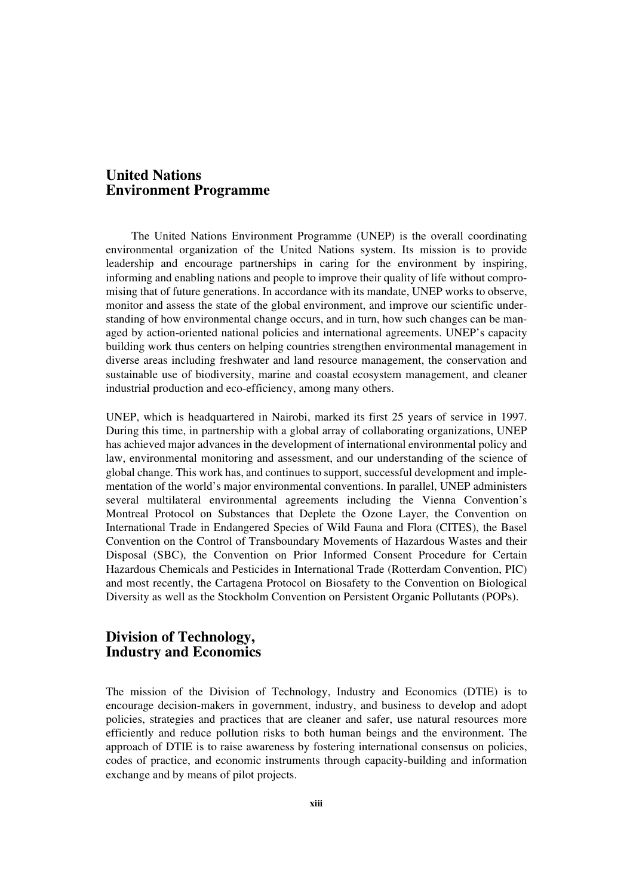## United Nations Environment Programme

The United Nations Environment Programme (UNEP) is the overall coordinating environmental organization of the United Nations system. Its mission is to provide leadership and encourage partnerships in caring for the environment by inspiring, informing and enabling nations and people to improve their quality of life without compromising that of future generations. In accordance with its mandate, UNEP works to observe, monitor and assess the state of the global environment, and improve our scientific understanding of how environmental change occurs, and in turn, how such changes can be managed by action-oriented national policies and international agreements. UNEP's capacity building work thus centers on helping countries strengthen environmental management in diverse areas including freshwater and land resource management, the conservation and sustainable use of biodiversity, marine and coastal ecosystem management, and cleaner industrial production and eco-efficiency, among many others.

UNEP, which is headquartered in Nairobi, marked its first 25 years of service in 1997. During this time, in partnership with a global array of collaborating organizations, UNEP has achieved major advances in the development of international environmental policy and law, environmental monitoring and assessment, and our understanding of the science of global change. This work has, and continues to support, successful development and implementation of the world's major environmental conventions. In parallel, UNEP administers several multilateral environmental agreements including the Vienna Convention's Montreal Protocol on Substances that Deplete the Ozone Layer, the Convention on International Trade in Endangered Species of Wild Fauna and Flora (CITES), the Basel Convention on the Control of Transboundary Movements of Hazardous Wastes and their Disposal (SBC), the Convention on Prior Informed Consent Procedure for Certain Hazardous Chemicals and Pesticides in International Trade (Rotterdam Convention, PIC) and most recently, the Cartagena Protocol on Biosafety to the Convention on Biological Diversity as well as the Stockholm Convention on Persistent Organic Pollutants (POPs).

## Division of Technology, Industry and Economics

The mission of the Division of Technology, Industry and Economics (DTIE) is to encourage decision-makers in government, industry, and business to develop and adopt policies, strategies and practices that are cleaner and safer, use natural resources more efficiently and reduce pollution risks to both human beings and the environment. The approach of DTIE is to raise awareness by fostering international consensus on policies, codes of practice, and economic instruments through capacity-building and information exchange and by means of pilot projects.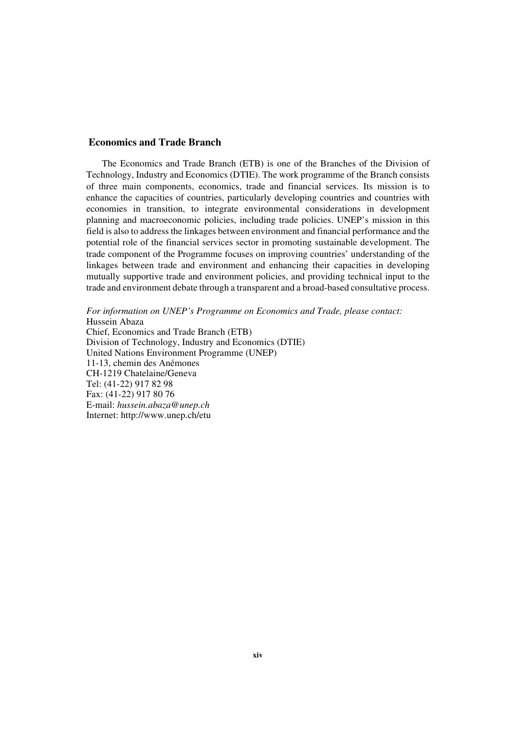## Economics and Trade Branch

The Economics and Trade Branch (ETB) is one of the Branches of the Division of Technology, Industry and Economics (DTIE). The work programme of the Branch consists of three main components, economics, trade and financial services. Its mission is to enhance the capacities of countries, particularly developing countries and countries with economies in transition, to integrate environmental considerations in development planning and macroeconomic policies, including trade policies. UNEP's mission in this field is also to address the linkages between environment and financial performance and the potential role of the financial services sector in promoting sustainable development. The trade component of the Programme focuses on improving countries' understanding of the linkages between trade and environment and enhancing their capacities in developing mutually supportive trade and environment policies, and providing technical input to the trade and environment debate through a transparent and a broad-based consultative process.

*For information on UNEP's Programme on Economics and Trade, please contact:*
Hussein Abaza
Chief, Economics and Trade Branch (ETB)
Division of Technology, Industry and Economics (DTIE)
United Nations Environment Programme (UNEP)
11-13, chemin des Anémones
CH-1219 Chatelaine/Geneva
Tel: (41-22) 917 82 98
Fax: (41-22) 917 80 76
E-mail: *hussein.abaza@unep.ch*
Internet: http://www.unep.ch/etu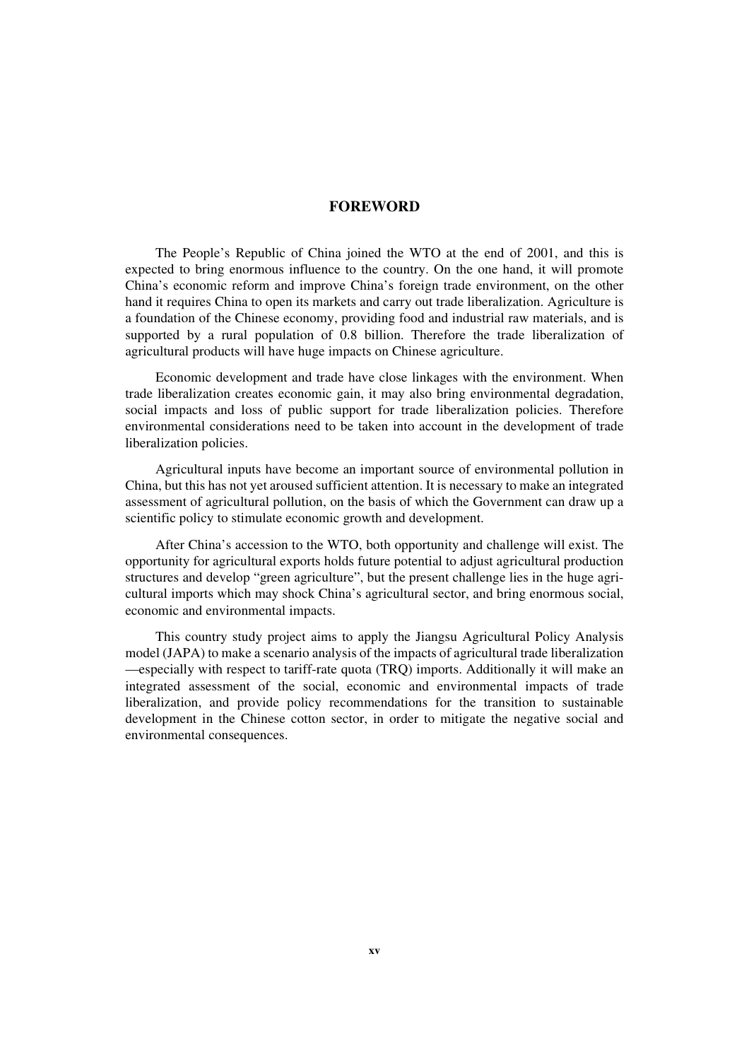# FOREWORD

The People's Republic of China joined the WTO at the end of 2001, and this is expected to bring enormous influence to the country. On the one hand, it will promote China's economic reform and improve China's foreign trade environment, on the other hand it requires China to open its markets and carry out trade liberalization. Agriculture is a foundation of the Chinese economy, providing food and industrial raw materials, and is supported by a rural population of 0.8 billion. Therefore the trade liberalization of agricultural products will have huge impacts on Chinese agriculture.

Economic development and trade have close linkages with the environment. When trade liberalization creates economic gain, it may also bring environmental degradation, social impacts and loss of public support for trade liberalization policies. Therefore environmental considerations need to be taken into account in the development of trade liberalization policies.

Agricultural inputs have become an important source of environmental pollution in China, but this has not yet aroused sufficient attention. It is necessary to make an integrated assessment of agricultural pollution, on the basis of which the Government can draw up a scientific policy to stimulate economic growth and development.

After China's accession to the WTO, both opportunity and challenge will exist. The opportunity for agricultural exports holds future potential to adjust agricultural production structures and develop "green agriculture", but the present challenge lies in the huge agricultural imports which may shock China's agricultural sector, and bring enormous social, economic and environmental impacts.

This country study project aims to apply the Jiangsu Agricultural Policy Analysis model (JAPA) to make a scenario analysis of the impacts of agricultural trade liberalization —especially with respect to tariff-rate quota (TRQ) imports. Additionally it will make an integrated assessment of the social, economic and environmental impacts of trade liberalization, and provide policy recommendations for the transition to sustainable development in the Chinese cotton sector, in order to mitigate the negative social and environmental consequences.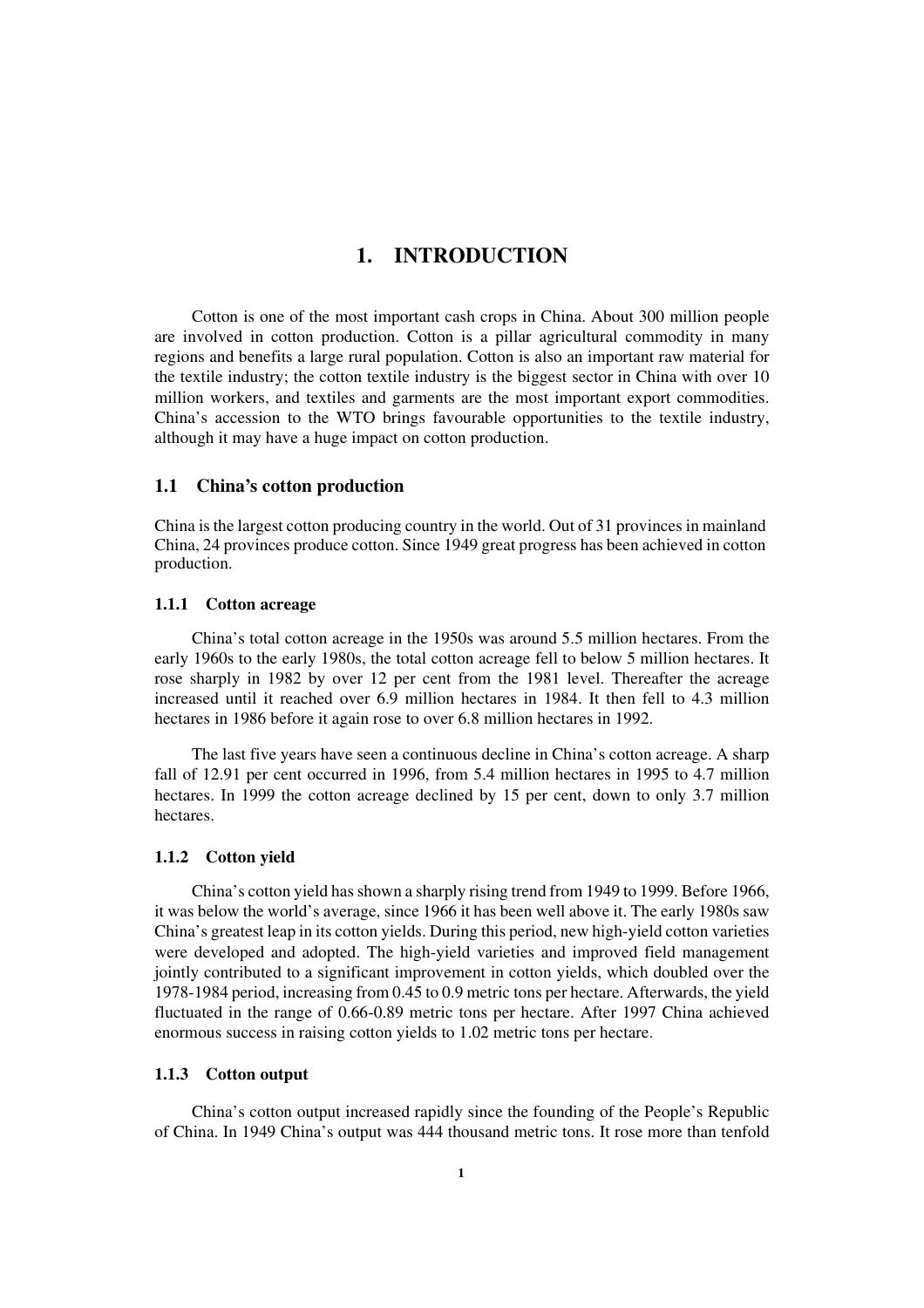# 1. INTRODUCTION

Cotton is one of the most important cash crops in China. About 300 million people are involved in cotton production. Cotton is a pillar agricultural commodity in many regions and benefits a large rural population. Cotton is also an important raw material for the textile industry; the cotton textile industry is the biggest sector in China with over 10 million workers, and textiles and garments are the most important export commodities. China's accession to the WTO brings favourable opportunities to the textile industry, although it may have a huge impact on cotton production.

## 1.1 China's cotton production

China is the largest cotton producing country in the world. Out of 31 provinces in mainland China, 24 provinces produce cotton. Since 1949 great progress has been achieved in cotton production.

### 1.1.1 Cotton acreage

China's total cotton acreage in the 1950s was around 5.5 million hectares. From the early 1960s to the early 1980s, the total cotton acreage fell to below 5 million hectares. It rose sharply in 1982 by over 12 per cent from the 1981 level. Thereafter the acreage increased until it reached over 6.9 million hectares in 1984. It then fell to 4.3 million hectares in 1986 before it again rose to over 6.8 million hectares in 1992.

The last five years have seen a continuous decline in China's cotton acreage. A sharp fall of 12.91 per cent occurred in 1996, from 5.4 million hectares in 1995 to 4.7 million hectares. In 1999 the cotton acreage declined by 15 per cent, down to only 3.7 million hectares.

### 1.1.2 Cotton yield

China's cotton yield has shown a sharply rising trend from 1949 to 1999. Before 1966, it was below the world's average, since 1966 it has been well above it. The early 1980s saw China's greatest leap in its cotton yields. During this period, new high-yield cotton varieties were developed and adopted. The high-yield varieties and improved field management jointly contributed to a significant improvement in cotton yields, which doubled over the 1978-1984 period, increasing from 0.45 to 0.9 metric tons per hectare. Afterwards, the yield fluctuated in the range of 0.66-0.89 metric tons per hectare. After 1997 China achieved enormous success in raising cotton yields to 1.02 metric tons per hectare.

### 1.1.3 Cotton output

China's cotton output increased rapidly since the founding of the People's Republic of China. In 1949 China's output was 444 thousand metric tons. It rose more than tenfold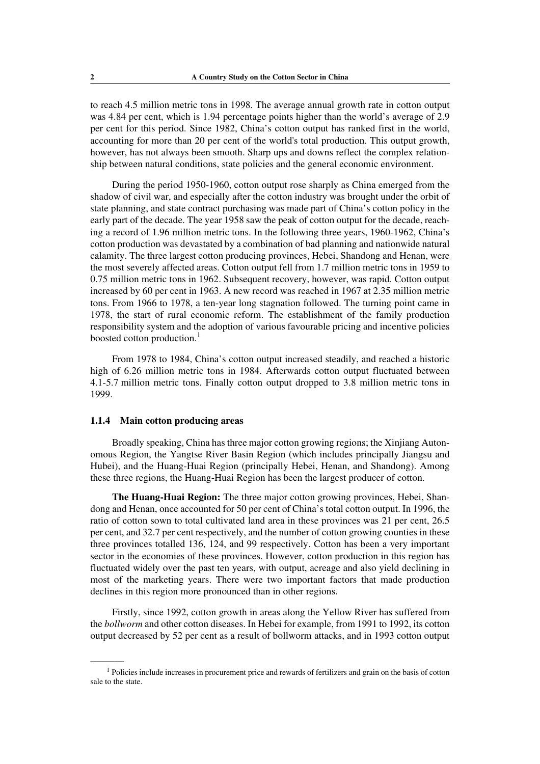to reach 4.5 million metric tons in 1998. The average annual growth rate in cotton output was 4.84 per cent, which is 1.94 percentage points higher than the world's average of 2.9 per cent for this period. Since 1982, China's cotton output has ranked first in the world, accounting for more than 20 per cent of the world's total production. This output growth, however, has not always been smooth. Sharp ups and downs reflect the complex relationship between natural conditions, state policies and the general economic environment.

During the period 1950-1960, cotton output rose sharply as China emerged from the shadow of civil war, and especially after the cotton industry was brought under the orbit of state planning, and state contract purchasing was made part of China's cotton policy in the early part of the decade. The year 1958 saw the peak of cotton output for the decade, reaching a record of 1.96 million metric tons. In the following three years, 1960-1962, China's cotton production was devastated by a combination of bad planning and nationwide natural calamity. The three largest cotton producing provinces, Hebei, Shandong and Henan, were the most severely affected areas. Cotton output fell from 1.7 million metric tons in 1959 to 0.75 million metric tons in 1962. Subsequent recovery, however, was rapid. Cotton output increased by 60 per cent in 1963. A new record was reached in 1967 at 2.35 million metric tons. From 1966 to 1978, a ten-year long stagnation followed. The turning point came in 1978, the start of rural economic reform. The establishment of the family production responsibility system and the adoption of various favourable pricing and incentive policies boosted cotton production.[1]

From 1978 to 1984, China's cotton output increased steadily, and reached a historic high of 6.26 million metric tons in 1984. Afterwards cotton output fluctuated between 4.1-5.7 million metric tons. Finally cotton output dropped to 3.8 million metric tons in 1999.

### 1.1.4 Main cotton producing areas

Broadly speaking, China has three major cotton growing regions; the Xinjiang Autonomous Region, the Yangtse River Basin Region (which includes principally Jiangsu and Hubei), and the Huang-Huai Region (principally Hebei, Henan, and Shandong). Among these three regions, the Huang-Huai Region has been the largest producer of cotton.

**The Huang-Huai Region:** The three major cotton growing provinces, Hebei, Shandong and Henan, once accounted for 50 per cent of China's total cotton output. In 1996, the ratio of cotton sown to total cultivated land area in these provinces was 21 per cent, 26.5 per cent, and 32.7 per cent respectively, and the number of cotton growing counties in these three provinces totalled 136, 124, and 99 respectively. Cotton has been a very important sector in the economies of these provinces. However, cotton production in this region has fluctuated widely over the past ten years, with output, acreage and also yield declining in most of the marketing years. There were two important factors that made production declines in this region more pronounced than in other regions.

Firstly, since 1992, cotton growth in areas along the Yellow River has suffered from the *bollworm* and other cotton diseases. In Hebei for example, from 1991 to 1992, its cotton output decreased by 52 per cent as a result of bollworm attacks, and in 1993 cotton output

---

[1] Policies include increases in procurement price and rewards of fertilizers and grain on the basis of cotton sale to the state.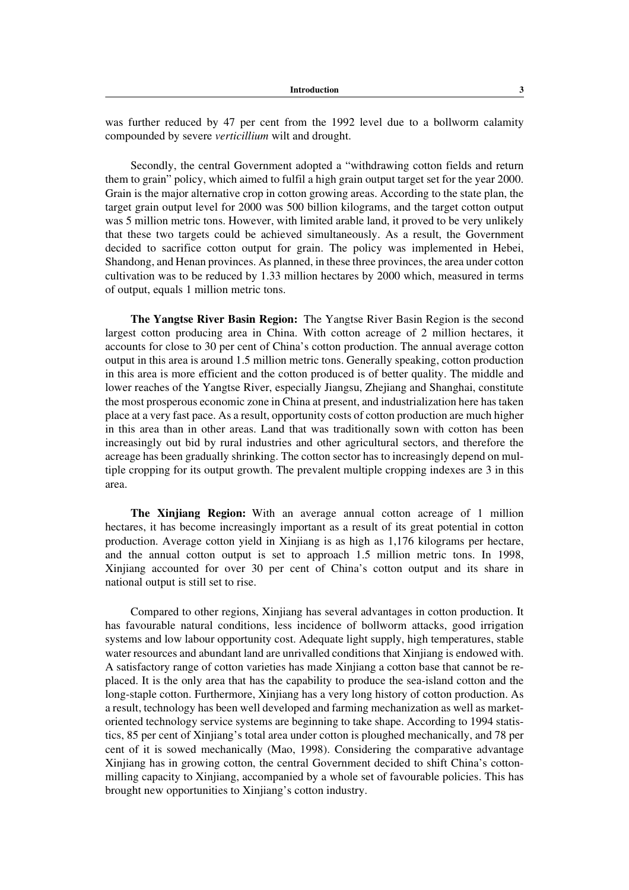was further reduced by 47 per cent from the 1992 level due to a bollworm calamity compounded by severe *verticillium* wilt and drought.

Secondly, the central Government adopted a "withdrawing cotton fields and return them to grain" policy, which aimed to fulfil a high grain output target set for the year 2000. Grain is the major alternative crop in cotton growing areas. According to the state plan, the target grain output level for 2000 was 500 billion kilograms, and the target cotton output was 5 million metric tons. However, with limited arable land, it proved to be very unlikely that these two targets could be achieved simultaneously. As a result, the Government decided to sacrifice cotton output for grain. The policy was implemented in Hebei, Shandong, and Henan provinces. As planned, in these three provinces, the area under cotton cultivation was to be reduced by 1.33 million hectares by 2000 which, measured in terms of output, equals 1 million metric tons.

**The Yangtse River Basin Region:** The Yangtse River Basin Region is the second largest cotton producing area in China. With cotton acreage of 2 million hectares, it accounts for close to 30 per cent of China's cotton production. The annual average cotton output in this area is around 1.5 million metric tons. Generally speaking, cotton production in this area is more efficient and the cotton produced is of better quality. The middle and lower reaches of the Yangtse River, especially Jiangsu, Zhejiang and Shanghai, constitute the most prosperous economic zone in China at present, and industrialization here has taken place at a very fast pace. As a result, opportunity costs of cotton production are much higher in this area than in other areas. Land that was traditionally sown with cotton has been increasingly out bid by rural industries and other agricultural sectors, and therefore the acreage has been gradually shrinking. The cotton sector has to increasingly depend on multiple cropping for its output growth. The prevalent multiple cropping indexes are 3 in this area.

**The Xinjiang Region:** With an average annual cotton acreage of 1 million hectares, it has become increasingly important as a result of its great potential in cotton production. Average cotton yield in Xinjiang is as high as 1,176 kilograms per hectare, and the annual cotton output is set to approach 1.5 million metric tons. In 1998, Xinjiang accounted for over 30 per cent of China's cotton output and its share in national output is still set to rise.

Compared to other regions, Xinjiang has several advantages in cotton production. It has favourable natural conditions, less incidence of bollworm attacks, good irrigation systems and low labour opportunity cost. Adequate light supply, high temperatures, stable water resources and abundant land are unrivalled conditions that Xinjiang is endowed with. A satisfactory range of cotton varieties has made Xinjiang a cotton base that cannot be replaced. It is the only area that has the capability to produce the sea-island cotton and the long-staple cotton. Furthermore, Xinjiang has a very long history of cotton production. As a result, technology has been well developed and farming mechanization as well as market-oriented technology service systems are beginning to take shape. According to 1994 statistics, 85 per cent of Xinjiang's total area under cotton is ploughed mechanically, and 78 per cent of it is sowed mechanically (Mao, 1998). Considering the comparative advantage Xinjiang has in growing cotton, the central Government decided to shift China's cotton-milling capacity to Xinjiang, accompanied by a whole set of favourable policies. This has brought new opportunities to Xinjiang's cotton industry.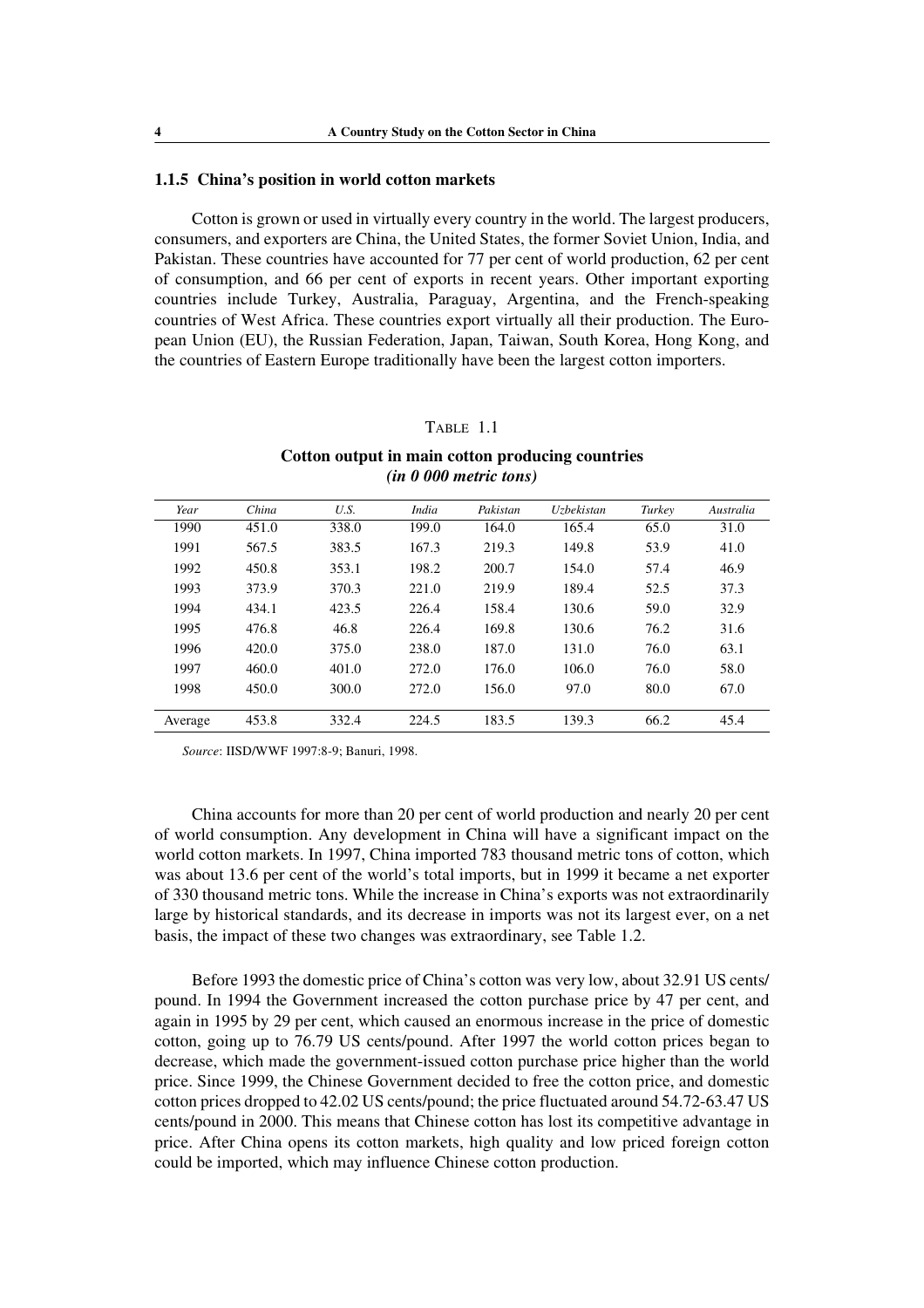### 1.1.5 China's position in world cotton markets

Cotton is grown or used in virtually every country in the world. The largest producers, consumers, and exporters are China, the United States, the former Soviet Union, India, and Pakistan. These countries have accounted for 77 per cent of world production, 62 per cent of consumption, and 66 per cent of exports in recent years. Other important exporting countries include Turkey, Australia, Paraguay, Argentina, and the French-speaking countries of West Africa. These countries export virtually all their production. The European Union (EU), the Russian Federation, Japan, Taiwan, South Korea, Hong Kong, and the countries of Eastern Europe traditionally have been the largest cotton importers.

TABLE 1.1

**Cotton output in main cotton producing countries**
***(in 0 000 metric tons)***

| *Year* | *China* | *U.S.* | *India* | *Pakistan* | *Uzbekistan* | *Turkey* | *Australia* |
|---|---|---|---|---|---|---|---|
| 1990 | 451.0 | 338.0 | 199.0 | 164.0 | 165.4 | 65.0 | 31.0 |
| 1991 | 567.5 | 383.5 | 167.3 | 219.3 | 149.8 | 53.9 | 41.0 |
| 1992 | 450.8 | 353.1 | 198.2 | 200.7 | 154.0 | 57.4 | 46.9 |
| 1993 | 373.9 | 370.3 | 221.0 | 219.9 | 189.4 | 52.5 | 37.3 |
| 1994 | 434.1 | 423.5 | 226.4 | 158.4 | 130.6 | 59.0 | 32.9 |
| 1995 | 476.8 | 46.8 | 226.4 | 169.8 | 130.6 | 76.2 | 31.6 |
| 1996 | 420.0 | 375.0 | 238.0 | 187.0 | 131.0 | 76.0 | 63.1 |
| 1997 | 460.0 | 401.0 | 272.0 | 176.0 | 106.0 | 76.0 | 58.0 |
| 1998 | 450.0 | 300.0 | 272.0 | 156.0 | 97.0 | 80.0 | 67.0 |
| Average | 453.8 | 332.4 | 224.5 | 183.5 | 139.3 | 66.2 | 45.4 |

*Source*: IISD/WWF 1997:8-9; Banuri, 1998.

China accounts for more than 20 per cent of world production and nearly 20 per cent of world consumption. Any development in China will have a significant impact on the world cotton markets. In 1997, China imported 783 thousand metric tons of cotton, which was about 13.6 per cent of the world's total imports, but in 1999 it became a net exporter of 330 thousand metric tons. While the increase in China's exports was not extraordinarily large by historical standards, and its decrease in imports was not its largest ever, on a net basis, the impact of these two changes was extraordinary, see Table 1.2.

Before 1993 the domestic price of China's cotton was very low, about 32.91 US cents/pound. In 1994 the Government increased the cotton purchase price by 47 per cent, and again in 1995 by 29 per cent, which caused an enormous increase in the price of domestic cotton, going up to 76.79 US cents/pound. After 1997 the world cotton prices began to decrease, which made the government-issued cotton purchase price higher than the world price. Since 1999, the Chinese Government decided to free the cotton price, and domestic cotton prices dropped to 42.02 US cents/pound; the price fluctuated around 54.72-63.47 US cents/pound in 2000. This means that Chinese cotton has lost its competitive advantage in price. After China opens its cotton markets, high quality and low priced foreign cotton could be imported, which may influence Chinese cotton production.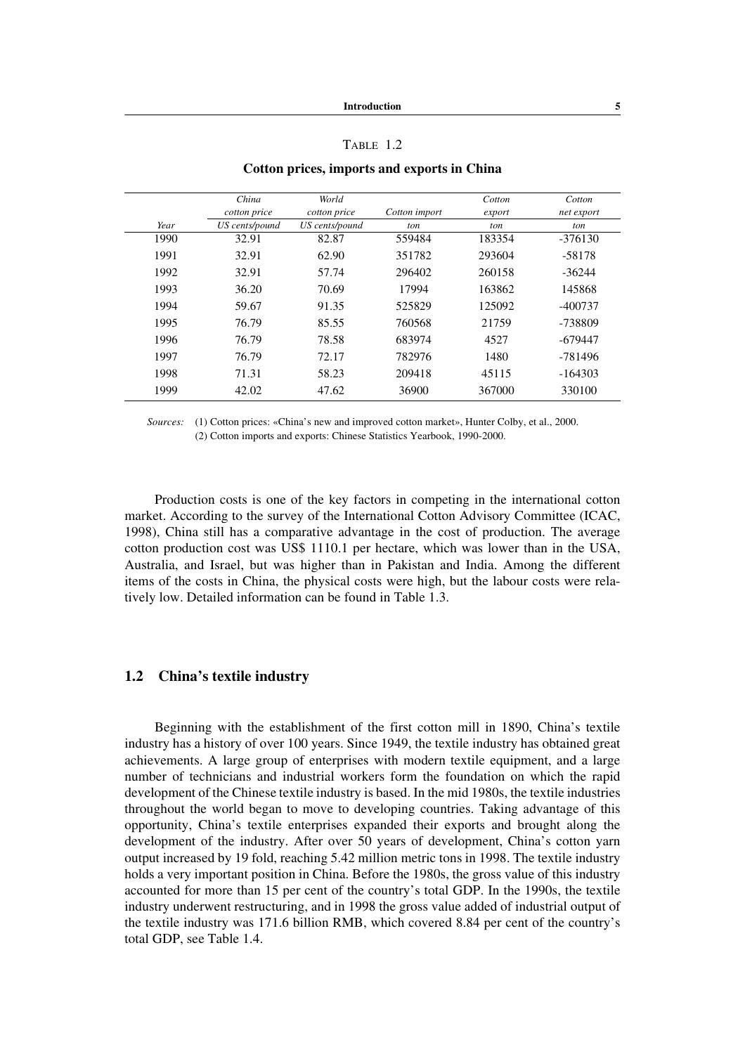TABLE 1.2

**Cotton prices, imports and exports in China**

| Year | China cotton price US cents/pound | World cotton price US cents/pound | Cotton import ton | Cotton export ton | Cotton net export ton |
|---|---|---|---|---|---|
| 1990 | 32.91 | 82.87 | 559484 | 183354 | -376130 |
| 1991 | 32.91 | 62.90 | 351782 | 293604 | -58178 |
| 1992 | 32.91 | 57.74 | 296402 | 260158 | -36244 |
| 1993 | 36.20 | 70.69 | 17994 | 163862 | 145868 |
| 1994 | 59.67 | 91.35 | 525829 | 125092 | -400737 |
| 1995 | 76.79 | 85.55 | 760568 | 21759 | -738809 |
| 1996 | 76.79 | 78.58 | 683974 | 4527 | -679447 |
| 1997 | 76.79 | 72.17 | 782976 | 1480 | -781496 |
| 1998 | 71.31 | 58.23 | 209418 | 45115 | -164303 |
| 1999 | 42.02 | 47.62 | 36900 | 367000 | 330100 |

*Sources:* (1) Cotton prices: «China's new and improved cotton market», Hunter Colby, et al., 2000.
(2) Cotton imports and exports: Chinese Statistics Yearbook, 1990-2000.

Production costs is one of the key factors in competing in the international cotton market. According to the survey of the International Cotton Advisory Committee (ICAC, 1998), China still has a comparative advantage in the cost of production. The average cotton production cost was US$ 1110.1 per hectare, which was lower than in the USA, Australia, and Israel, but was higher than in Pakistan and India. Among the different items of the costs in China, the physical costs were high, but the labour costs were relatively low. Detailed information can be found in Table 1.3.

## 1.2 China's textile industry

Beginning with the establishment of the first cotton mill in 1890, China's textile industry has a history of over 100 years. Since 1949, the textile industry has obtained great achievements. A large group of enterprises with modern textile equipment, and a large number of technicians and industrial workers form the foundation on which the rapid development of the Chinese textile industry is based. In the mid 1980s, the textile industries throughout the world began to move to developing countries. Taking advantage of this opportunity, China's textile enterprises expanded their exports and brought along the development of the industry. After over 50 years of development, China's cotton yarn output increased by 19 fold, reaching 5.42 million metric tons in 1998. The textile industry holds a very important position in China. Before the 1980s, the gross value of this industry accounted for more than 15 per cent of the country's total GDP. In the 1990s, the textile industry underwent restructuring, and in 1998 the gross value added of industrial output of the textile industry was 171.6 billion RMB, which covered 8.84 per cent of the country's total GDP, see Table 1.4.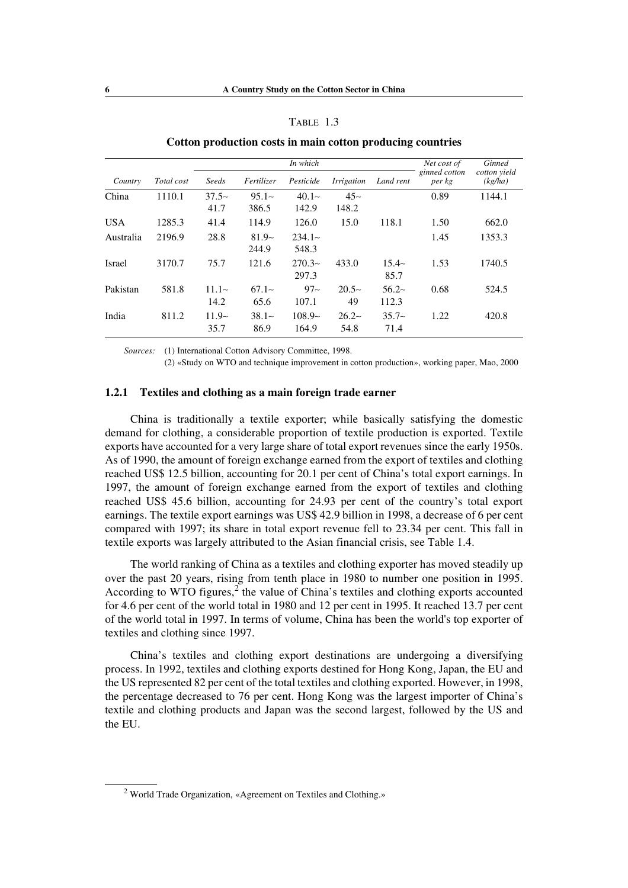TABLE 1.3

**Cotton production costs in main cotton producing countries**

| Country | Total cost | In which | | | | | Net cost of ginned cotton per kg | Ginned cotton yield (kg/ha) |
|---|---|---|---|---|---|---|---|---|
| | | Seeds | Fertilizer | Pesticide | Irrigation | Land rent | | |
| China | 1110.1 | 37.5~ 41.7 | 95.1~ 386.5 | 40.1~ 142.9 | 45~ 148.2 | | 0.89 | 1144.1 |
| USA | 1285.3 | 41.4 | 114.9 | 126.0 | 15.0 | 118.1 | 1.50 | 662.0 |
| Australia | 2196.9 | 28.8 | 81.9~ 244.9 | 234.1~ 548.3 | | | 1.45 | 1353.3 |
| Israel | 3170.7 | 75.7 | 121.6 | 270.3~ 297.3 | 433.0 | 15.4~ 85.7 | 1.53 | 1740.5 |
| Pakistan | 581.8 | 11.1~ 14.2 | 67.1~ 65.6 | 97~ 107.1 | 20.5~ 49 | 56.2~ 112.3 | 0.68 | 524.5 |
| India | 811.2 | 11.9~ 35.7 | 38.1~ 86.9 | 108.9~ 164.9 | 26.2~ 54.8 | 35.7~ 71.4 | 1.22 | 420.8 |

*Sources:* (1) International Cotton Advisory Committee, 1998.
(2) «Study on WTO and technique improvement in cotton production», working paper, Mao, 2000

### 1.2.1 Textiles and clothing as a main foreign trade earner

China is traditionally a textile exporter; while basically satisfying the domestic demand for clothing, a considerable proportion of textile production is exported. Textile exports have accounted for a very large share of total export revenues since the early 1950s. As of 1990, the amount of foreign exchange earned from the export of textiles and clothing reached US$ 12.5 billion, accounting for 20.1 per cent of China's total export earnings. In 1997, the amount of foreign exchange earned from the export of textiles and clothing reached US$ 45.6 billion, accounting for 24.93 per cent of the country's total export earnings. The textile export earnings was US$ 42.9 billion in 1998, a decrease of 6 per cent compared with 1997; its share in total export revenue fell to 23.34 per cent. This fall in textile exports was largely attributed to the Asian financial crisis, see Table 1.4.

The world ranking of China as a textiles and clothing exporter has moved steadily up over the past 20 years, rising from tenth place in 1980 to number one position in 1995. According to WTO figures,[2] the value of China's textiles and clothing exports accounted for 4.6 per cent of the world total in 1980 and 12 per cent in 1995. It reached 13.7 per cent of the world total in 1997. In terms of volume, China has been the world's top exporter of textiles and clothing since 1997.

China's textiles and clothing export destinations are undergoing a diversifying process. In 1992, textiles and clothing exports destined for Hong Kong, Japan, the EU and the US represented 82 per cent of the total textiles and clothing exported. However, in 1998, the percentage decreased to 76 per cent. Hong Kong was the largest importer of China's textile and clothing products and Japan was the second largest, followed by the US and the EU.

[2] World Trade Organization, «Agreement on Textiles and Clothing.»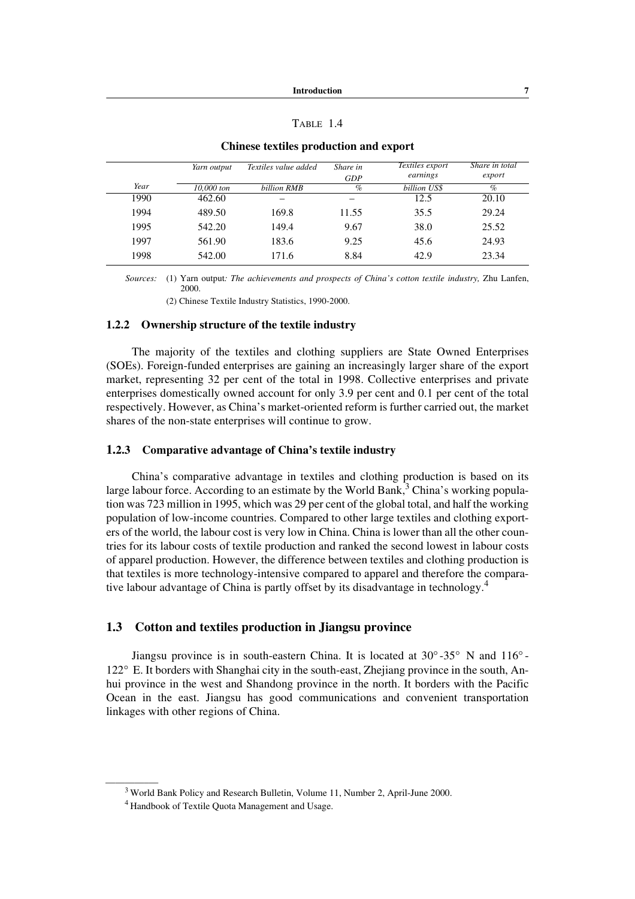TABLE 1.4

**Chinese textiles production and export**

| Year | Yarn output | Textiles value added | Share in GDP | Textiles export earnings | Share in total export |
|---|---|---|---|---|---|
| | *10,000 ton* | *billion RMB* | *%* | *billion US$* | *%* |
| 1990 | 462.60 | – | – | 12.5 | 20.10 |
| 1994 | 489.50 | 169.8 | 11.55 | 35.5 | 29.24 |
| 1995 | 542.20 | 149.4 | 9.67 | 38.0 | 25.52 |
| 1997 | 561.90 | 183.6 | 9.25 | 45.6 | 24.93 |
| 1998 | 542.00 | 171.6 | 8.84 | 42.9 | 23.34 |

*Sources:* (1) Yarn output*: The achievements and prospects of China's cotton textile industry,* Zhu Lanfen, 2000.

(2) Chinese Textile Industry Statistics, 1990-2000.

### 1.2.2 Ownership structure of the textile industry

The majority of the textiles and clothing suppliers are State Owned Enterprises (SOEs). Foreign-funded enterprises are gaining an increasingly larger share of the export market, representing 32 per cent of the total in 1998. Collective enterprises and private enterprises domestically owned account for only 3.9 per cent and 0.1 per cent of the total respectively. However, as China's market-oriented reform is further carried out, the market shares of the non-state enterprises will continue to grow.

### 1.2.3 Comparative advantage of China's textile industry

China's comparative advantage in textiles and clothing production is based on its large labour force. According to an estimate by the World Bank,[3] China's working population was 723 million in 1995, which was 29 per cent of the global total, and half the working population of low-income countries. Compared to other large textiles and clothing exporters of the world, the labour cost is very low in China. China is lower than all the other countries for its labour costs of textile production and ranked the second lowest in labour costs of apparel production. However, the difference between textiles and clothing production is that textiles is more technology-intensive compared to apparel and therefore the comparative labour advantage of China is partly offset by its disadvantage in technology.[4]

## 1.3 Cotton and textiles production in Jiangsu province

Jiangsu province is in south-eastern China. It is located at 30°-35° N and 116°-122° E. It borders with Shanghai city in the south-east, Zhejiang province in the south, Anhui province in the west and Shandong province in the north. It borders with the Pacific Ocean in the east. Jiangsu has good communications and convenient transportation linkages with other regions of China.

[3] World Bank Policy and Research Bulletin, Volume 11, Number 2, April-June 2000.

[4] Handbook of Textile Quota Management and Usage.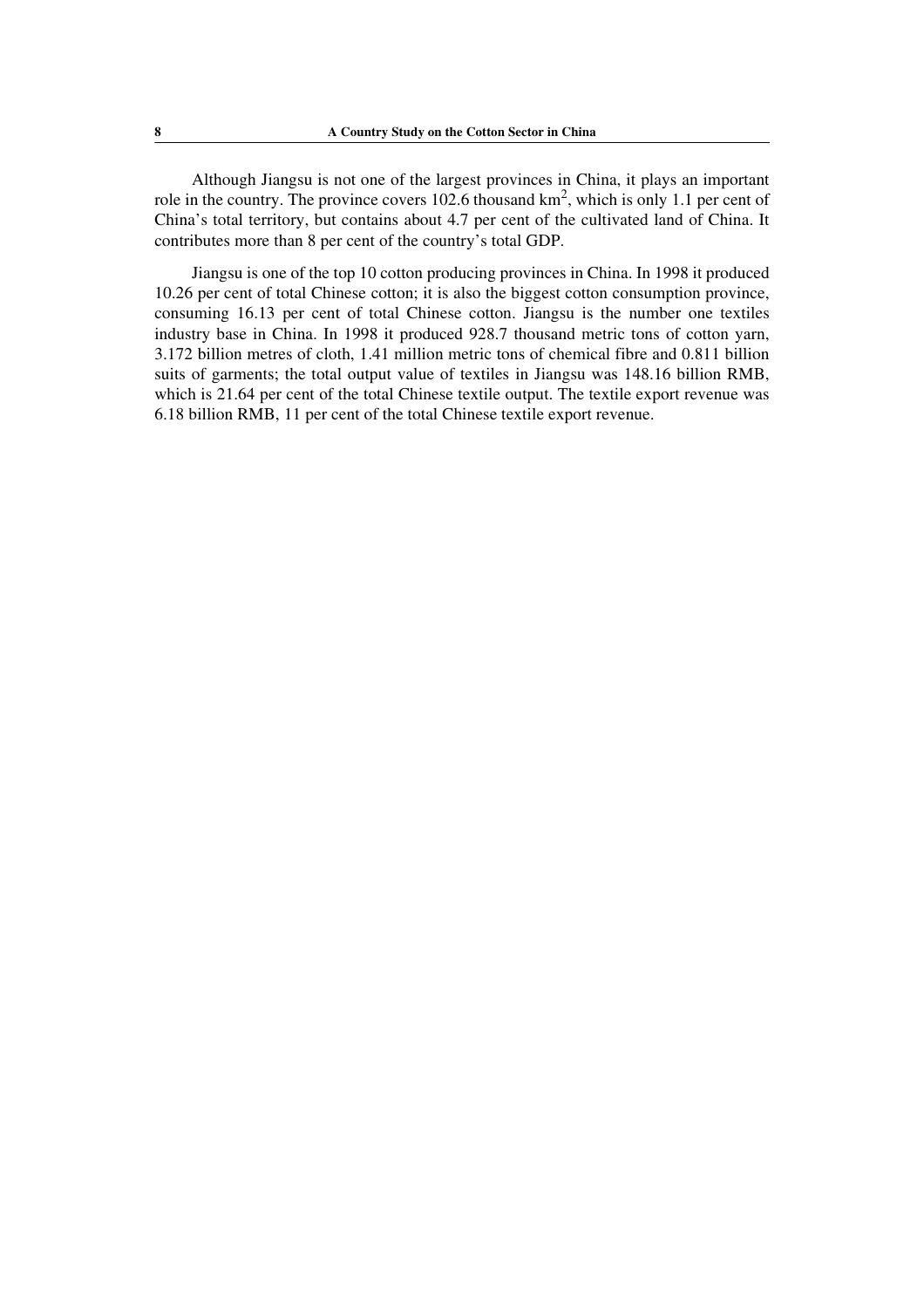Although Jiangsu is not one of the largest provinces in China, it plays an important role in the country. The province covers 102.6 thousand $km^2$, which is only 1.1 per cent of China's total territory, but contains about 4.7 per cent of the cultivated land of China. It contributes more than 8 per cent of the country's total GDP.

Jiangsu is one of the top 10 cotton producing provinces in China. In 1998 it produced 10.26 per cent of total Chinese cotton; it is also the biggest cotton consumption province, consuming 16.13 per cent of total Chinese cotton. Jiangsu is the number one textiles industry base in China. In 1998 it produced 928.7 thousand metric tons of cotton yarn, 3.172 billion metres of cloth, 1.41 million metric tons of chemical fibre and 0.811 billion suits of garments; the total output value of textiles in Jiangsu was 148.16 billion RMB, which is 21.64 per cent of the total Chinese textile output. The textile export revenue was 6.18 billion RMB, 11 per cent of the total Chinese textile export revenue.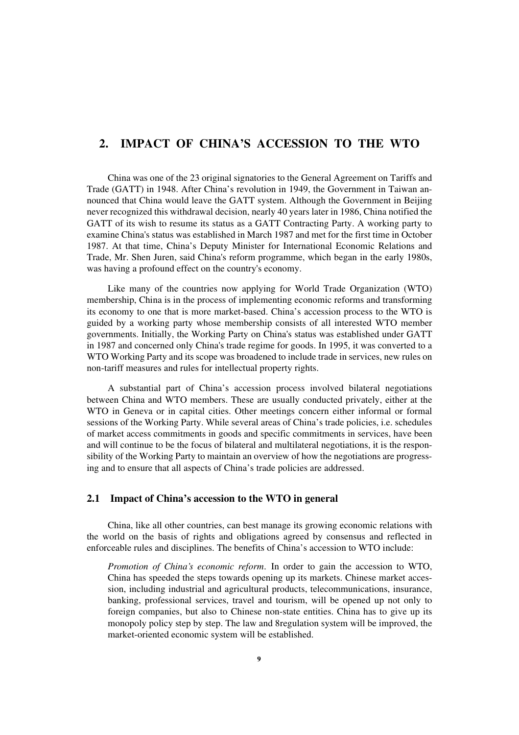# 2. IMPACT OF CHINA'S ACCESSION TO THE WTO

China was one of the 23 original signatories to the General Agreement on Tariffs and Trade (GATT) in 1948. After China's revolution in 1949, the Government in Taiwan announced that China would leave the GATT system. Although the Government in Beijing never recognized this withdrawal decision, nearly 40 years later in 1986, China notified the GATT of its wish to resume its status as a GATT Contracting Party. A working party to examine China's status was established in March 1987 and met for the first time in October 1987. At that time, China's Deputy Minister for International Economic Relations and Trade, Mr. Shen Juren, said China's reform programme, which began in the early 1980s, was having a profound effect on the country's economy.

Like many of the countries now applying for World Trade Organization (WTO) membership, China is in the process of implementing economic reforms and transforming its economy to one that is more market-based. China's accession process to the WTO is guided by a working party whose membership consists of all interested WTO member governments. Initially, the Working Party on China's status was established under GATT in 1987 and concerned only China's trade regime for goods. In 1995, it was converted to a WTO Working Party and its scope was broadened to include trade in services, new rules on non-tariff measures and rules for intellectual property rights.

A substantial part of China's accession process involved bilateral negotiations between China and WTO members. These are usually conducted privately, either at the WTO in Geneva or in capital cities. Other meetings concern either informal or formal sessions of the Working Party. While several areas of China's trade policies, i.e. schedules of market access commitments in goods and specific commitments in services, have been and will continue to be the focus of bilateral and multilateral negotiations, it is the responsibility of the Working Party to maintain an overview of how the negotiations are progressing and to ensure that all aspects of China's trade policies are addressed.

## 2.1 Impact of China's accession to the WTO in general

China, like all other countries, can best manage its growing economic relations with the world on the basis of rights and obligations agreed by consensus and reflected in enforceable rules and disciplines. The benefits of China's accession to WTO include:

*Promotion of China's economic reform*. In order to gain the accession to WTO, China has speeded the steps towards opening up its markets. Chinese market access, including industrial and agricultural products, telecommunications, insurance, banking, professional services, travel and tourism, will be opened up not only to foreign companies, but also to Chinese non-state entities. China has to give up its monopoly policy step by step. The law and 8regulation system will be improved, the market-oriented economic system will be established.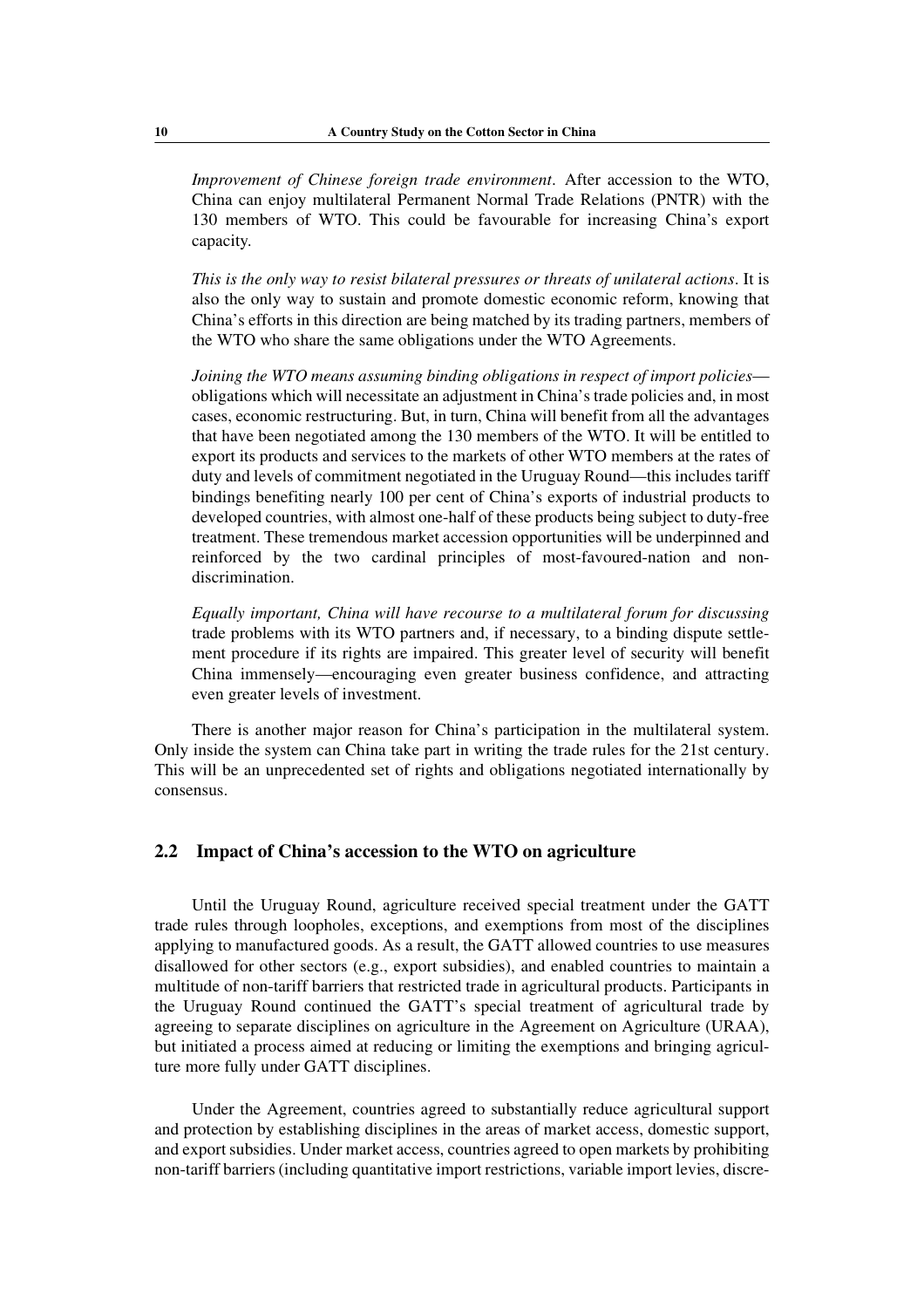*Improvement of Chinese foreign trade environment*. After accession to the WTO, China can enjoy multilateral Permanent Normal Trade Relations (PNTR) with the 130 members of WTO. This could be favourable for increasing China's export capacity.

*This is the only way to resist bilateral pressures or threats of unilateral actions*. It is also the only way to sustain and promote domestic economic reform, knowing that China's efforts in this direction are being matched by its trading partners, members of the WTO who share the same obligations under the WTO Agreements.

*Joining the WTO means assuming binding obligations in respect of import policies*—obligations which will necessitate an adjustment in China's trade policies and, in most cases, economic restructuring. But, in turn, China will benefit from all the advantages that have been negotiated among the 130 members of the WTO. It will be entitled to export its products and services to the markets of other WTO members at the rates of duty and levels of commitment negotiated in the Uruguay Round—this includes tariff bindings benefiting nearly 100 per cent of China's exports of industrial products to developed countries, with almost one-half of these products being subject to duty-free treatment. These tremendous market accession opportunities will be underpinned and reinforced by the two cardinal principles of most-favoured-nation and non-discrimination.

*Equally important, China will have recourse to a multilateral forum for discussing* trade problems with its WTO partners and, if necessary, to a binding dispute settlement procedure if its rights are impaired. This greater level of security will benefit China immensely—encouraging even greater business confidence, and attracting even greater levels of investment.

There is another major reason for China's participation in the multilateral system. Only inside the system can China take part in writing the trade rules for the 21st century. This will be an unprecedented set of rights and obligations negotiated internationally by consensus.

## 2.2 Impact of China's accession to the WTO on agriculture

Until the Uruguay Round, agriculture received special treatment under the GATT trade rules through loopholes, exceptions, and exemptions from most of the disciplines applying to manufactured goods. As a result, the GATT allowed countries to use measures disallowed for other sectors (e.g., export subsidies), and enabled countries to maintain a multitude of non-tariff barriers that restricted trade in agricultural products. Participants in the Uruguay Round continued the GATT's special treatment of agricultural trade by agreeing to separate disciplines on agriculture in the Agreement on Agriculture (URAA), but initiated a process aimed at reducing or limiting the exemptions and bringing agriculture more fully under GATT disciplines.

Under the Agreement, countries agreed to substantially reduce agricultural support and protection by establishing disciplines in the areas of market access, domestic support, and export subsidies. Under market access, countries agreed to open markets by prohibiting non-tariff barriers (including quantitative import restrictions, variable import levies, discre-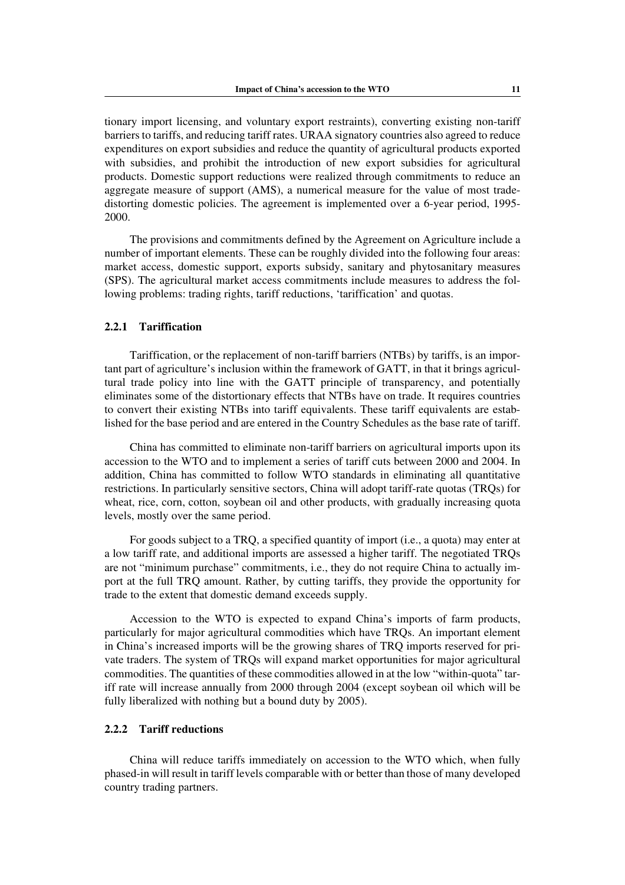tionary import licensing, and voluntary export restraints), converting existing non-tariff barriers to tariffs, and reducing tariff rates. URAA signatory countries also agreed to reduce expenditures on export subsidies and reduce the quantity of agricultural products exported with subsidies, and prohibit the introduction of new export subsidies for agricultural products. Domestic support reductions were realized through commitments to reduce an aggregate measure of support (AMS), a numerical measure for the value of most trade-distorting domestic policies. The agreement is implemented over a 6-year period, 1995-2000.

The provisions and commitments defined by the Agreement on Agriculture include a number of important elements. These can be roughly divided into the following four areas: market access, domestic support, exports subsidy, sanitary and phytosanitary measures (SPS). The agricultural market access commitments include measures to address the following problems: trading rights, tariff reductions, 'tariffication' and quotas.

### 2.2.1 Tariffication

Tariffication, or the replacement of non-tariff barriers (NTBs) by tariffs, is an important part of agriculture's inclusion within the framework of GATT, in that it brings agricultural trade policy into line with the GATT principle of transparency, and potentially eliminates some of the distortionary effects that NTBs have on trade. It requires countries to convert their existing NTBs into tariff equivalents. These tariff equivalents are established for the base period and are entered in the Country Schedules as the base rate of tariff.

China has committed to eliminate non-tariff barriers on agricultural imports upon its accession to the WTO and to implement a series of tariff cuts between 2000 and 2004. In addition, China has committed to follow WTO standards in eliminating all quantitative restrictions. In particularly sensitive sectors, China will adopt tariff-rate quotas (TRQs) for wheat, rice, corn, cotton, soybean oil and other products, with gradually increasing quota levels, mostly over the same period.

For goods subject to a TRQ, a specified quantity of import (i.e., a quota) may enter at a low tariff rate, and additional imports are assessed a higher tariff. The negotiated TRQs are not "minimum purchase" commitments, i.e., they do not require China to actually import at the full TRQ amount. Rather, by cutting tariffs, they provide the opportunity for trade to the extent that domestic demand exceeds supply.

Accession to the WTO is expected to expand China's imports of farm products, particularly for major agricultural commodities which have TRQs. An important element in China's increased imports will be the growing shares of TRQ imports reserved for private traders. The system of TRQs will expand market opportunities for major agricultural commodities. The quantities of these commodities allowed in at the low "within-quota" tariff rate will increase annually from 2000 through 2004 (except soybean oil which will be fully liberalized with nothing but a bound duty by 2005).

### 2.2.2 Tariff reductions

China will reduce tariffs immediately on accession to the WTO which, when fully phased-in will result in tariff levels comparable with or better than those of many developed country trading partners.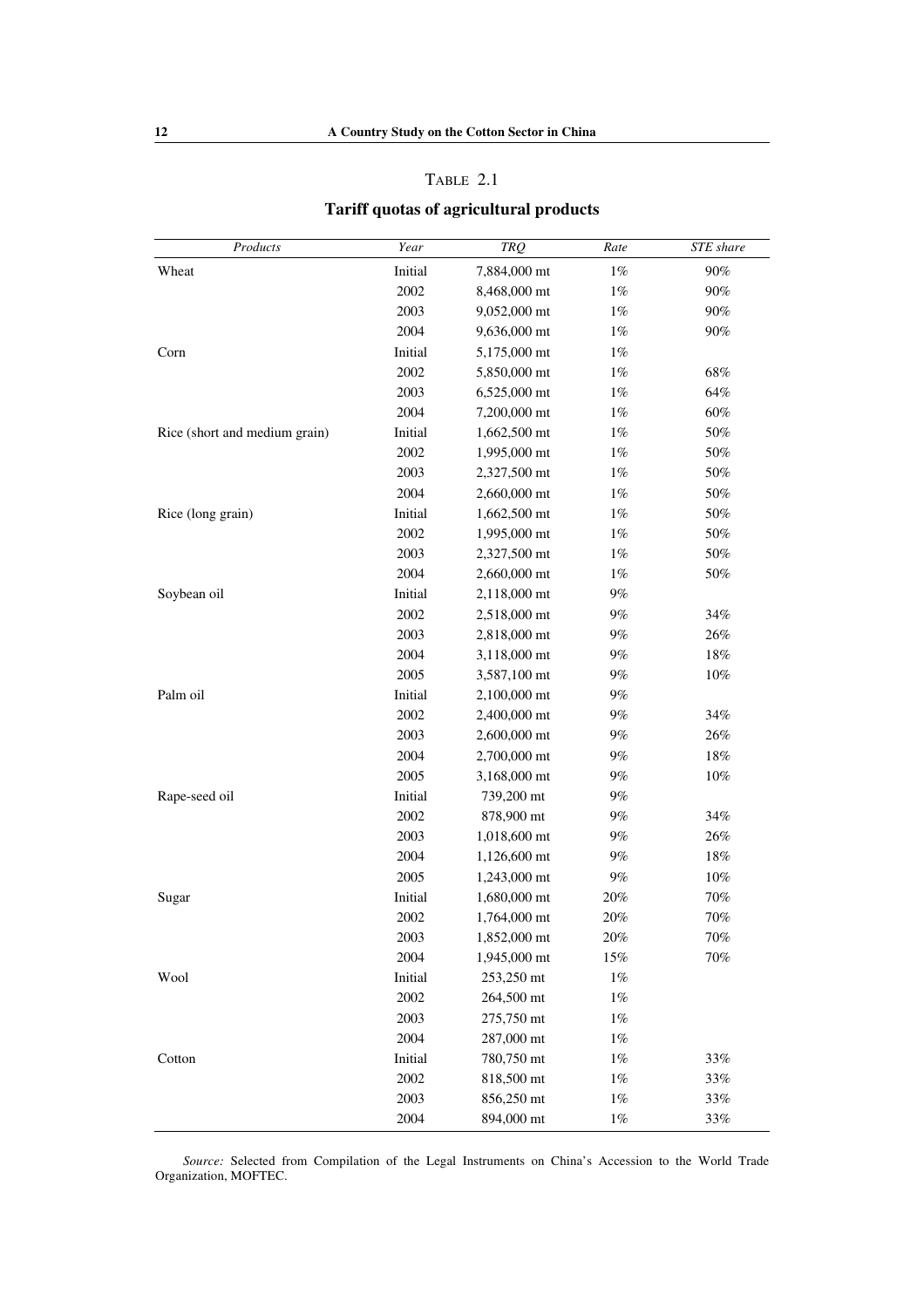TABLE 2.1

**Tariff quotas of agricultural products**

| *Products* | *Year* | *TRQ* | *Rate* | *STE share* |
|---|---|---|---|---|
| Wheat | Initial | 7,884,000 mt | 1% | 90% |
| | 2002 | 8,468,000 mt | 1% | 90% |
| | 2003 | 9,052,000 mt | 1% | 90% |
| | 2004 | 9,636,000 mt | 1% | 90% |
| Corn | Initial | 5,175,000 mt | 1% | |
| | 2002 | 5,850,000 mt | 1% | 68% |
| | 2003 | 6,525,000 mt | 1% | 64% |
| | 2004 | 7,200,000 mt | 1% | 60% |
| Rice (short and medium grain) | Initial | 1,662,500 mt | 1% | 50% |
| | 2002 | 1,995,000 mt | 1% | 50% |
| | 2003 | 2,327,500 mt | 1% | 50% |
| | 2004 | 2,660,000 mt | 1% | 50% |
| Rice (long grain) | Initial | 1,662,500 mt | 1% | 50% |
| | 2002 | 1,995,000 mt | 1% | 50% |
| | 2003 | 2,327,500 mt | 1% | 50% |
| | 2004 | 2,660,000 mt | 1% | 50% |
| Soybean oil | Initial | 2,118,000 mt | 9% | |
| | 2002 | 2,518,000 mt | 9% | 34% |
| | 2003 | 2,818,000 mt | 9% | 26% |
| | 2004 | 3,118,000 mt | 9% | 18% |
| | 2005 | 3,587,100 mt | 9% | 10% |
| Palm oil | Initial | 2,100,000 mt | 9% | |
| | 2002 | 2,400,000 mt | 9% | 34% |
| | 2003 | 2,600,000 mt | 9% | 26% |
| | 2004 | 2,700,000 mt | 9% | 18% |
| | 2005 | 3,168,000 mt | 9% | 10% |
| Rape-seed oil | Initial | 739,200 mt | 9% | |
| | 2002 | 878,900 mt | 9% | 34% |
| | 2003 | 1,018,600 mt | 9% | 26% |
| | 2004 | 1,126,600 mt | 9% | 18% |
| | 2005 | 1,243,000 mt | 9% | 10% |
| Sugar | Initial | 1,680,000 mt | 20% | 70% |
| | 2002 | 1,764,000 mt | 20% | 70% |
| | 2003 | 1,852,000 mt | 20% | 70% |
| | 2004 | 1,945,000 mt | 15% | 70% |
| Wool | Initial | 253,250 mt | 1% | |
| | 2002 | 264,500 mt | 1% | |
| | 2003 | 275,750 mt | 1% | |
| | 2004 | 287,000 mt | 1% | |
| Cotton | Initial | 780,750 mt | 1% | 33% |
| | 2002 | 818,500 mt | 1% | 33% |
| | 2003 | 856,250 mt | 1% | 33% |
| | 2004 | 894,000 mt | 1% | 33% |

*Source:* Selected from Compilation of the Legal Instruments on China's Accession to the World Trade Organization, MOFTEC.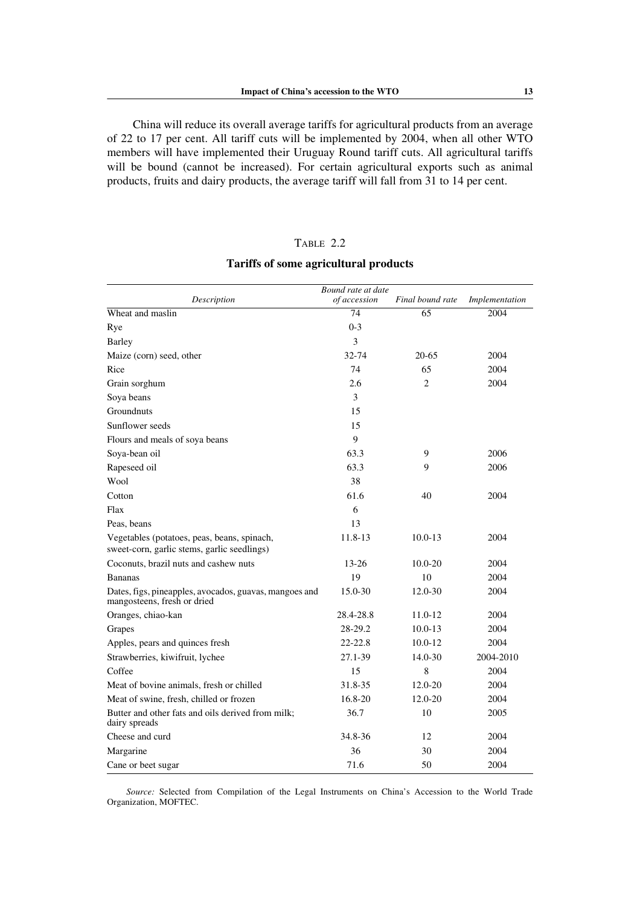China will reduce its overall average tariffs for agricultural products from an average of 22 to 17 per cent. All tariff cuts will be implemented by 2004, when all other WTO members will have implemented their Uruguay Round tariff cuts. All agricultural tariffs will be bound (cannot be increased). For certain agricultural exports such as animal products, fruits and dairy products, the average tariff will fall from 31 to 14 per cent.

TABLE 2.2

**Tariffs of some agricultural products**

| *Description* | *Bound rate at date of accession* | *Final bound rate* | *Implementation* |
|---|---|---|---|
| Wheat and maslin | 74 | 65 | 2004 |
| Rye | 0-3 | | |
| Barley | 3 | | |
| Maize (corn) seed, other | 32-74 | 20-65 | 2004 |
| Rice | 74 | 65 | 2004 |
| Grain sorghum | 2.6 | 2 | 2004 |
| Soya beans | 3 | | |
| Groundnuts | 15 | | |
| Sunflower seeds | 15 | | |
| Flours and meals of soya beans | 9 | | |
| Soya-bean oil | 63.3 | 9 | 2006 |
| Rapeseed oil | 63.3 | 9 | 2006 |
| Wool | 38 | | |
| Cotton | 61.6 | 40 | 2004 |
| Flax | 6 | | |
| Peas, beans | 13 | | |
| Vegetables (potatoes, peas, beans, spinach, sweet-corn, garlic stems, garlic seedlings) | 11.8-13 | 10.0-13 | 2004 |
| Coconuts, brazil nuts and cashew nuts | 13-26 | 10.0-20 | 2004 |
| Bananas | 19 | 10 | 2004 |
| Dates, figs, pineapples, avocados, guavas, mangoes and mangosteens, fresh or dried | 15.0-30 | 12.0-30 | 2004 |
| Oranges, chiao-kan | 28.4-28.8 | 11.0-12 | 2004 |
| Grapes | 28-29.2 | 10.0-13 | 2004 |
| Apples, pears and quinces fresh | 22-22.8 | 10.0-12 | 2004 |
| Strawberries, kiwifruit, lychee | 27.1-39 | 14.0-30 | 2004-2010 |
| Coffee | 15 | 8 | 2004 |
| Meat of bovine animals, fresh or chilled | 31.8-35 | 12.0-20 | 2004 |
| Meat of swine, fresh, chilled or frozen | 16.8-20 | 12.0-20 | 2004 |
| Butter and other fats and oils derived from milk; dairy spreads | 36.7 | 10 | 2005 |
| Cheese and curd | 34.8-36 | 12 | 2004 |
| Margarine | 36 | 30 | 2004 |
| Cane or beet sugar | 71.6 | 50 | 2004 |

*Source:* Selected from Compilation of the Legal Instruments on China's Accession to the World Trade Organization, MOFTEC.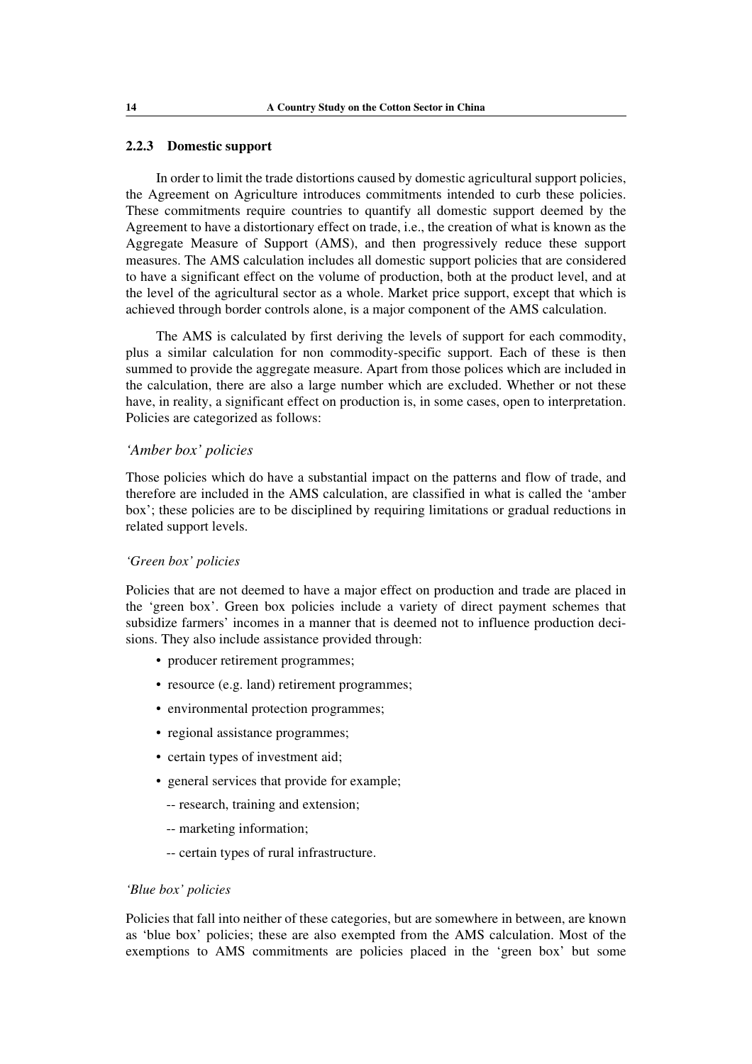### 2.2.3 Domestic support

In order to limit the trade distortions caused by domestic agricultural support policies, the Agreement on Agriculture introduces commitments intended to curb these policies. These commitments require countries to quantify all domestic support deemed by the Agreement to have a distortionary effect on trade, i.e., the creation of what is known as the Aggregate Measure of Support (AMS), and then progressively reduce these support measures. The AMS calculation includes all domestic support policies that are considered to have a significant effect on the volume of production, both at the product level, and at the level of the agricultural sector as a whole. Market price support, except that which is achieved through border controls alone, is a major component of the AMS calculation.

The AMS is calculated by first deriving the levels of support for each commodity, plus a similar calculation for non commodity-specific support. Each of these is then summed to provide the aggregate measure. Apart from those polices which are included in the calculation, there are also a large number which are excluded. Whether or not these have, in reality, a significant effect on production is, in some cases, open to interpretation. Policies are categorized as follows:

*'Amber box' policies*

Those policies which do have a substantial impact on the patterns and flow of trade, and therefore are included in the AMS calculation, are classified in what is called the 'amber box'; these policies are to be disciplined by requiring limitations or gradual reductions in related support levels.

*'Green box' policies*

Policies that are not deemed to have a major effect on production and trade are placed in the 'green box'. Green box policies include a variety of direct payment schemes that subsidize farmers' incomes in a manner that is deemed not to influence production decisions. They also include assistance provided through:

- producer retirement programmes;
- resource (e.g. land) retirement programmes;
- environmental protection programmes;
- regional assistance programmes;
- certain types of investment aid;
- general services that provide for example;
  - -- research, training and extension;
  - -- marketing information;
  - -- certain types of rural infrastructure.

*'Blue box' policies*

Policies that fall into neither of these categories, but are somewhere in between, are known as 'blue box' policies; these are also exempted from the AMS calculation. Most of the exemptions to AMS commitments are policies placed in the 'green box' but some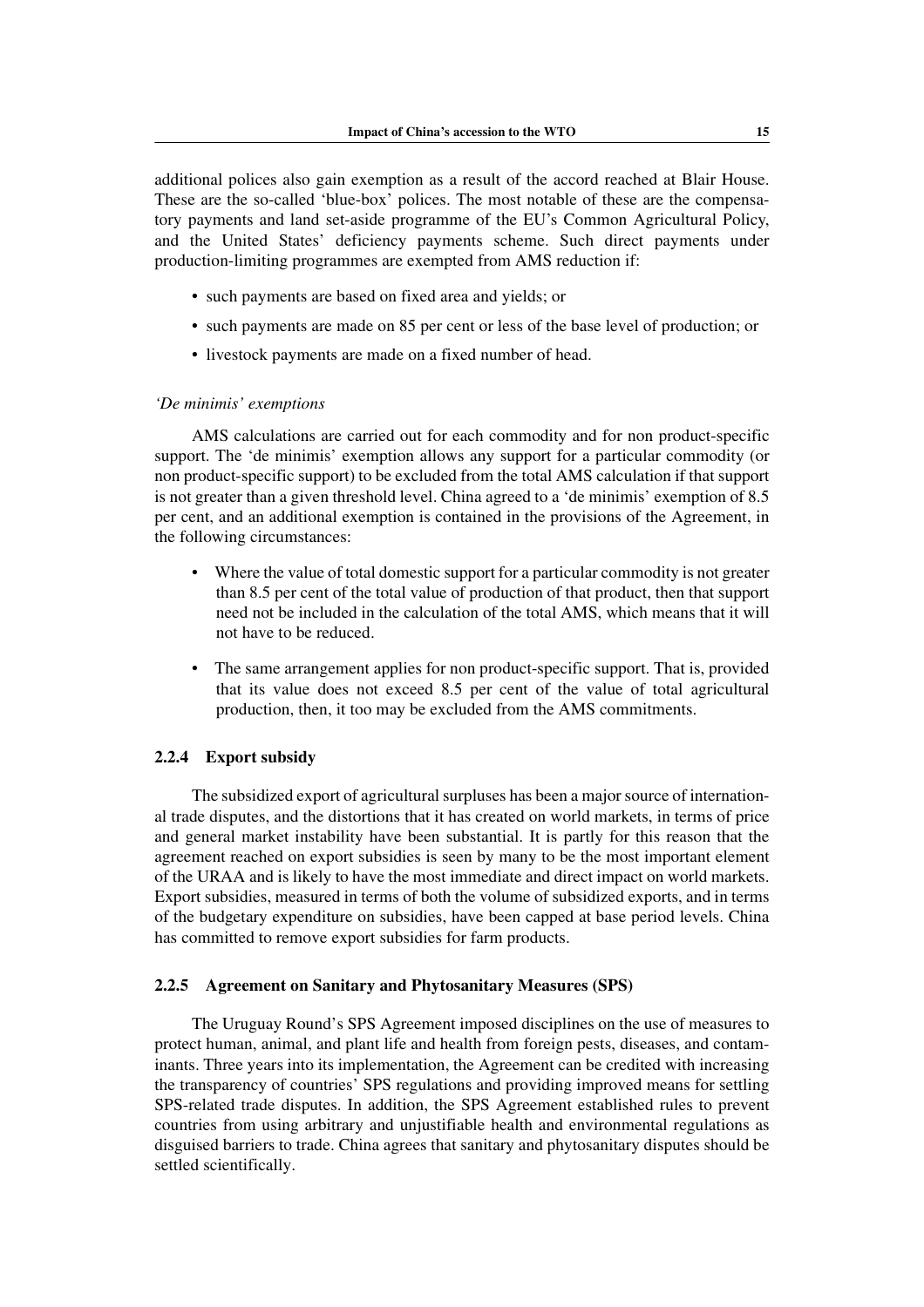additional polices also gain exemption as a result of the accord reached at Blair House. These are the so-called 'blue-box' polices. The most notable of these are the compensatory payments and land set-aside programme of the EU's Common Agricultural Policy, and the United States' deficiency payments scheme. Such direct payments under production-limiting programmes are exempted from AMS reduction if:

- such payments are based on fixed area and yields; or
- such payments are made on 85 per cent or less of the base level of production; or
- livestock payments are made on a fixed number of head.

*'De minimis' exemptions*

AMS calculations are carried out for each commodity and for non product-specific support. The 'de minimis' exemption allows any support for a particular commodity (or non product-specific support) to be excluded from the total AMS calculation if that support is not greater than a given threshold level. China agreed to a 'de minimis' exemption of 8.5 per cent, and an additional exemption is contained in the provisions of the Agreement, in the following circumstances:

- Where the value of total domestic support for a particular commodity is not greater than 8.5 per cent of the total value of production of that product, then that support need not be included in the calculation of the total AMS, which means that it will not have to be reduced.
- The same arrangement applies for non product-specific support. That is, provided that its value does not exceed 8.5 per cent of the value of total agricultural production, then, it too may be excluded from the AMS commitments.

### 2.2.4 Export subsidy

The subsidized export of agricultural surpluses has been a major source of international trade disputes, and the distortions that it has created on world markets, in terms of price and general market instability have been substantial. It is partly for this reason that the agreement reached on export subsidies is seen by many to be the most important element of the URAA and is likely to have the most immediate and direct impact on world markets. Export subsidies, measured in terms of both the volume of subsidized exports, and in terms of the budgetary expenditure on subsidies, have been capped at base period levels. China has committed to remove export subsidies for farm products.

### 2.2.5 Agreement on Sanitary and Phytosanitary Measures (SPS)

The Uruguay Round's SPS Agreement imposed disciplines on the use of measures to protect human, animal, and plant life and health from foreign pests, diseases, and contaminants. Three years into its implementation, the Agreement can be credited with increasing the transparency of countries' SPS regulations and providing improved means for settling SPS-related trade disputes. In addition, the SPS Agreement established rules to prevent countries from using arbitrary and unjustifiable health and environmental regulations as disguised barriers to trade. China agrees that sanitary and phytosanitary disputes should be settled scientifically.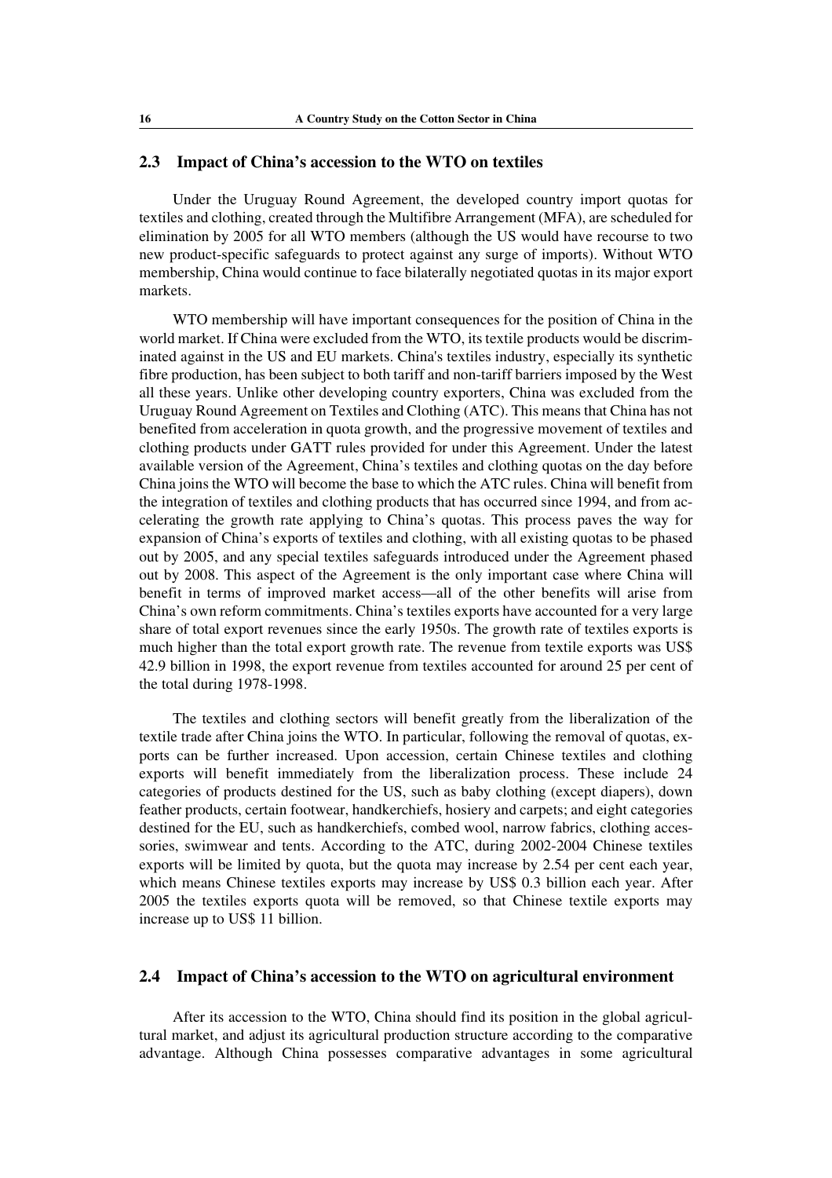## 2.3 Impact of China's accession to the WTO on textiles

Under the Uruguay Round Agreement, the developed country import quotas for textiles and clothing, created through the Multifibre Arrangement (MFA), are scheduled for elimination by 2005 for all WTO members (although the US would have recourse to two new product-specific safeguards to protect against any surge of imports). Without WTO membership, China would continue to face bilaterally negotiated quotas in its major export markets.

WTO membership will have important consequences for the position of China in the world market. If China were excluded from the WTO, its textile products would be discriminated against in the US and EU markets. China's textiles industry, especially its synthetic fibre production, has been subject to both tariff and non-tariff barriers imposed by the West all these years. Unlike other developing country exporters, China was excluded from the Uruguay Round Agreement on Textiles and Clothing (ATC). This means that China has not benefited from acceleration in quota growth, and the progressive movement of textiles and clothing products under GATT rules provided for under this Agreement. Under the latest available version of the Agreement, China's textiles and clothing quotas on the day before China joins the WTO will become the base to which the ATC rules. China will benefit from the integration of textiles and clothing products that has occurred since 1994, and from accelerating the growth rate applying to China's quotas. This process paves the way for expansion of China's exports of textiles and clothing, with all existing quotas to be phased out by 2005, and any special textiles safeguards introduced under the Agreement phased out by 2008. This aspect of the Agreement is the only important case where China will benefit in terms of improved market access—all of the other benefits will arise from China's own reform commitments. China's textiles exports have accounted for a very large share of total export revenues since the early 1950s. The growth rate of textiles exports is much higher than the total export growth rate. The revenue from textile exports was US$ 42.9 billion in 1998, the export revenue from textiles accounted for around 25 per cent of the total during 1978-1998.

The textiles and clothing sectors will benefit greatly from the liberalization of the textile trade after China joins the WTO. In particular, following the removal of quotas, exports can be further increased. Upon accession, certain Chinese textiles and clothing exports will benefit immediately from the liberalization process. These include 24 categories of products destined for the US, such as baby clothing (except diapers), down feather products, certain footwear, handkerchiefs, hosiery and carpets; and eight categories destined for the EU, such as handkerchiefs, combed wool, narrow fabrics, clothing accessories, swimwear and tents. According to the ATC, during 2002-2004 Chinese textiles exports will be limited by quota, but the quota may increase by 2.54 per cent each year, which means Chinese textiles exports may increase by US$ 0.3 billion each year. After 2005 the textiles exports quota will be removed, so that Chinese textile exports may increase up to US$ 11 billion.

## 2.4 Impact of China's accession to the WTO on agricultural environment

After its accession to the WTO, China should find its position in the global agricultural market, and adjust its agricultural production structure according to the comparative advantage. Although China possesses comparative advantages in some agricultural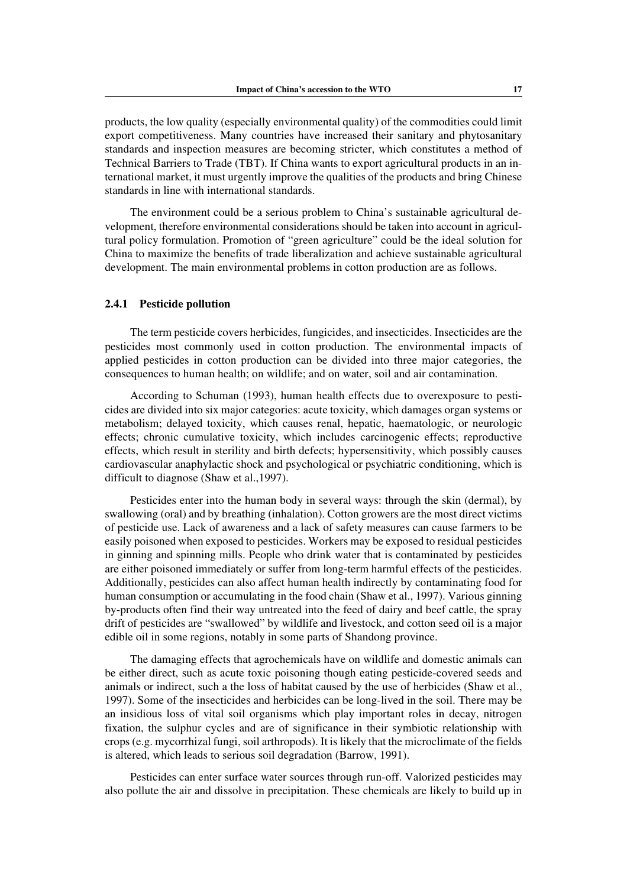products, the low quality (especially environmental quality) of the commodities could limit export competitiveness. Many countries have increased their sanitary and phytosanitary standards and inspection measures are becoming stricter, which constitutes a method of Technical Barriers to Trade (TBT). If China wants to export agricultural products in an international market, it must urgently improve the qualities of the products and bring Chinese standards in line with international standards.

The environment could be a serious problem to China's sustainable agricultural development, therefore environmental considerations should be taken into account in agricultural policy formulation. Promotion of "green agriculture" could be the ideal solution for China to maximize the benefits of trade liberalization and achieve sustainable agricultural development. The main environmental problems in cotton production are as follows.

### 2.4.1 Pesticide pollution

The term pesticide covers herbicides, fungicides, and insecticides. Insecticides are the pesticides most commonly used in cotton production. The environmental impacts of applied pesticides in cotton production can be divided into three major categories, the consequences to human health; on wildlife; and on water, soil and air contamination.

According to Schuman (1993), human health effects due to overexposure to pesticides are divided into six major categories: acute toxicity, which damages organ systems or metabolism; delayed toxicity, which causes renal, hepatic, haematologic, or neurologic effects; chronic cumulative toxicity, which includes carcinogenic effects; reproductive effects, which result in sterility and birth defects; hypersensitivity, which possibly causes cardiovascular anaphylactic shock and psychological or psychiatric conditioning, which is difficult to diagnose (Shaw et al.,1997).

Pesticides enter into the human body in several ways: through the skin (dermal), by swallowing (oral) and by breathing (inhalation). Cotton growers are the most direct victims of pesticide use. Lack of awareness and a lack of safety measures can cause farmers to be easily poisoned when exposed to pesticides. Workers may be exposed to residual pesticides in ginning and spinning mills. People who drink water that is contaminated by pesticides are either poisoned immediately or suffer from long-term harmful effects of the pesticides. Additionally, pesticides can also affect human health indirectly by contaminating food for human consumption or accumulating in the food chain (Shaw et al., 1997). Various ginning by-products often find their way untreated into the feed of dairy and beef cattle, the spray drift of pesticides are "swallowed" by wildlife and livestock, and cotton seed oil is a major edible oil in some regions, notably in some parts of Shandong province.

The damaging effects that agrochemicals have on wildlife and domestic animals can be either direct, such as acute toxic poisoning though eating pesticide-covered seeds and animals or indirect, such a the loss of habitat caused by the use of herbicides (Shaw et al., 1997). Some of the insecticides and herbicides can be long-lived in the soil. There may be an insidious loss of vital soil organisms which play important roles in decay, nitrogen fixation, the sulphur cycles and are of significance in their symbiotic relationship with crops (e.g. mycorrhizal fungi, soil arthropods). It is likely that the microclimate of the fields is altered, which leads to serious soil degradation (Barrow, 1991).

Pesticides can enter surface water sources through run-off. Valorized pesticides may also pollute the air and dissolve in precipitation. These chemicals are likely to build up in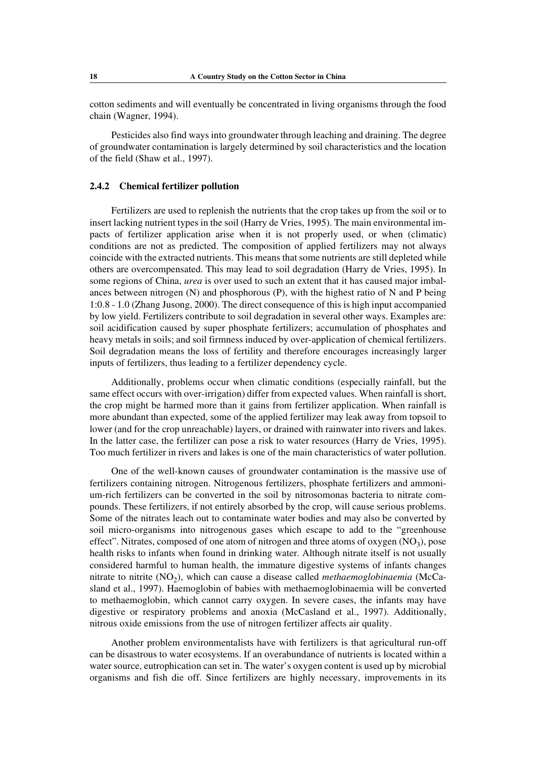cotton sediments and will eventually be concentrated in living organisms through the food chain (Wagner, 1994).

Pesticides also find ways into groundwater through leaching and draining. The degree of groundwater contamination is largely determined by soil characteristics and the location of the field (Shaw et al., 1997).

### 2.4.2 Chemical fertilizer pollution

Fertilizers are used to replenish the nutrients that the crop takes up from the soil or to insert lacking nutrient types in the soil (Harry de Vries, 1995). The main environmental impacts of fertilizer application arise when it is not properly used, or when (climatic) conditions are not as predicted. The composition of applied fertilizers may not always coincide with the extracted nutrients. This means that some nutrients are still depleted while others are overcompensated. This may lead to soil degradation (Harry de Vries, 1995). In some regions of China, *urea* is over used to such an extent that it has caused major imbalances between nitrogen (N) and phosphorous (P), with the highest ratio of N and P being 1:0.8 - 1.0 (Zhang Jusong, 2000). The direct consequence of this is high input accompanied by low yield. Fertilizers contribute to soil degradation in several other ways. Examples are: soil acidification caused by super phosphate fertilizers; accumulation of phosphates and heavy metals in soils; and soil firmness induced by over-application of chemical fertilizers. Soil degradation means the loss of fertility and therefore encourages increasingly larger inputs of fertilizers, thus leading to a fertilizer dependency cycle.

Additionally, problems occur when climatic conditions (especially rainfall, but the same effect occurs with over-irrigation) differ from expected values. When rainfall is short, the crop might be harmed more than it gains from fertilizer application. When rainfall is more abundant than expected, some of the applied fertilizer may leak away from topsoil to lower (and for the crop unreachable) layers, or drained with rainwater into rivers and lakes. In the latter case, the fertilizer can pose a risk to water resources (Harry de Vries, 1995). Too much fertilizer in rivers and lakes is one of the main characteristics of water pollution.

One of the well-known causes of groundwater contamination is the massive use of fertilizers containing nitrogen. Nitrogenous fertilizers, phosphate fertilizers and ammonium-rich fertilizers can be converted in the soil by nitrosomonas bacteria to nitrate compounds. These fertilizers, if not entirely absorbed by the crop, will cause serious problems. Some of the nitrates leach out to contaminate water bodies and may also be converted by soil micro-organisms into nitrogenous gases which escape to add to the "greenhouse effect". Nitrates, composed of one atom of nitrogen and three atoms of oxygen ($NO_3$), pose health risks to infants when found in drinking water. Although nitrate itself is not usually considered harmful to human health, the immature digestive systems of infants changes nitrate to nitrite ($NO_2$), which can cause a disease called *methaemoglobinaemia* (McCasland et al., 1997). Haemoglobin of babies with methaemoglobinaemia will be converted to methaemoglobin, which cannot carry oxygen. In severe cases, the infants may have digestive or respiratory problems and anoxia (McCasland et al., 1997). Additionally, nitrous oxide emissions from the use of nitrogen fertilizer affects air quality.

Another problem environmentalists have with fertilizers is that agricultural run-off can be disastrous to water ecosystems. If an overabundance of nutrients is located within a water source, eutrophication can set in. The water's oxygen content is used up by microbial organisms and fish die off. Since fertilizers are highly necessary, improvements in its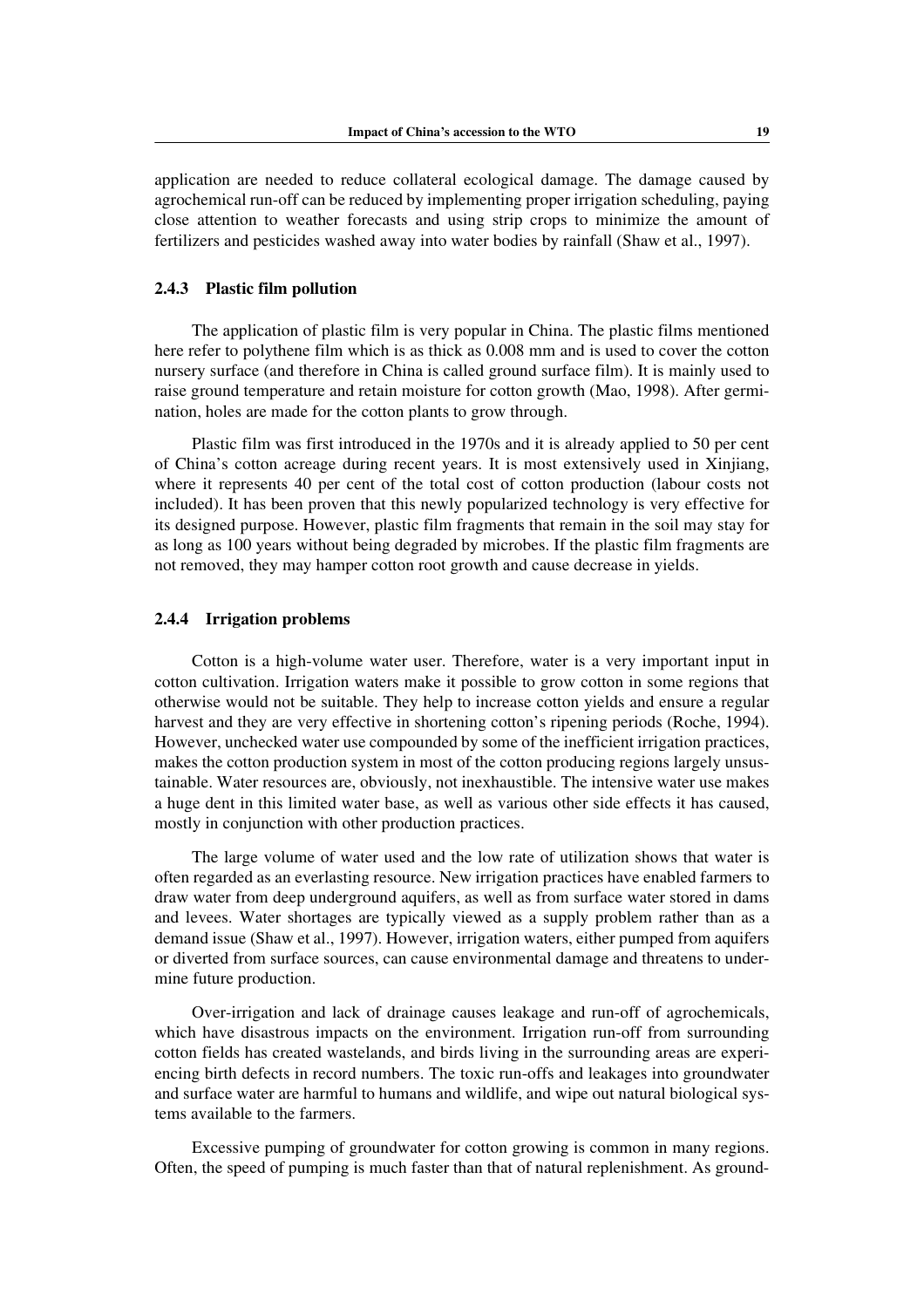application are needed to reduce collateral ecological damage. The damage caused by agrochemical run-off can be reduced by implementing proper irrigation scheduling, paying close attention to weather forecasts and using strip crops to minimize the amount of fertilizers and pesticides washed away into water bodies by rainfall (Shaw et al., 1997).

### 2.4.3 Plastic film pollution

The application of plastic film is very popular in China. The plastic films mentioned here refer to polythene film which is as thick as 0.008 mm and is used to cover the cotton nursery surface (and therefore in China is called ground surface film). It is mainly used to raise ground temperature and retain moisture for cotton growth (Mao, 1998). After germination, holes are made for the cotton plants to grow through.

Plastic film was first introduced in the 1970s and it is already applied to 50 per cent of China's cotton acreage during recent years. It is most extensively used in Xinjiang, where it represents 40 per cent of the total cost of cotton production (labour costs not included). It has been proven that this newly popularized technology is very effective for its designed purpose. However, plastic film fragments that remain in the soil may stay for as long as 100 years without being degraded by microbes. If the plastic film fragments are not removed, they may hamper cotton root growth and cause decrease in yields.

### 2.4.4 Irrigation problems

Cotton is a high-volume water user. Therefore, water is a very important input in cotton cultivation. Irrigation waters make it possible to grow cotton in some regions that otherwise would not be suitable. They help to increase cotton yields and ensure a regular harvest and they are very effective in shortening cotton's ripening periods (Roche, 1994). However, unchecked water use compounded by some of the inefficient irrigation practices, makes the cotton production system in most of the cotton producing regions largely unsustainable. Water resources are, obviously, not inexhaustible. The intensive water use makes a huge dent in this limited water base, as well as various other side effects it has caused, mostly in conjunction with other production practices.

The large volume of water used and the low rate of utilization shows that water is often regarded as an everlasting resource. New irrigation practices have enabled farmers to draw water from deep underground aquifers, as well as from surface water stored in dams and levees. Water shortages are typically viewed as a supply problem rather than as a demand issue (Shaw et al., 1997). However, irrigation waters, either pumped from aquifers or diverted from surface sources, can cause environmental damage and threatens to undermine future production.

Over-irrigation and lack of drainage causes leakage and run-off of agrochemicals, which have disastrous impacts on the environment. Irrigation run-off from surrounding cotton fields has created wastelands, and birds living in the surrounding areas are experiencing birth defects in record numbers. The toxic run-offs and leakages into groundwater and surface water are harmful to humans and wildlife, and wipe out natural biological systems available to the farmers.

Excessive pumping of groundwater for cotton growing is common in many regions. Often, the speed of pumping is much faster than that of natural replenishment. As ground-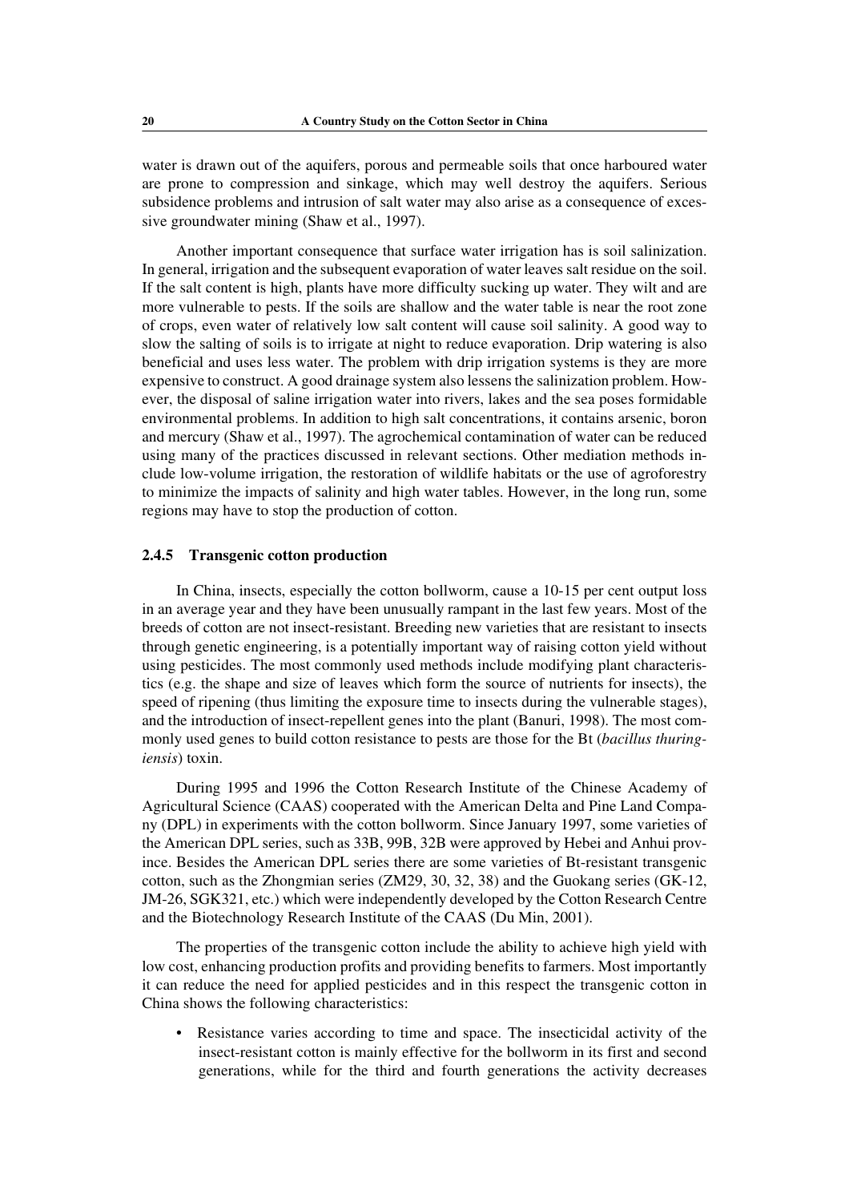water is drawn out of the aquifers, porous and permeable soils that once harboured water are prone to compression and sinkage, which may well destroy the aquifers. Serious subsidence problems and intrusion of salt water may also arise as a consequence of excessive groundwater mining (Shaw et al., 1997).

Another important consequence that surface water irrigation has is soil salinization. In general, irrigation and the subsequent evaporation of water leaves salt residue on the soil. If the salt content is high, plants have more difficulty sucking up water. They wilt and are more vulnerable to pests. If the soils are shallow and the water table is near the root zone of crops, even water of relatively low salt content will cause soil salinity. A good way to slow the salting of soils is to irrigate at night to reduce evaporation. Drip watering is also beneficial and uses less water. The problem with drip irrigation systems is they are more expensive to construct. A good drainage system also lessens the salinization problem. However, the disposal of saline irrigation water into rivers, lakes and the sea poses formidable environmental problems. In addition to high salt concentrations, it contains arsenic, boron and mercury (Shaw et al., 1997). The agrochemical contamination of water can be reduced using many of the practices discussed in relevant sections. Other mediation methods include low-volume irrigation, the restoration of wildlife habitats or the use of agroforestry to minimize the impacts of salinity and high water tables. However, in the long run, some regions may have to stop the production of cotton.

### 2.4.5 Transgenic cotton production

In China, insects, especially the cotton bollworm, cause a 10-15 per cent output loss in an average year and they have been unusually rampant in the last few years. Most of the breeds of cotton are not insect-resistant. Breeding new varieties that are resistant to insects through genetic engineering, is a potentially important way of raising cotton yield without using pesticides. The most commonly used methods include modifying plant characteristics (e.g. the shape and size of leaves which form the source of nutrients for insects), the speed of ripening (thus limiting the exposure time to insects during the vulnerable stages), and the introduction of insect-repellent genes into the plant (Banuri, 1998). The most commonly used genes to build cotton resistance to pests are those for the Bt (*bacillus thuringiensis*) toxin.

During 1995 and 1996 the Cotton Research Institute of the Chinese Academy of Agricultural Science (CAAS) cooperated with the American Delta and Pine Land Company (DPL) in experiments with the cotton bollworm. Since January 1997, some varieties of the American DPL series, such as 33B, 99B, 32B were approved by Hebei and Anhui province. Besides the American DPL series there are some varieties of Bt-resistant transgenic cotton, such as the Zhongmian series (ZM29, 30, 32, 38) and the Guokang series (GK-12, JM-26, SGK321, etc.) which were independently developed by the Cotton Research Centre and the Biotechnology Research Institute of the CAAS (Du Min, 2001).

The properties of the transgenic cotton include the ability to achieve high yield with low cost, enhancing production profits and providing benefits to farmers. Most importantly it can reduce the need for applied pesticides and in this respect the transgenic cotton in China shows the following characteristics:

- Resistance varies according to time and space. The insecticidal activity of the insect-resistant cotton is mainly effective for the bollworm in its first and second generations, while for the third and fourth generations the activity decreases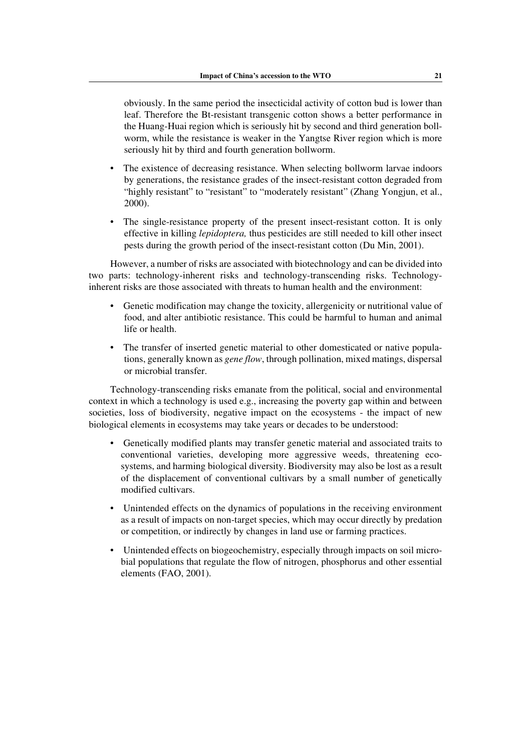obviously. In the same period the insecticidal activity of cotton bud is lower than leaf. Therefore the Bt-resistant transgenic cotton shows a better performance in the Huang-Huai region which is seriously hit by second and third generation bollworm, while the resistance is weaker in the Yangtse River region which is more seriously hit by third and fourth generation bollworm.

- The existence of decreasing resistance. When selecting bollworm larvae indoors by generations, the resistance grades of the insect-resistant cotton degraded from "highly resistant" to "resistant" to "moderately resistant" (Zhang Yongjun, et al., 2000).
- The single-resistance property of the present insect-resistant cotton. It is only effective in killing *lepidoptera,* thus pesticides are still needed to kill other insect pests during the growth period of the insect-resistant cotton (Du Min, 2001).

However, a number of risks are associated with biotechnology and can be divided into two parts: technology-inherent risks and technology-transcending risks. Technology-inherent risks are those associated with threats to human health and the environment:

- Genetic modification may change the toxicity, allergenicity or nutritional value of food, and alter antibiotic resistance. This could be harmful to human and animal life or health.
- The transfer of inserted genetic material to other domesticated or native populations, generally known as *gene flow*, through pollination, mixed matings, dispersal or microbial transfer.

Technology-transcending risks emanate from the political, social and environmental context in which a technology is used e.g., increasing the poverty gap within and between societies, loss of biodiversity, negative impact on the ecosystems - the impact of new biological elements in ecosystems may take years or decades to be understood:

- Genetically modified plants may transfer genetic material and associated traits to conventional varieties, developing more aggressive weeds, threatening ecosystems, and harming biological diversity. Biodiversity may also be lost as a result of the displacement of conventional cultivars by a small number of genetically modified cultivars.
- Unintended effects on the dynamics of populations in the receiving environment as a result of impacts on non-target species, which may occur directly by predation or competition, or indirectly by changes in land use or farming practices.
- Unintended effects on biogeochemistry, especially through impacts on soil microbial populations that regulate the flow of nitrogen, phosphorus and other essential elements (FAO, 2001).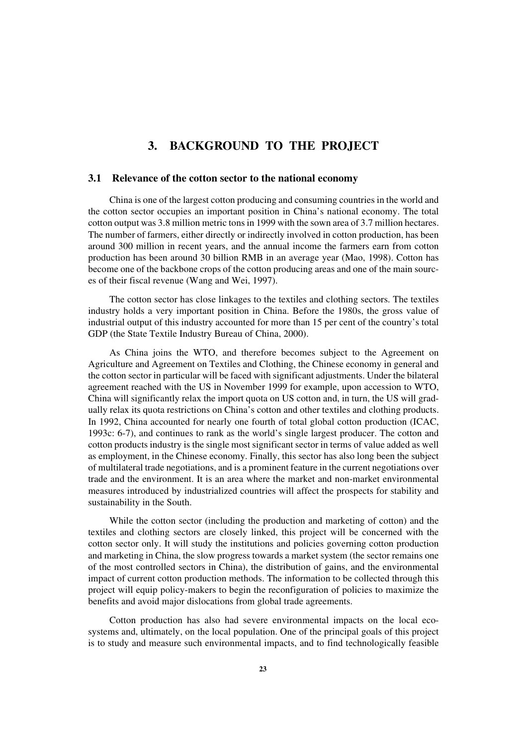# 3. BACKGROUND TO THE PROJECT

## 3.1 Relevance of the cotton sector to the national economy

China is one of the largest cotton producing and consuming countries in the world and the cotton sector occupies an important position in China's national economy. The total cotton output was 3.8 million metric tons in 1999 with the sown area of 3.7 million hectares. The number of farmers, either directly or indirectly involved in cotton production, has been around 300 million in recent years, and the annual income the farmers earn from cotton production has been around 30 billion RMB in an average year (Mao, 1998). Cotton has become one of the backbone crops of the cotton producing areas and one of the main sources of their fiscal revenue (Wang and Wei, 1997).

The cotton sector has close linkages to the textiles and clothing sectors. The textiles industry holds a very important position in China. Before the 1980s, the gross value of industrial output of this industry accounted for more than 15 per cent of the country's total GDP (the State Textile Industry Bureau of China, 2000).

As China joins the WTO, and therefore becomes subject to the Agreement on Agriculture and Agreement on Textiles and Clothing, the Chinese economy in general and the cotton sector in particular will be faced with significant adjustments. Under the bilateral agreement reached with the US in November 1999 for example, upon accession to WTO, China will significantly relax the import quota on US cotton and, in turn, the US will gradually relax its quota restrictions on China's cotton and other textiles and clothing products. In 1992, China accounted for nearly one fourth of total global cotton production (ICAC, 1993c: 6-7), and continues to rank as the world's single largest producer. The cotton and cotton products industry is the single most significant sector in terms of value added as well as employment, in the Chinese economy. Finally, this sector has also long been the subject of multilateral trade negotiations, and is a prominent feature in the current negotiations over trade and the environment. It is an area where the market and non-market environmental measures introduced by industrialized countries will affect the prospects for stability and sustainability in the South.

While the cotton sector (including the production and marketing of cotton) and the textiles and clothing sectors are closely linked, this project will be concerned with the cotton sector only. It will study the institutions and policies governing cotton production and marketing in China, the slow progress towards a market system (the sector remains one of the most controlled sectors in China), the distribution of gains, and the environmental impact of current cotton production methods. The information to be collected through this project will equip policy-makers to begin the reconfiguration of policies to maximize the benefits and avoid major dislocations from global trade agreements.

Cotton production has also had severe environmental impacts on the local ecosystems and, ultimately, on the local population. One of the principal goals of this project is to study and measure such environmental impacts, and to find technologically feasible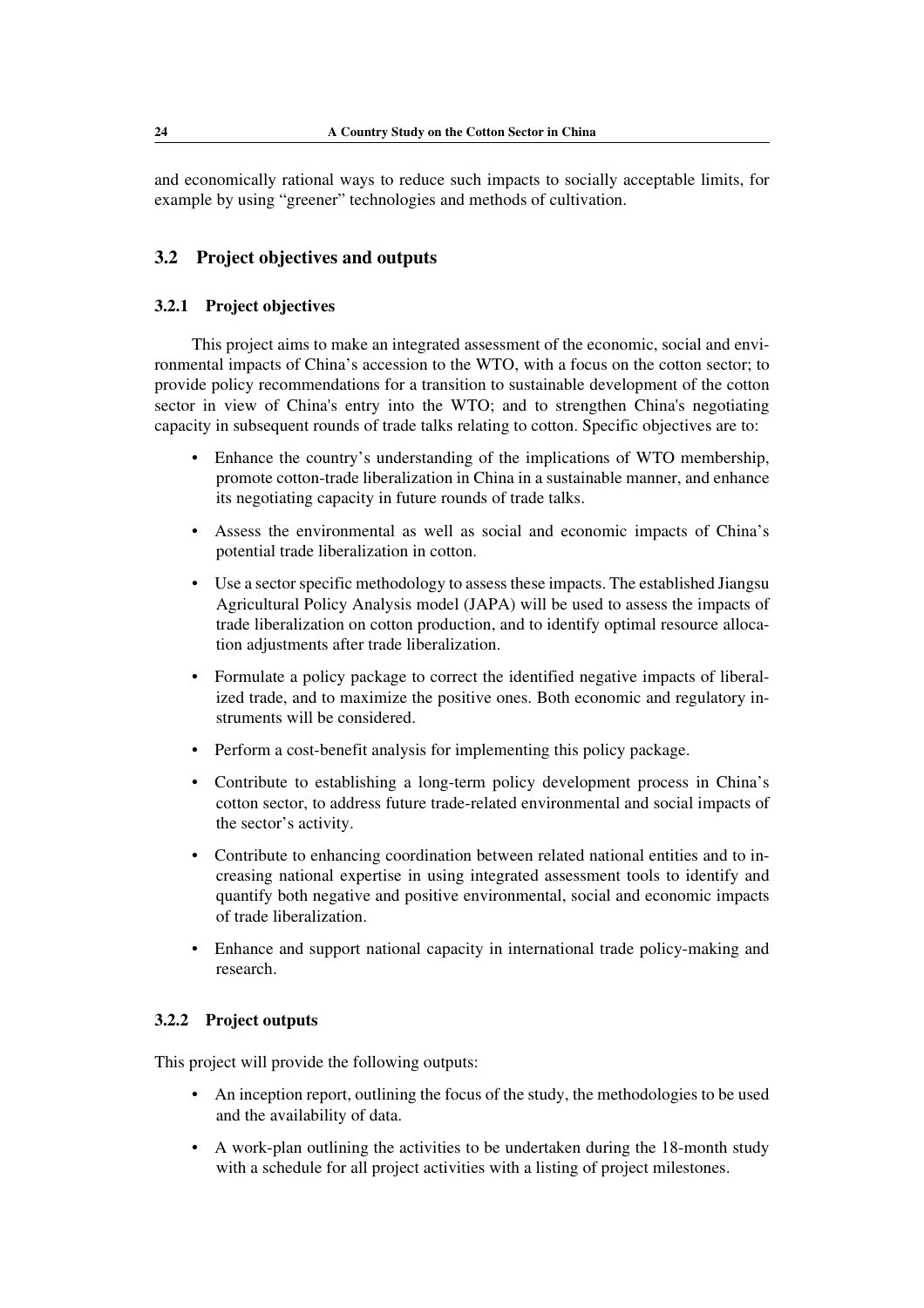and economically rational ways to reduce such impacts to socially acceptable limits, for example by using “greener” technologies and methods of cultivation.

## 3.2 Project objectives and outputs

### 3.2.1 Project objectives

This project aims to make an integrated assessment of the economic, social and environmental impacts of China’s accession to the WTO, with a focus on the cotton sector; to provide policy recommendations for a transition to sustainable development of the cotton sector in view of China's entry into the WTO; and to strengthen China's negotiating capacity in subsequent rounds of trade talks relating to cotton. Specific objectives are to:

- Enhance the country’s understanding of the implications of WTO membership, promote cotton-trade liberalization in China in a sustainable manner, and enhance its negotiating capacity in future rounds of trade talks.
- Assess the environmental as well as social and economic impacts of China’s potential trade liberalization in cotton.
- Use a sector specific methodology to assess these impacts. The established Jiangsu Agricultural Policy Analysis model (JAPA) will be used to assess the impacts of trade liberalization on cotton production, and to identify optimal resource allocation adjustments after trade liberalization.
- Formulate a policy package to correct the identified negative impacts of liberalized trade, and to maximize the positive ones. Both economic and regulatory instruments will be considered.
- Perform a cost-benefit analysis for implementing this policy package.
- Contribute to establishing a long-term policy development process in China’s cotton sector, to address future trade-related environmental and social impacts of the sector’s activity.
- Contribute to enhancing coordination between related national entities and to increasing national expertise in using integrated assessment tools to identify and quantify both negative and positive environmental, social and economic impacts of trade liberalization.
- Enhance and support national capacity in international trade policy-making and research.

### 3.2.2 Project outputs

This project will provide the following outputs:

- An inception report, outlining the focus of the study, the methodologies to be used and the availability of data.
- A work-plan outlining the activities to be undertaken during the 18-month study with a schedule for all project activities with a listing of project milestones.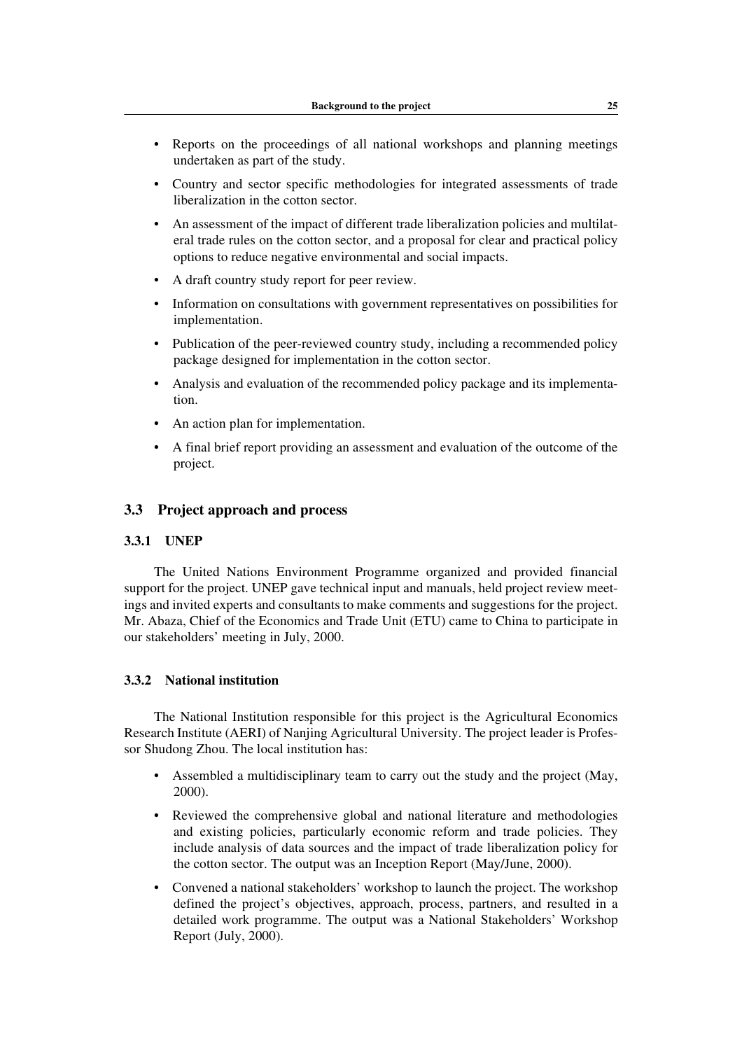- Reports on the proceedings of all national workshops and planning meetings undertaken as part of the study.
- Country and sector specific methodologies for integrated assessments of trade liberalization in the cotton sector.
- An assessment of the impact of different trade liberalization policies and multilateral trade rules on the cotton sector, and a proposal for clear and practical policy options to reduce negative environmental and social impacts.
- A draft country study report for peer review.
- Information on consultations with government representatives on possibilities for implementation.
- Publication of the peer-reviewed country study, including a recommended policy package designed for implementation in the cotton sector.
- Analysis and evaluation of the recommended policy package and its implementation.
- An action plan for implementation.
- A final brief report providing an assessment and evaluation of the outcome of the project.

## 3.3 Project approach and process

### 3.3.1 UNEP

The United Nations Environment Programme organized and provided financial support for the project. UNEP gave technical input and manuals, held project review meetings and invited experts and consultants to make comments and suggestions for the project. Mr. Abaza, Chief of the Economics and Trade Unit (ETU) came to China to participate in our stakeholders' meeting in July, 2000.

### 3.3.2 National institution

The National Institution responsible for this project is the Agricultural Economics Research Institute (AERI) of Nanjing Agricultural University. The project leader is Professor Shudong Zhou. The local institution has:

- Assembled a multidisciplinary team to carry out the study and the project (May, 2000).
- Reviewed the comprehensive global and national literature and methodologies and existing policies, particularly economic reform and trade policies. They include analysis of data sources and the impact of trade liberalization policy for the cotton sector. The output was an Inception Report (May/June, 2000).
- Convened a national stakeholders' workshop to launch the project. The workshop defined the project's objectives, approach, process, partners, and resulted in a detailed work programme. The output was a National Stakeholders' Workshop Report (July, 2000).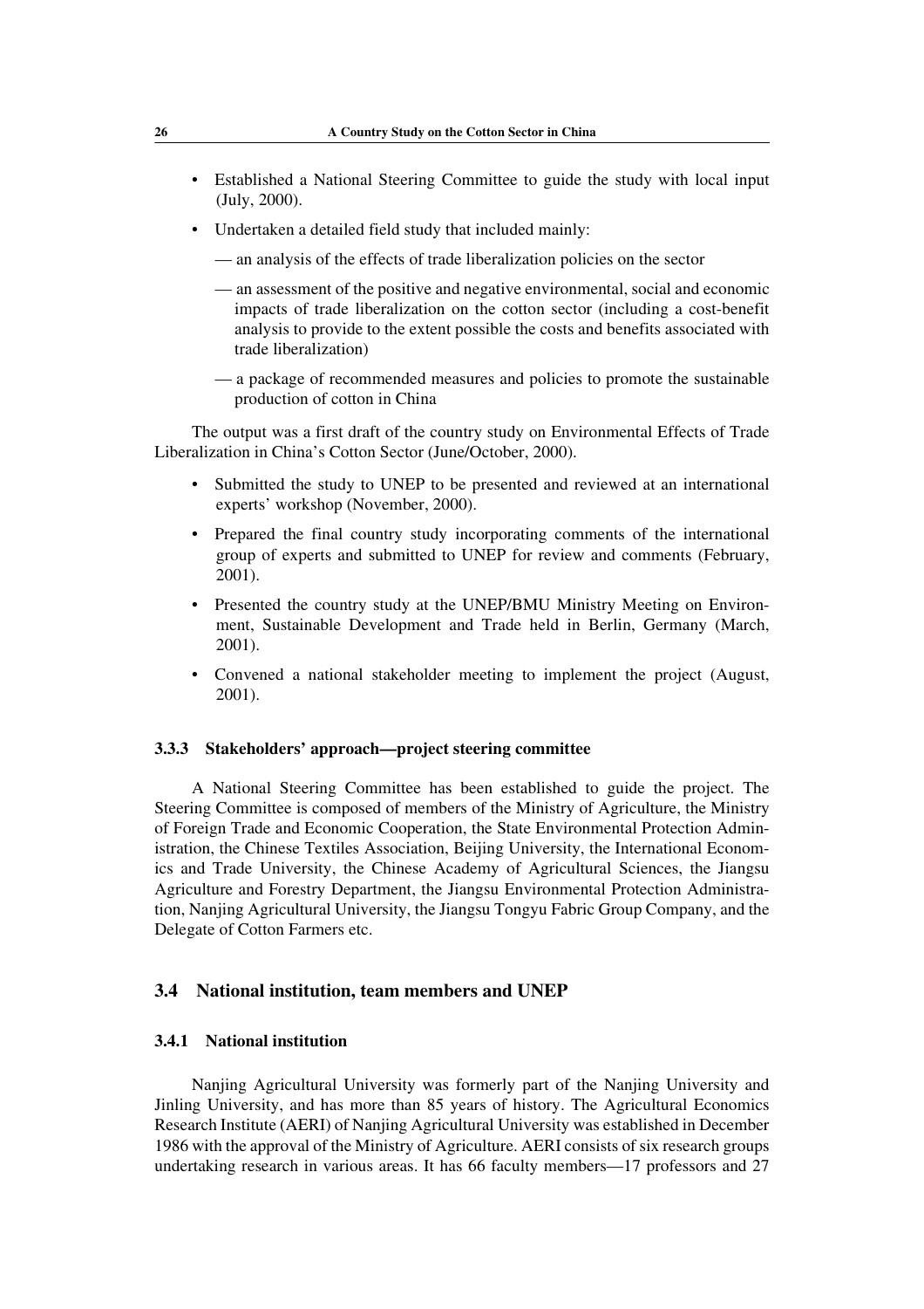- Established a National Steering Committee to guide the study with local input (July, 2000).
- Undertaken a detailed field study that included mainly:
  - — an analysis of the effects of trade liberalization policies on the sector
  - — an assessment of the positive and negative environmental, social and economic impacts of trade liberalization on the cotton sector (including a cost-benefit analysis to provide to the extent possible the costs and benefits associated with trade liberalization)
  - — a package of recommended measures and policies to promote the sustainable production of cotton in China

The output was a first draft of the country study on Environmental Effects of Trade Liberalization in China's Cotton Sector (June/October, 2000).

- Submitted the study to UNEP to be presented and reviewed at an international experts' workshop (November, 2000).
- Prepared the final country study incorporating comments of the international group of experts and submitted to UNEP for review and comments (February, 2001).
- Presented the country study at the UNEP/BMU Ministry Meeting on Environment, Sustainable Development and Trade held in Berlin, Germany (March, 2001).
- Convened a national stakeholder meeting to implement the project (August, 2001).

### 3.3.3 Stakeholders' approach—project steering committee

A National Steering Committee has been established to guide the project. The Steering Committee is composed of members of the Ministry of Agriculture, the Ministry of Foreign Trade and Economic Cooperation, the State Environmental Protection Administration, the Chinese Textiles Association, Beijing University, the International Economics and Trade University, the Chinese Academy of Agricultural Sciences, the Jiangsu Agriculture and Forestry Department, the Jiangsu Environmental Protection Administration, Nanjing Agricultural University, the Jiangsu Tongyu Fabric Group Company, and the Delegate of Cotton Farmers etc.

## 3.4 National institution, team members and UNEP

### 3.4.1 National institution

Nanjing Agricultural University was formerly part of the Nanjing University and Jinling University, and has more than 85 years of history. The Agricultural Economics Research Institute (AERI) of Nanjing Agricultural University was established in December 1986 with the approval of the Ministry of Agriculture. AERI consists of six research groups undertaking research in various areas. It has 66 faculty members—17 professors and 27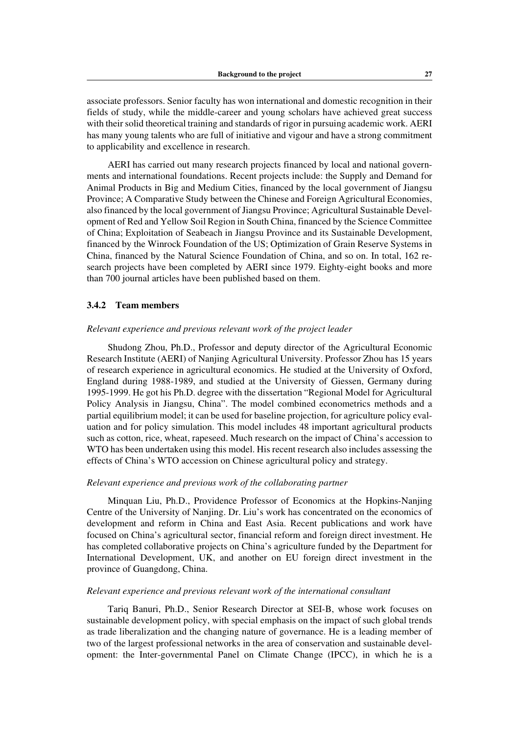associate professors. Senior faculty has won international and domestic recognition in their fields of study, while the middle-career and young scholars have achieved great success with their solid theoretical training and standards of rigor in pursuing academic work. AERI has many young talents who are full of initiative and vigour and have a strong commitment to applicability and excellence in research.

AERI has carried out many research projects financed by local and national governments and international foundations. Recent projects include: the Supply and Demand for Animal Products in Big and Medium Cities, financed by the local government of Jiangsu Province; A Comparative Study between the Chinese and Foreign Agricultural Economies, also financed by the local government of Jiangsu Province; Agricultural Sustainable Development of Red and Yellow Soil Region in South China, financed by the Science Committee of China; Exploitation of Seabeach in Jiangsu Province and its Sustainable Development, financed by the Winrock Foundation of the US; Optimization of Grain Reserve Systems in China, financed by the Natural Science Foundation of China, and so on. In total, 162 research projects have been completed by AERI since 1979. Eighty-eight books and more than 700 journal articles have been published based on them.

### 3.4.2 Team members

*Relevant experience and previous relevant work of the project leader*

Shudong Zhou, Ph.D., Professor and deputy director of the Agricultural Economic Research Institute (AERI) of Nanjing Agricultural University. Professor Zhou has 15 years of research experience in agricultural economics. He studied at the University of Oxford, England during 1988-1989, and studied at the University of Giessen, Germany during 1995-1999. He got his Ph.D. degree with the dissertation "Regional Model for Agricultural Policy Analysis in Jiangsu, China". The model combined econometrics methods and a partial equilibrium model; it can be used for baseline projection, for agriculture policy evaluation and for policy simulation. This model includes 48 important agricultural products such as cotton, rice, wheat, rapeseed. Much research on the impact of China's accession to WTO has been undertaken using this model. His recent research also includes assessing the effects of China's WTO accession on Chinese agricultural policy and strategy.

*Relevant experience and previous work of the collaborating partner*

Minquan Liu, Ph.D., Providence Professor of Economics at the Hopkins-Nanjing Centre of the University of Nanjing. Dr. Liu's work has concentrated on the economics of development and reform in China and East Asia. Recent publications and work have focused on China's agricultural sector, financial reform and foreign direct investment. He has completed collaborative projects on China's agriculture funded by the Department for International Development, UK, and another on EU foreign direct investment in the province of Guangdong, China.

*Relevant experience and previous relevant work of the international consultant*

Tariq Banuri, Ph.D., Senior Research Director at SEI-B, whose work focuses on sustainable development policy, with special emphasis on the impact of such global trends as trade liberalization and the changing nature of governance. He is a leading member of two of the largest professional networks in the area of conservation and sustainable development: the Inter-governmental Panel on Climate Change (IPCC), in which he is a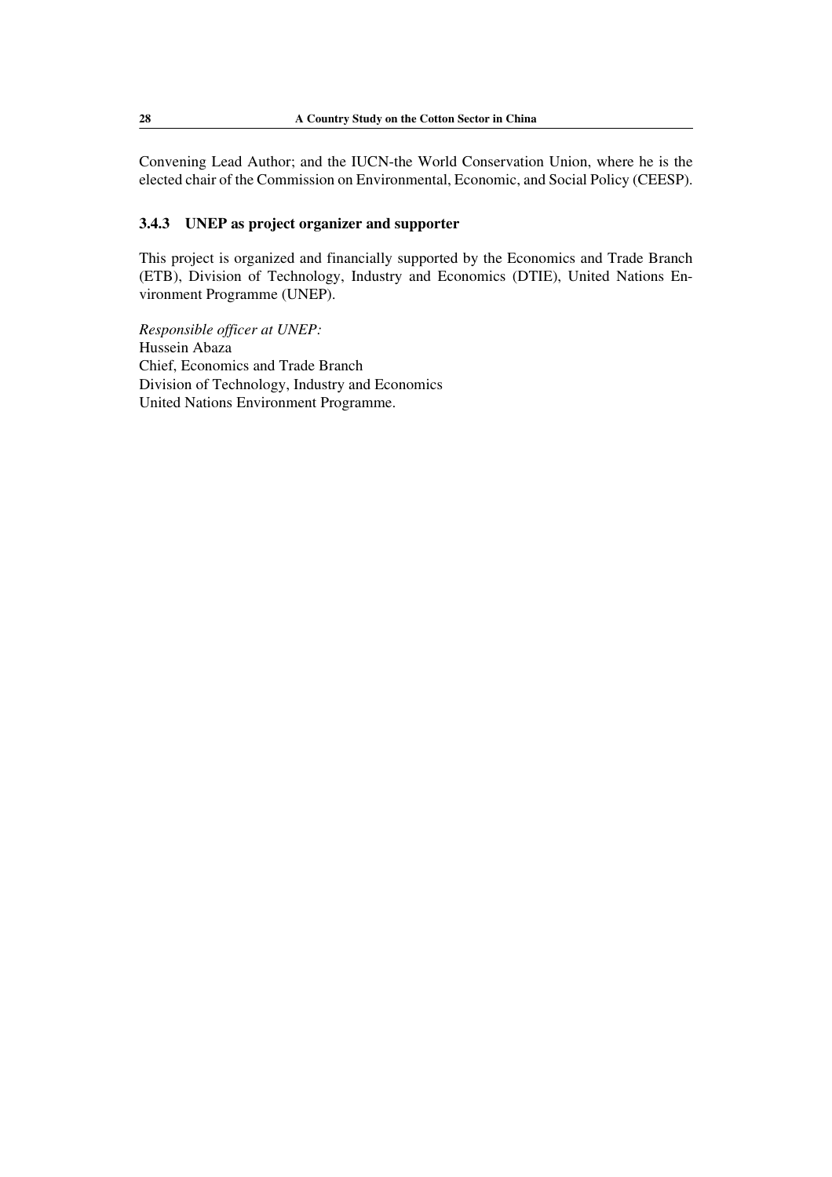Convening Lead Author; and the IUCN-the World Conservation Union, where he is the elected chair of the Commission on Environmental, Economic, and Social Policy (CEESP).

### 3.4.3 UNEP as project organizer and supporter

This project is organized and financially supported by the Economics and Trade Branch (ETB), Division of Technology, Industry and Economics (DTIE), United Nations Environment Programme (UNEP).

*Responsible officer at UNEP:*
Hussein Abaza
Chief, Economics and Trade Branch
Division of Technology, Industry and Economics
United Nations Environment Programme.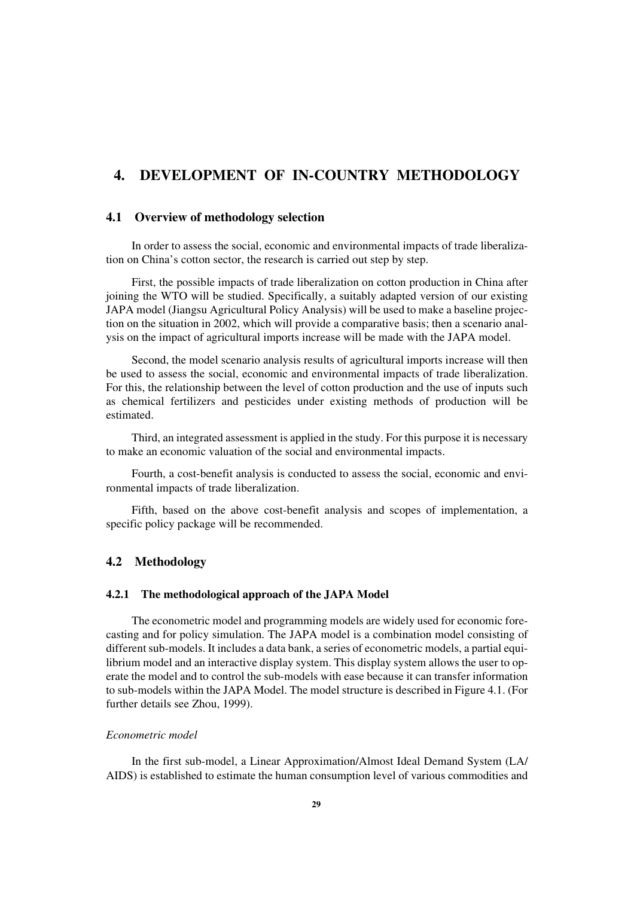# 4. DEVELOPMENT OF IN-COUNTRY METHODOLOGY

## 4.1 Overview of methodology selection

In order to assess the social, economic and environmental impacts of trade liberalization on China's cotton sector, the research is carried out step by step.

First, the possible impacts of trade liberalization on cotton production in China after joining the WTO will be studied. Specifically, a suitably adapted version of our existing JAPA model (Jiangsu Agricultural Policy Analysis) will be used to make a baseline projection on the situation in 2002, which will provide a comparative basis; then a scenario analysis on the impact of agricultural imports increase will be made with the JAPA model.

Second, the model scenario analysis results of agricultural imports increase will then be used to assess the social, economic and environmental impacts of trade liberalization. For this, the relationship between the level of cotton production and the use of inputs such as chemical fertilizers and pesticides under existing methods of production will be estimated.

Third, an integrated assessment is applied in the study. For this purpose it is necessary to make an economic valuation of the social and environmental impacts.

Fourth, a cost-benefit analysis is conducted to assess the social, economic and environmental impacts of trade liberalization.

Fifth, based on the above cost-benefit analysis and scopes of implementation, a specific policy package will be recommended.

## 4.2 Methodology

### 4.2.1 The methodological approach of the JAPA Model

The econometric model and programming models are widely used for economic forecasting and for policy simulation. The JAPA model is a combination model consisting of different sub-models. It includes a data bank, a series of econometric models, a partial equilibrium model and an interactive display system. This display system allows the user to operate the model and to control the sub-models with ease because it can transfer information to sub-models within the JAPA Model. The model structure is described in Figure 4.1. (For further details see Zhou, 1999).

*Econometric model*

In the first sub-model, a Linear Approximation/Almost Ideal Demand System (LA/AIDS) is established to estimate the human consumption level of various commodities and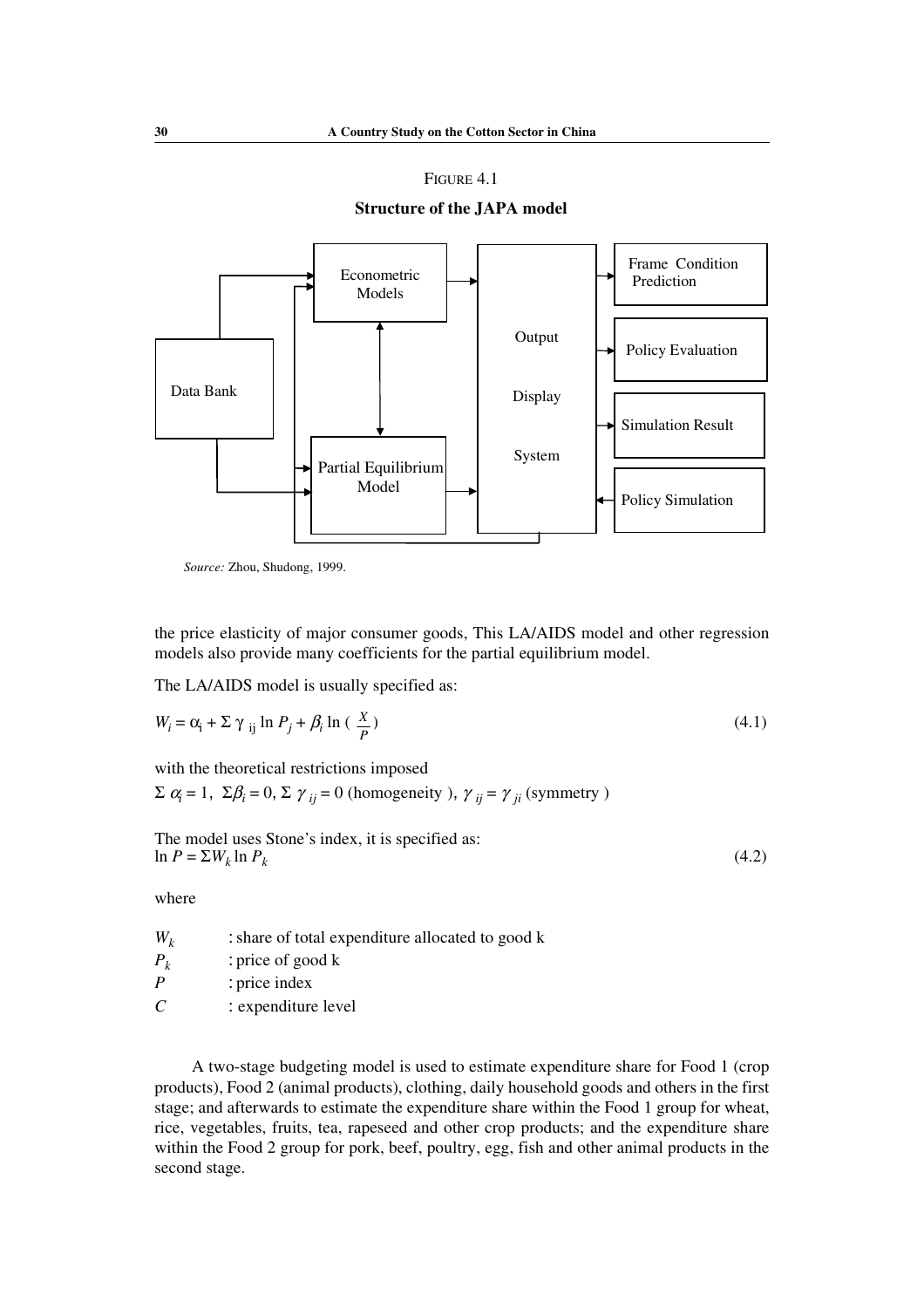FIGURE 4.1

**Structure of the JAPA model**

Data Bank → Econometric Models; Data Bank → Partial Equilibrium Model; Econometric Models ↔ Partial Equilibrium Model; Econometric Models → Output Display System; Partial Equilibrium Model → Output Display System; Output Display System → Frame Condition Prediction; Output Display System → Policy Evaluation; Output Display System → Simulation Result; Policy Simulation → Output Display System; Output Display System → Econometric Models; Output Display System → Partial Equilibrium Model

*Source:* Zhou, Shudong, 1999.

the price elasticity of major consumer goods, This LA/AIDS model and other regression models also provide many coefficients for the partial equilibrium model.

The LA/AIDS model is usually specified as:

$$W_i = \alpha_i + \Sigma\, \gamma_{ij} \ln P_j + \beta_i \ln \left( \frac{X}{P} \right) \tag{4.1}$$

with the theoretical restrictions imposed

$\Sigma\, \alpha_i = 1$, $\Sigma \beta_i = 0$, $\Sigma\, \gamma_{ij} = 0$ (homogeneity ), $\gamma_{ij} = \gamma_{ji}$ (symmetry )

The model uses Stone's index, it is specified as:

$$\ln P = \Sigma W_k \ln P_k \tag{4.2}$$

where

$W_k$ : share of total expenditure allocated to good k
$P_k$ : price of good k
$P$ : price index
$C$ : expenditure level

A two-stage budgeting model is used to estimate expenditure share for Food 1 (crop products), Food 2 (animal products), clothing, daily household goods and others in the first stage; and afterwards to estimate the expenditure share within the Food 1 group for wheat, rice, vegetables, fruits, tea, rapeseed and other crop products; and the expenditure share within the Food 2 group for pork, beef, poultry, egg, fish and other animal products in the second stage.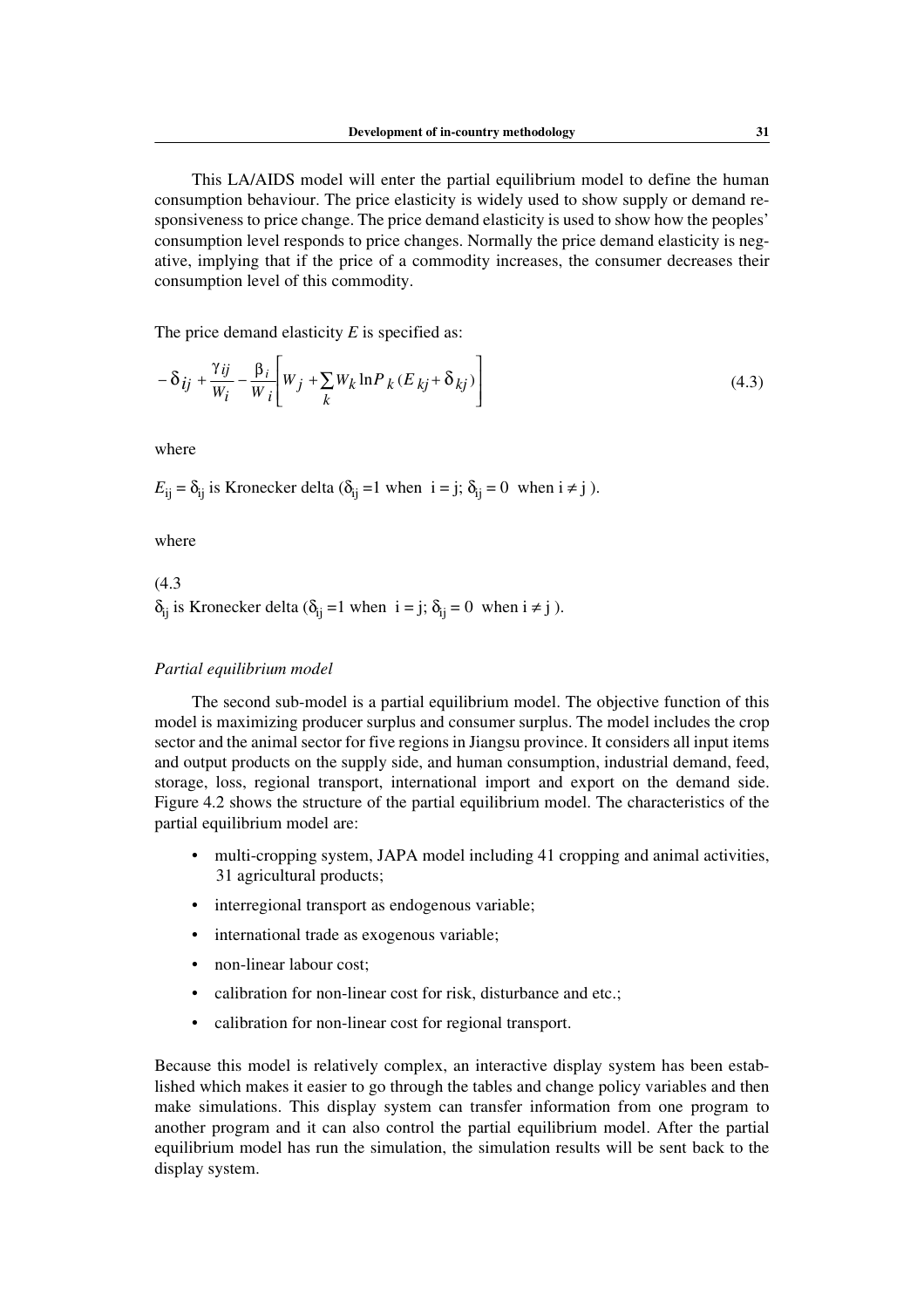This LA/AIDS model will enter the partial equilibrium model to define the human consumption behaviour. The price elasticity is widely used to show supply or demand responsiveness to price change. The price demand elasticity is used to show how the peoples' consumption level responds to price changes. Normally the price demand elasticity is negative, implying that if the price of a commodity increases, the consumer decreases their consumption level of this commodity.

The price demand elasticity $E$ is specified as:

$$-\delta_{ij} + \frac{\gamma_{ij}}{W_i} - \frac{\beta_i}{W_i}\left[W_j + \sum_k W_k \ln P_k (E_{kj} + \delta_{kj})\right] \tag{4.3}$$

where

$E_{ij} = \delta_{ij}$ is Kronecker delta ($\delta_{ij} = 1$ when $i = j$; $\delta_{ij} = 0$ when $i \neq j$ ).

where

(4.3

$\delta_{ij}$ is Kronecker delta ($\delta_{ij} = 1$ when $i = j$; $\delta_{ij} = 0$ when $i \neq j$ ).

*Partial equilibrium model*

The second sub-model is a partial equilibrium model. The objective function of this model is maximizing producer surplus and consumer surplus. The model includes the crop sector and the animal sector for five regions in Jiangsu province. It considers all input items and output products on the supply side, and human consumption, industrial demand, feed, storage, loss, regional transport, international import and export on the demand side. Figure 4.2 shows the structure of the partial equilibrium model. The characteristics of the partial equilibrium model are:

- multi-cropping system, JAPA model including 41 cropping and animal activities, 31 agricultural products;
- interregional transport as endogenous variable;
- international trade as exogenous variable;
- non-linear labour cost;
- calibration for non-linear cost for risk, disturbance and etc.;
- calibration for non-linear cost for regional transport.

Because this model is relatively complex, an interactive display system has been established which makes it easier to go through the tables and change policy variables and then make simulations. This display system can transfer information from one program to another program and it can also control the partial equilibrium model. After the partial equilibrium model has run the simulation, the simulation results will be sent back to the display system.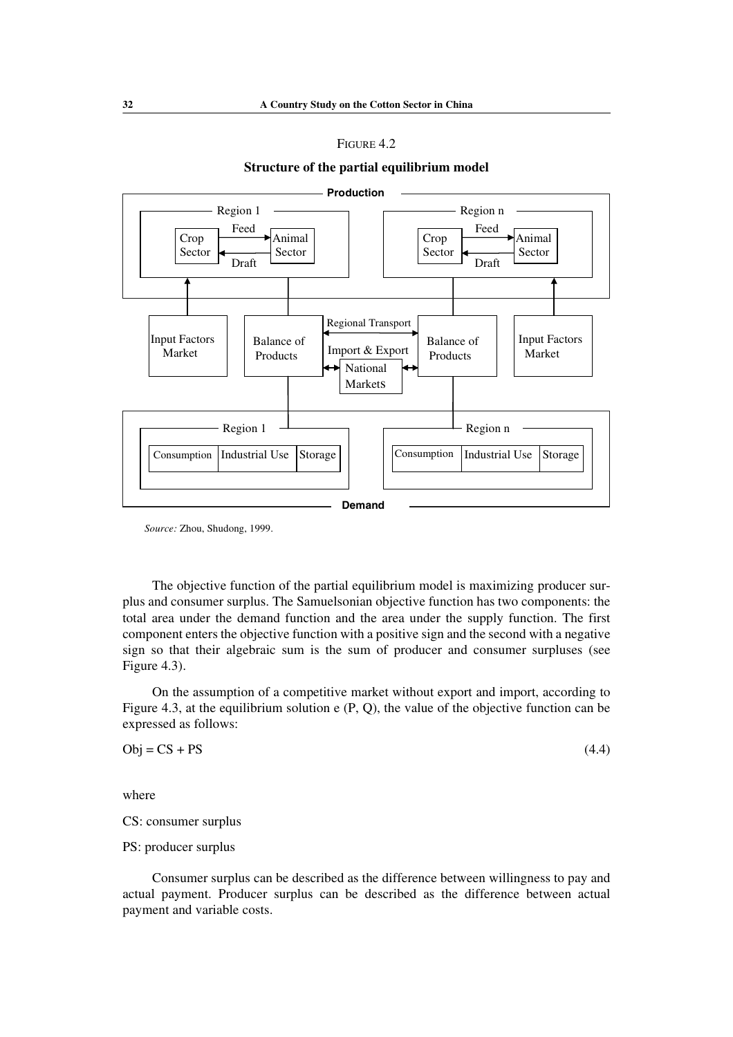FIGURE 4.2

**Structure of the partial equilibrium model**

Production

Region 1: Crop Sector — Feed → Animal Sector; Animal Sector — Draft → Crop Sector

Region n: Crop Sector — Feed → Animal Sector; Animal Sector — Draft → Crop Sector

Input Factors Market | Balance of Products | Regional Transport / Import & Export / National Markets | Balance of Products | Input Factors Market

Region 1: Consumption | Industrial Use | Storage

Region n: Consumption | Industrial Use | Storage

Demand

*Source:* Zhou, Shudong, 1999.

The objective function of the partial equilibrium model is maximizing producer surplus and consumer surplus. The Samuelsonian objective function has two components: the total area under the demand function and the area under the supply function. The first component enters the objective function with a positive sign and the second with a negative sign so that their algebraic sum is the sum of producer and consumer surpluses (see Figure 4.3).

On the assumption of a competitive market without export and import, according to Figure 4.3, at the equilibrium solution e (P, Q), the value of the objective function can be expressed as follows:

$$\text{Obj} = \text{CS} + \text{PS} \tag{4.4}$$

where

CS: consumer surplus

PS: producer surplus

Consumer surplus can be described as the difference between willingness to pay and actual payment. Producer surplus can be described as the difference between actual payment and variable costs.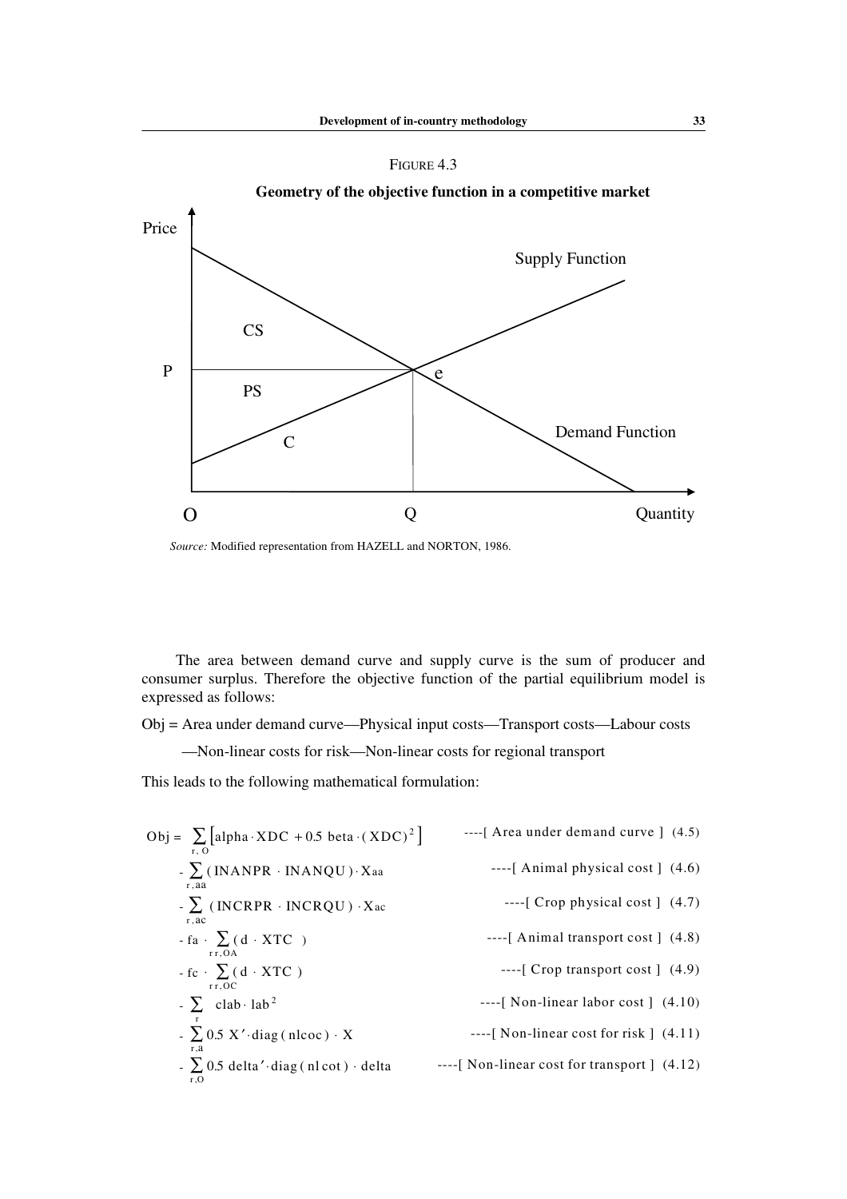FIGURE 4.3

**Geometry of the objective function in a competitive market**

*Source:* Modified representation from HAZELL and NORTON, 1986.

The area between demand curve and supply curve is the sum of producer and consumer surplus. Therefore the objective function of the partial equilibrium model is expressed as follows:

Obj = Area under demand curve—Physical input costs—Transport costs—Labour costs

—Non-linear costs for risk—Non-linear costs for regional transport

This leads to the following mathematical formulation:

$$\text{Obj} = \sum_{r,O} \left[ \text{alpha} \cdot \text{XDC} + 0.5 \ \text{beta} \cdot (\text{XDC})^2 \right] \quad \text{----[ Area under demand curve ]} \quad (4.5)$$

$$- \sum_{r,aa} (\text{INANPR} \cdot \text{INANQU}) \cdot \text{X}_{aa} \quad \text{----[ Animal physical cost ]} \quad (4.6)$$

$$- \sum_{r,ac} (\text{INCRPR} \cdot \text{INCRQU}) \cdot \text{X}_{ac} \quad \text{----[ Crop physical cost ]} \quad (4.7)$$

$$- \text{fa} \cdot \sum_{rr,OA} (\text{d} \cdot \text{XTC}) \quad \text{----[ Animal transport cost ]} \quad (4.8)$$

$$- \text{fc} \cdot \sum_{rr,OC} (\text{d} \cdot \text{XTC}) \quad \text{----[ Crop transport cost ]} \quad (4.9)$$

$$- \sum_{r} \text{clab} \cdot \text{lab}^2 \quad \text{----[ Non-linear labor cost ]} \quad (4.10)$$

$$- \sum_{r,a} 0.5 \ \text{X}' \cdot \text{diag}(\text{nlcoc}) \cdot \text{X} \quad \text{----[ Non-linear cost for risk ]} \quad (4.11)$$

$$- \sum_{r,O} 0.5 \ \text{delta}' \cdot \text{diag}(\text{nl cot}) \cdot \text{delta} \quad \text{----[ Non-linear cost for transport ]} \quad (4.12)$$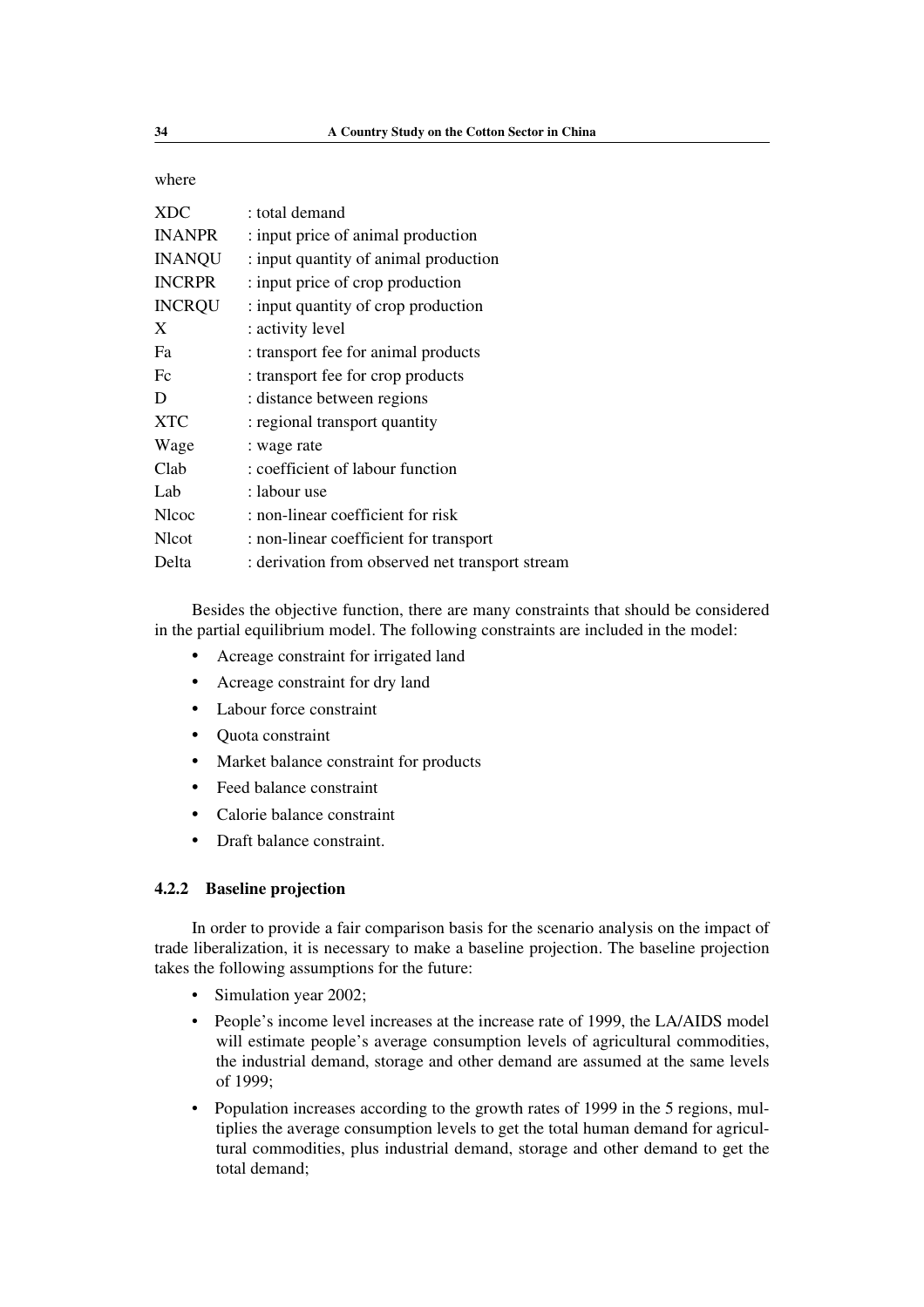where

| | |
|---|---|
| XDC | : total demand |
| INANPR | : input price of animal production |
| INANQU | : input quantity of animal production |
| INCRPR | : input price of crop production |
| INCRQU | : input quantity of crop production |
| X | : activity level |
| Fa | : transport fee for animal products |
| Fc | : transport fee for crop products |
| D | : distance between regions |
| XTC | : regional transport quantity |
| Wage | : wage rate |
| Clab | : coefficient of labour function |
| Lab | : labour use |
| Nlcoc | : non-linear coefficient for risk |
| Nlcot | : non-linear coefficient for transport |
| Delta | : derivation from observed net transport stream |

Besides the objective function, there are many constraints that should be considered in the partial equilibrium model. The following constraints are included in the model:

- Acreage constraint for irrigated land
- Acreage constraint for dry land
- Labour force constraint
- Quota constraint
- Market balance constraint for products
- Feed balance constraint
- Calorie balance constraint
- Draft balance constraint.

### 4.2.2 Baseline projection

In order to provide a fair comparison basis for the scenario analysis on the impact of trade liberalization, it is necessary to make a baseline projection. The baseline projection takes the following assumptions for the future:

- Simulation year 2002;
- People's income level increases at the increase rate of 1999, the LA/AIDS model will estimate people's average consumption levels of agricultural commodities, the industrial demand, storage and other demand are assumed at the same levels of 1999;
- Population increases according to the growth rates of 1999 in the 5 regions, multiplies the average consumption levels to get the total human demand for agricultural commodities, plus industrial demand, storage and other demand to get the total demand;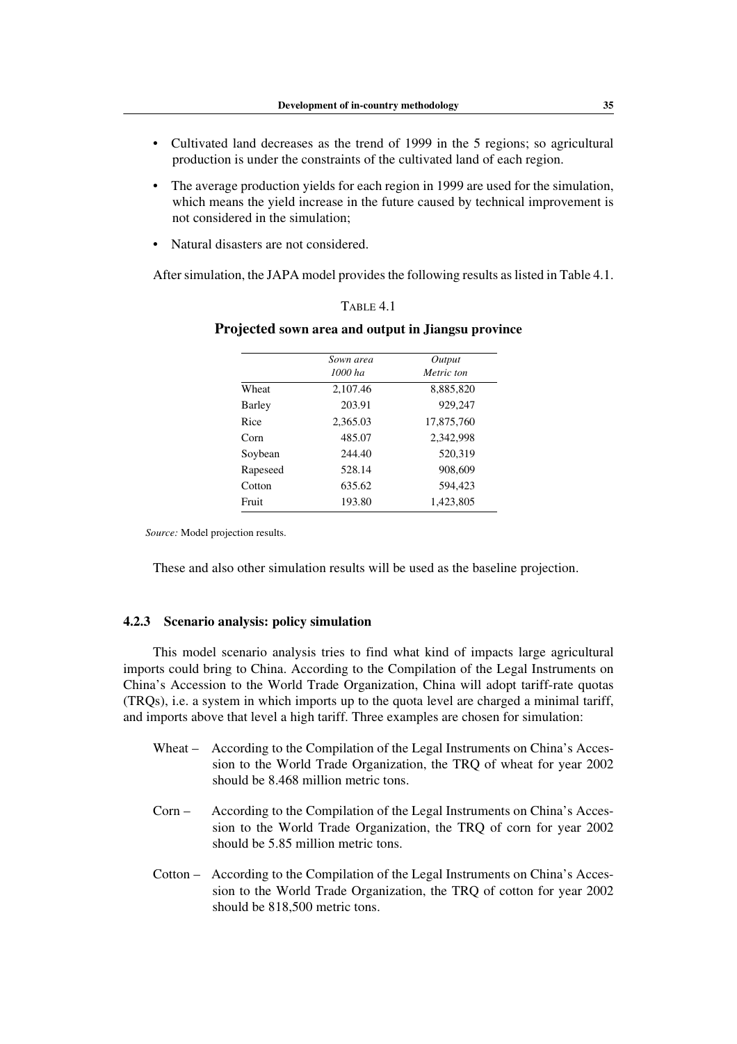- Cultivated land decreases as the trend of 1999 in the 5 regions; so agricultural production is under the constraints of the cultivated land of each region.
- The average production yields for each region in 1999 are used for the simulation, which means the yield increase in the future caused by technical improvement is not considered in the simulation;
- Natural disasters are not considered.

After simulation, the JAPA model provides the following results as listed in Table 4.1.

TABLE 4.1

**Projected sown area and output in Jiangsu province**

| | *Sown area* *1000 ha* | *Output* *Metric ton* |
|---|---|---|
| Wheat | 2,107.46 | 8,885,820 |
| Barley | 203.91 | 929,247 |
| Rice | 2,365.03 | 17,875,760 |
| Corn | 485.07 | 2,342,998 |
| Soybean | 244.40 | 520,319 |
| Rapeseed | 528.14 | 908,609 |
| Cotton | 635.62 | 594,423 |
| Fruit | 193.80 | 1,423,805 |

*Source:* Model projection results.

These and also other simulation results will be used as the baseline projection.

### 4.2.3 Scenario analysis: policy simulation

This model scenario analysis tries to find what kind of impacts large agricultural imports could bring to China. According to the Compilation of the Legal Instruments on China's Accession to the World Trade Organization, China will adopt tariff-rate quotas (TRQs), i.e. a system in which imports up to the quota level are charged a minimal tariff, and imports above that level a high tariff. Three examples are chosen for simulation:

Wheat – According to the Compilation of the Legal Instruments on China's Accession to the World Trade Organization, the TRQ of wheat for year 2002 should be 8.468 million metric tons.

Corn – According to the Compilation of the Legal Instruments on China's Accession to the World Trade Organization, the TRQ of corn for year 2002 should be 5.85 million metric tons.

Cotton – According to the Compilation of the Legal Instruments on China's Accession to the World Trade Organization, the TRQ of cotton for year 2002 should be 818,500 metric tons.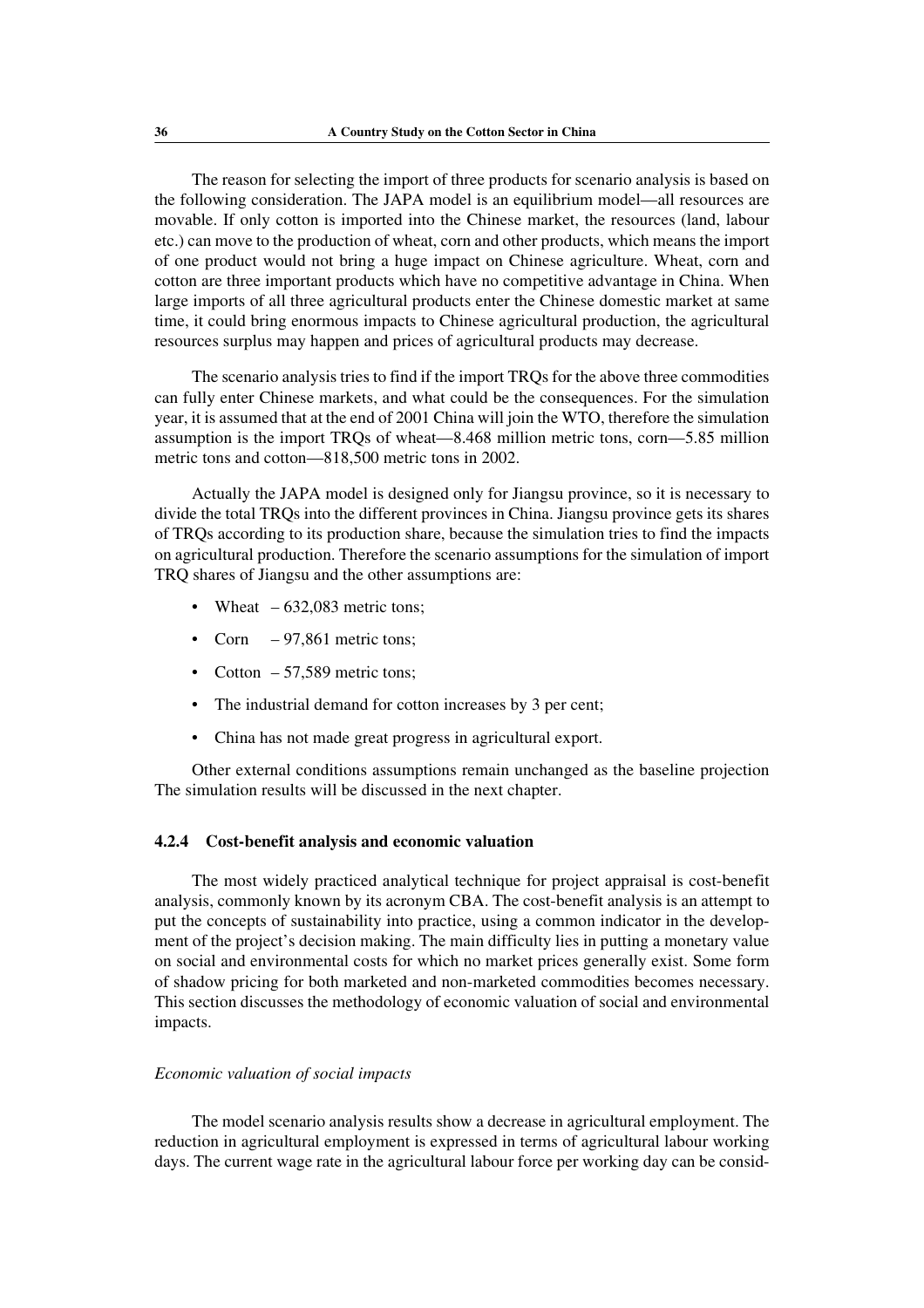The reason for selecting the import of three products for scenario analysis is based on the following consideration. The JAPA model is an equilibrium model—all resources are movable. If only cotton is imported into the Chinese market, the resources (land, labour etc.) can move to the production of wheat, corn and other products, which means the import of one product would not bring a huge impact on Chinese agriculture. Wheat, corn and cotton are three important products which have no competitive advantage in China. When large imports of all three agricultural products enter the Chinese domestic market at same time, it could bring enormous impacts to Chinese agricultural production, the agricultural resources surplus may happen and prices of agricultural products may decrease.

The scenario analysis tries to find if the import TRQs for the above three commodities can fully enter Chinese markets, and what could be the consequences. For the simulation year, it is assumed that at the end of 2001 China will join the WTO, therefore the simulation assumption is the import TRQs of wheat—8.468 million metric tons, corn—5.85 million metric tons and cotton—818,500 metric tons in 2002.

Actually the JAPA model is designed only for Jiangsu province, so it is necessary to divide the total TRQs into the different provinces in China. Jiangsu province gets its shares of TRQs according to its production share, because the simulation tries to find the impacts on agricultural production. Therefore the scenario assumptions for the simulation of import TRQ shares of Jiangsu and the other assumptions are:

- Wheat – 632,083 metric tons;
- Corn – 97,861 metric tons;
- Cotton – 57,589 metric tons;
- The industrial demand for cotton increases by 3 per cent;
- China has not made great progress in agricultural export.

Other external conditions assumptions remain unchanged as the baseline projection The simulation results will be discussed in the next chapter.

### 4.2.4 Cost-benefit analysis and economic valuation

The most widely practiced analytical technique for project appraisal is cost-benefit analysis, commonly known by its acronym CBA. The cost-benefit analysis is an attempt to put the concepts of sustainability into practice, using a common indicator in the development of the project's decision making. The main difficulty lies in putting a monetary value on social and environmental costs for which no market prices generally exist. Some form of shadow pricing for both marketed and non-marketed commodities becomes necessary. This section discusses the methodology of economic valuation of social and environmental impacts.

*Economic valuation of social impacts*

The model scenario analysis results show a decrease in agricultural employment. The reduction in agricultural employment is expressed in terms of agricultural labour working days. The current wage rate in the agricultural labour force per working day can be consid-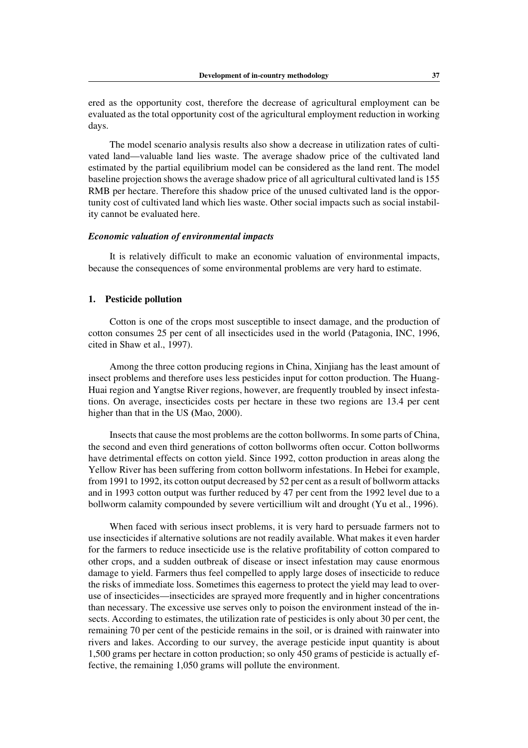ered as the opportunity cost, therefore the decrease of agricultural employment can be evaluated as the total opportunity cost of the agricultural employment reduction in working days.

The model scenario analysis results also show a decrease in utilization rates of cultivated land—valuable land lies waste. The average shadow price of the cultivated land estimated by the partial equilibrium model can be considered as the land rent. The model baseline projection shows the average shadow price of all agricultural cultivated land is 155 RMB per hectare. Therefore this shadow price of the unused cultivated land is the opportunity cost of cultivated land which lies waste. Other social impacts such as social instability cannot be evaluated here.

### *Economic valuation of environmental impacts*

It is relatively difficult to make an economic valuation of environmental impacts, because the consequences of some environmental problems are very hard to estimate.

#### 1. Pesticide pollution

Cotton is one of the crops most susceptible to insect damage, and the production of cotton consumes 25 per cent of all insecticides used in the world (Patagonia, INC, 1996, cited in Shaw et al., 1997).

Among the three cotton producing regions in China, Xinjiang has the least amount of insect problems and therefore uses less pesticides input for cotton production. The Huang-Huai region and Yangtse River regions, however, are frequently troubled by insect infestations. On average, insecticides costs per hectare in these two regions are 13.4 per cent higher than that in the US (Mao, 2000).

Insects that cause the most problems are the cotton bollworms. In some parts of China, the second and even third generations of cotton bollworms often occur. Cotton bollworms have detrimental effects on cotton yield. Since 1992, cotton production in areas along the Yellow River has been suffering from cotton bollworm infestations. In Hebei for example, from 1991 to 1992, its cotton output decreased by 52 per cent as a result of bollworm attacks and in 1993 cotton output was further reduced by 47 per cent from the 1992 level due to a bollworm calamity compounded by severe verticillium wilt and drought (Yu et al., 1996).

When faced with serious insect problems, it is very hard to persuade farmers not to use insecticides if alternative solutions are not readily available. What makes it even harder for the farmers to reduce insecticide use is the relative profitability of cotton compared to other crops, and a sudden outbreak of disease or insect infestation may cause enormous damage to yield. Farmers thus feel compelled to apply large doses of insecticide to reduce the risks of immediate loss. Sometimes this eagerness to protect the yield may lead to overuse of insecticides—insecticides are sprayed more frequently and in higher concentrations than necessary. The excessive use serves only to poison the environment instead of the insects. According to estimates, the utilization rate of pesticides is only about 30 per cent, the remaining 70 per cent of the pesticide remains in the soil, or is drained with rainwater into rivers and lakes. According to our survey, the average pesticide input quantity is about 1,500 grams per hectare in cotton production; so only 450 grams of pesticide is actually effective, the remaining 1,050 grams will pollute the environment.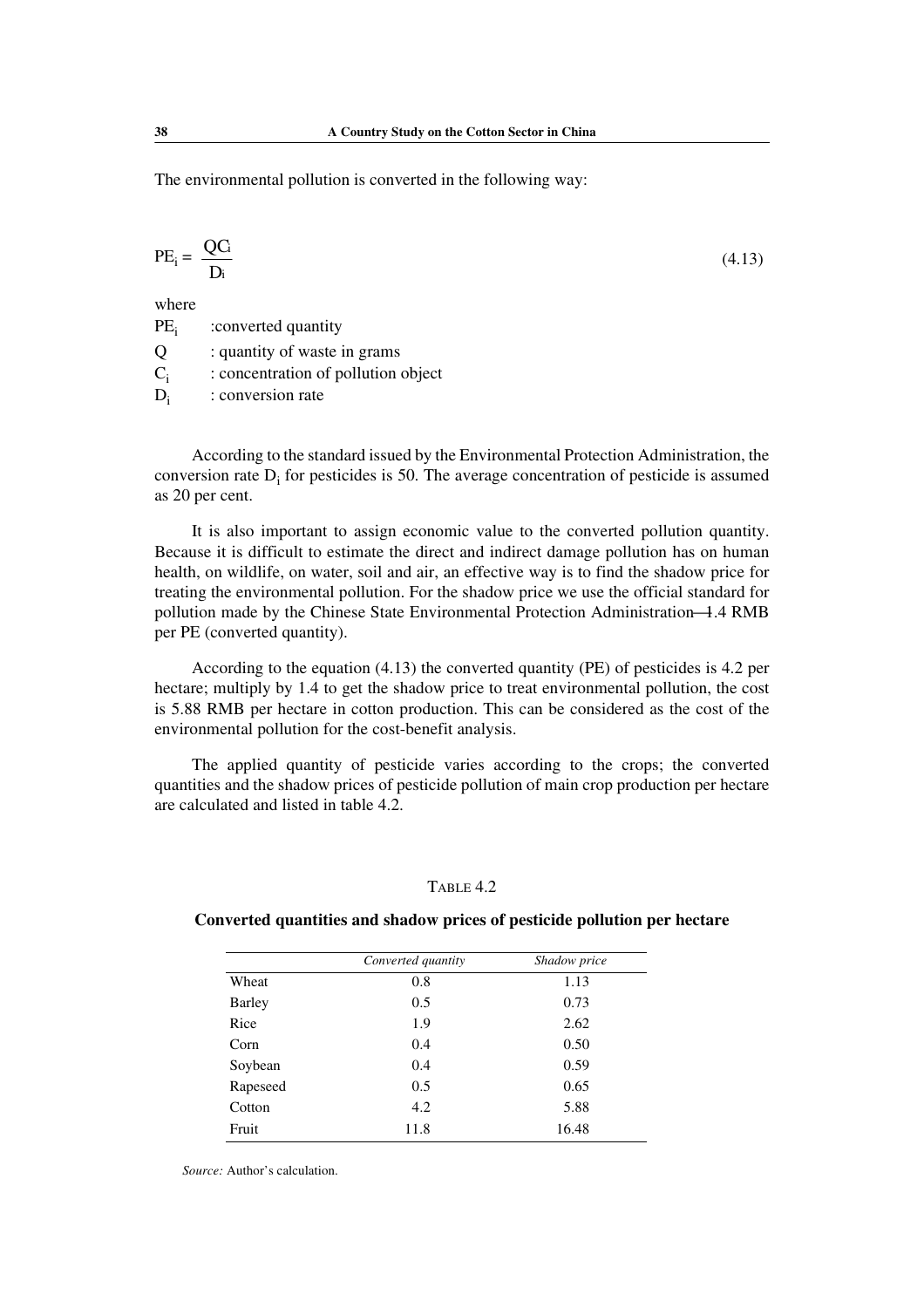The environmental pollution is converted in the following way:

$$PE_i = \frac{QC_i}{D_i} \tag{4.13}$$

where

$PE_i$ :converted quantity

$Q$ : quantity of waste in grams

$C_i$ : concentration of pollution object

$D_i$ : conversion rate

According to the standard issued by the Environmental Protection Administration, the conversion rate $D_i$ for pesticides is 50. The average concentration of pesticide is assumed as 20 per cent.

It is also important to assign economic value to the converted pollution quantity. Because it is difficult to estimate the direct and indirect damage pollution has on human health, on wildlife, on water, soil and air, an effective way is to find the shadow price for treating the environmental pollution. For the shadow price we use the official standard for pollution made by the Chinese State Environmental Protection Administration—1.4 RMB per PE (converted quantity).

According to the equation (4.13) the converted quantity (PE) of pesticides is 4.2 per hectare; multiply by 1.4 to get the shadow price to treat environmental pollution, the cost is 5.88 RMB per hectare in cotton production. This can be considered as the cost of the environmental pollution for the cost-benefit analysis.

The applied quantity of pesticide varies according to the crops; the converted quantities and the shadow prices of pesticide pollution of main crop production per hectare are calculated and listed in table 4.2.

TABLE 4.2

**Converted quantities and shadow prices of pesticide pollution per hectare**

| | *Converted quantity* | *Shadow price* |
|---|---|---|
| Wheat | 0.8 | 1.13 |
| Barley | 0.5 | 0.73 |
| Rice | 1.9 | 2.62 |
| Corn | 0.4 | 0.50 |
| Soybean | 0.4 | 0.59 |
| Rapeseed | 0.5 | 0.65 |
| Cotton | 4.2 | 5.88 |
| Fruit | 11.8 | 16.48 |

*Source:* Author's calculation.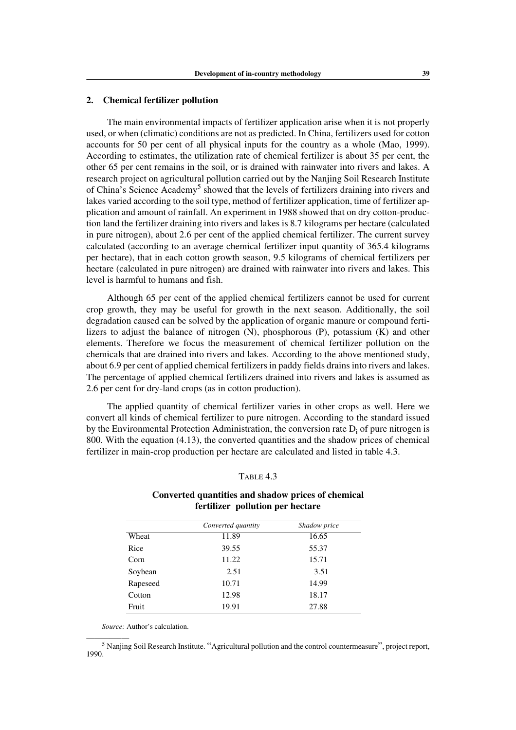## 2. Chemical fertilizer pollution

The main environmental impacts of fertilizer application arise when it is not properly used, or when (climatic) conditions are not as predicted. In China, fertilizers used for cotton accounts for 50 per cent of all physical inputs for the country as a whole (Mao, 1999). According to estimates, the utilization rate of chemical fertilizer is about 35 per cent, the other 65 per cent remains in the soil, or is drained with rainwater into rivers and lakes. A research project on agricultural pollution carried out by the Nanjing Soil Research Institute of China's Science Academy[5] showed that the levels of fertilizers draining into rivers and lakes varied according to the soil type, method of fertilizer application, time of fertilizer application and amount of rainfall. An experiment in 1988 showed that on dry cotton-production land the fertilizer draining into rivers and lakes is 8.7 kilograms per hectare (calculated in pure nitrogen), about 2.6 per cent of the applied chemical fertilizer. The current survey calculated (according to an average chemical fertilizer input quantity of 365.4 kilograms per hectare), that in each cotton growth season, 9.5 kilograms of chemical fertilizers per hectare (calculated in pure nitrogen) are drained with rainwater into rivers and lakes. This level is harmful to humans and fish.

Although 65 per cent of the applied chemical fertilizers cannot be used for current crop growth, they may be useful for growth in the next season. Additionally, the soil degradation caused can be solved by the application of organic manure or compound fertilizers to adjust the balance of nitrogen (N), phosphorous (P), potassium (K) and other elements. Therefore we focus the measurement of chemical fertilizer pollution on the chemicals that are drained into rivers and lakes. According to the above mentioned study, about 6.9 per cent of applied chemical fertilizers in paddy fields drains into rivers and lakes. The percentage of applied chemical fertilizers drained into rivers and lakes is assumed as 2.6 per cent for dry-land crops (as in cotton production).

The applied quantity of chemical fertilizer varies in other crops as well. Here we convert all kinds of chemical fertilizer to pure nitrogen. According to the standard issued by the Environmental Protection Administration, the conversion rate $D_i$ of pure nitrogen is 800. With the equation (4.13), the converted quantities and the shadow prices of chemical fertilizer in main-crop production per hectare are calculated and listed in table 4.3.

TABLE 4.3

**Converted quantities and shadow prices of chemical fertilizer pollution per hectare**

| | *Converted quantity* | *Shadow price* |
|---|---|---|
| Wheat | 11.89 | 16.65 |
| Rice | 39.55 | 55.37 |
| Corn | 11.22 | 15.71 |
| Soybean | 2.51 | 3.51 |
| Rapeseed | 10.71 | 14.99 |
| Cotton | 12.98 | 18.17 |
| Fruit | 19.91 | 27.88 |

*Source:* Author's calculation.

[5] Nanjing Soil Research Institute. "Agricultural pollution and the control countermeasure", project report, 1990.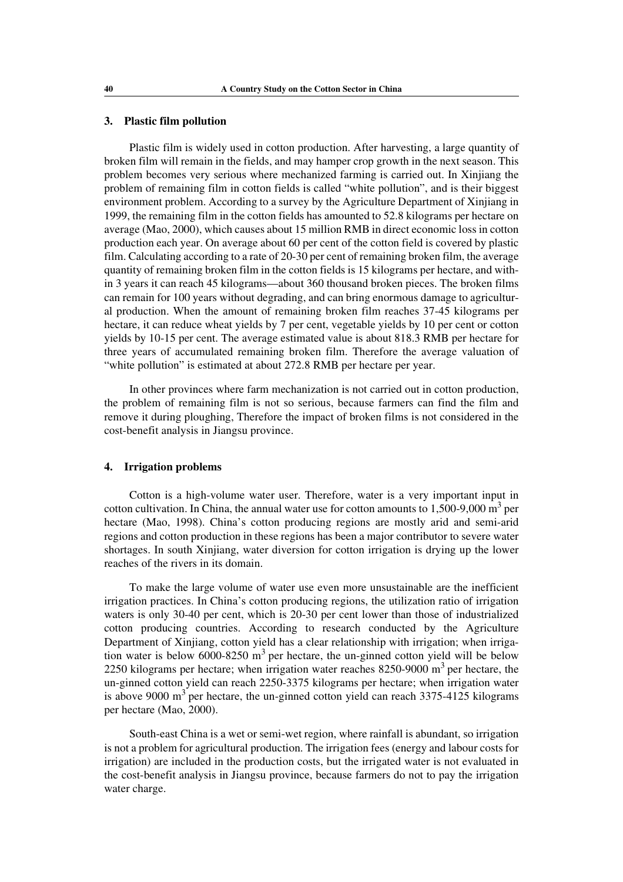### 3. Plastic film pollution

Plastic film is widely used in cotton production. After harvesting, a large quantity of broken film will remain in the fields, and may hamper crop growth in the next season. This problem becomes very serious where mechanized farming is carried out. In Xinjiang the problem of remaining film in cotton fields is called "white pollution", and is their biggest environment problem. According to a survey by the Agriculture Department of Xinjiang in 1999, the remaining film in the cotton fields has amounted to 52.8 kilograms per hectare on average (Mao, 2000), which causes about 15 million RMB in direct economic loss in cotton production each year. On average about 60 per cent of the cotton field is covered by plastic film. Calculating according to a rate of 20-30 per cent of remaining broken film, the average quantity of remaining broken film in the cotton fields is 15 kilograms per hectare, and within 3 years it can reach 45 kilograms—about 360 thousand broken pieces. The broken films can remain for 100 years without degrading, and can bring enormous damage to agricultural production. When the amount of remaining broken film reaches 37-45 kilograms per hectare, it can reduce wheat yields by 7 per cent, vegetable yields by 10 per cent or cotton yields by 10-15 per cent. The average estimated value is about 818.3 RMB per hectare for three years of accumulated remaining broken film. Therefore the average valuation of "white pollution" is estimated at about 272.8 RMB per hectare per year.

In other provinces where farm mechanization is not carried out in cotton production, the problem of remaining film is not so serious, because farmers can find the film and remove it during ploughing, Therefore the impact of broken films is not considered in the cost-benefit analysis in Jiangsu province.

### 4. Irrigation problems

Cotton is a high-volume water user. Therefore, water is a very important input in cotton cultivation. In China, the annual water use for cotton amounts to 1,500-9,000 $m^3$ per hectare (Mao, 1998). China's cotton producing regions are mostly arid and semi-arid regions and cotton production in these regions has been a major contributor to severe water shortages. In south Xinjiang, water diversion for cotton irrigation is drying up the lower reaches of the rivers in its domain.

To make the large volume of water use even more unsustainable are the inefficient irrigation practices. In China's cotton producing regions, the utilization ratio of irrigation waters is only 30-40 per cent, which is 20-30 per cent lower than those of industrialized cotton producing countries. According to research conducted by the Agriculture Department of Xinjiang, cotton yield has a clear relationship with irrigation; when irrigation water is below 6000-8250 $m^3$ per hectare, the un-ginned cotton yield will be below 2250 kilograms per hectare; when irrigation water reaches 8250-9000 $m^3$ per hectare, the un-ginned cotton yield can reach 2250-3375 kilograms per hectare; when irrigation water is above 9000 $m^3$ per hectare, the un-ginned cotton yield can reach 3375-4125 kilograms per hectare (Mao, 2000).

South-east China is a wet or semi-wet region, where rainfall is abundant, so irrigation is not a problem for agricultural production. The irrigation fees (energy and labour costs for irrigation) are included in the production costs, but the irrigated water is not evaluated in the cost-benefit analysis in Jiangsu province, because farmers do not to pay the irrigation water charge.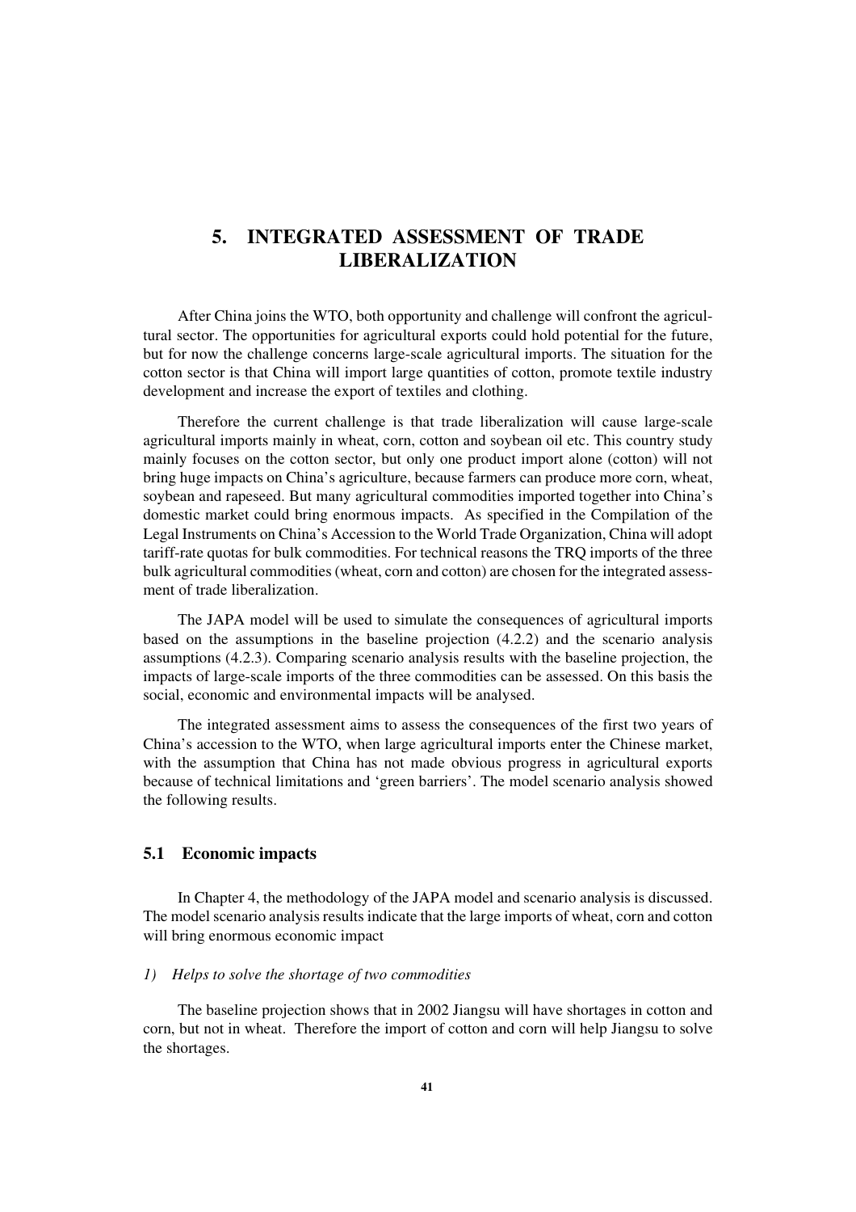# 5. INTEGRATED ASSESSMENT OF TRADE LIBERALIZATION

After China joins the WTO, both opportunity and challenge will confront the agricultural sector. The opportunities for agricultural exports could hold potential for the future, but for now the challenge concerns large-scale agricultural imports. The situation for the cotton sector is that China will import large quantities of cotton, promote textile industry development and increase the export of textiles and clothing.

Therefore the current challenge is that trade liberalization will cause large-scale agricultural imports mainly in wheat, corn, cotton and soybean oil etc. This country study mainly focuses on the cotton sector, but only one product import alone (cotton) will not bring huge impacts on China's agriculture, because farmers can produce more corn, wheat, soybean and rapeseed. But many agricultural commodities imported together into China's domestic market could bring enormous impacts. As specified in the Compilation of the Legal Instruments on China's Accession to the World Trade Organization, China will adopt tariff-rate quotas for bulk commodities. For technical reasons the TRQ imports of the three bulk agricultural commodities (wheat, corn and cotton) are chosen for the integrated assessment of trade liberalization.

The JAPA model will be used to simulate the consequences of agricultural imports based on the assumptions in the baseline projection (4.2.2) and the scenario analysis assumptions (4.2.3). Comparing scenario analysis results with the baseline projection, the impacts of large-scale imports of the three commodities can be assessed. On this basis the social, economic and environmental impacts will be analysed.

The integrated assessment aims to assess the consequences of the first two years of China's accession to the WTO, when large agricultural imports enter the Chinese market, with the assumption that China has not made obvious progress in agricultural exports because of technical limitations and 'green barriers'. The model scenario analysis showed the following results.

## 5.1 Economic impacts

In Chapter 4, the methodology of the JAPA model and scenario analysis is discussed. The model scenario analysis results indicate that the large imports of wheat, corn and cotton will bring enormous economic impact

*1) Helps to solve the shortage of two commodities*

The baseline projection shows that in 2002 Jiangsu will have shortages in cotton and corn, but not in wheat. Therefore the import of cotton and corn will help Jiangsu to solve the shortages.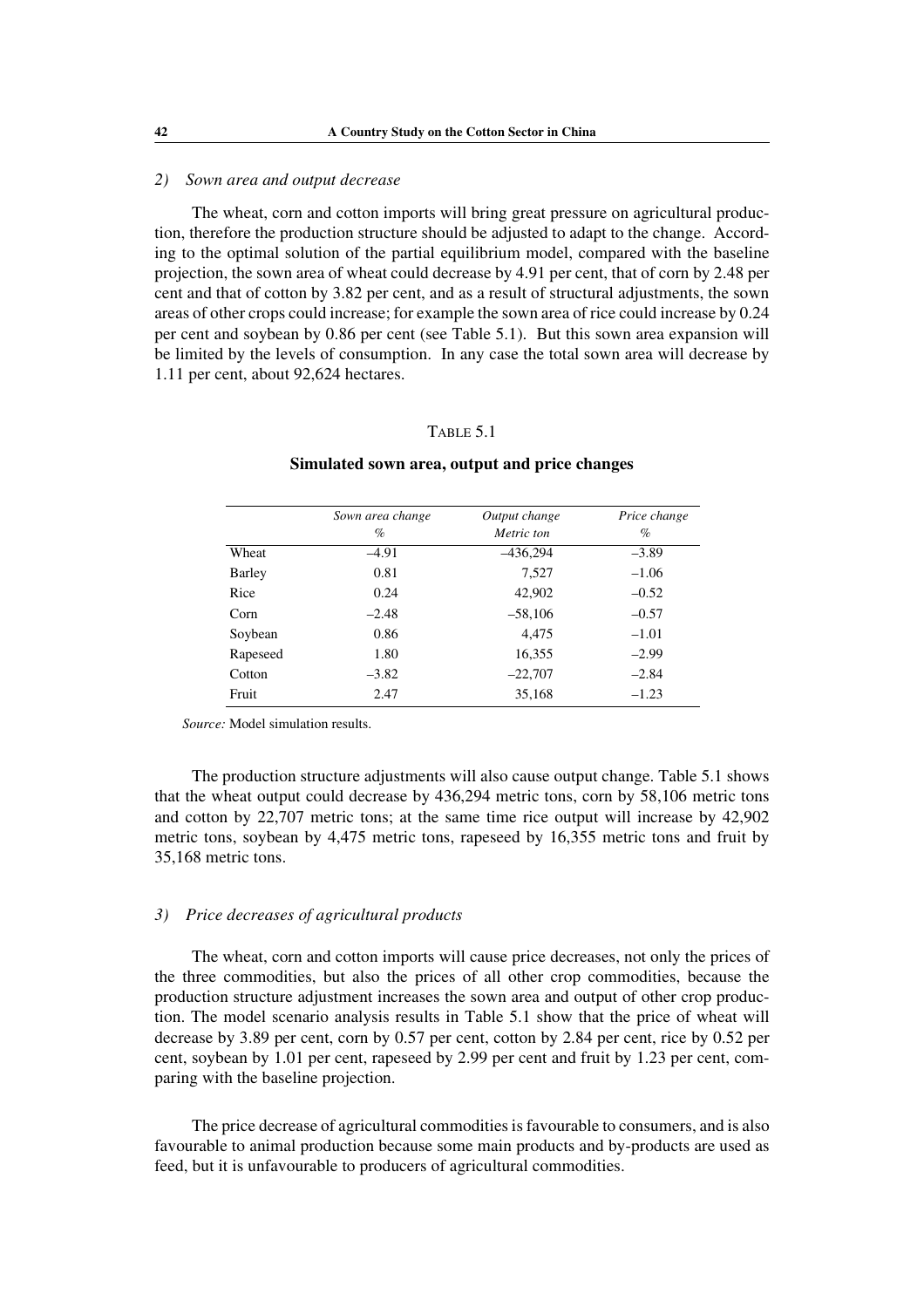*2) Sown area and output decrease*

The wheat, corn and cotton imports will bring great pressure on agricultural production, therefore the production structure should be adjusted to adapt to the change. According to the optimal solution of the partial equilibrium model, compared with the baseline projection, the sown area of wheat could decrease by 4.91 per cent, that of corn by 2.48 per cent and that of cotton by 3.82 per cent, and as a result of structural adjustments, the sown areas of other crops could increase; for example the sown area of rice could increase by 0.24 per cent and soybean by 0.86 per cent (see Table 5.1). But this sown area expansion will be limited by the levels of consumption. In any case the total sown area will decrease by 1.11 per cent, about 92,624 hectares.

TABLE 5.1

**Simulated sown area, output and price changes**

| | *Sown area change* % | *Output change* *Metric ton* | *Price change* % |
|---|---|---|---|
| Wheat | –4.91 | –436,294 | –3.89 |
| Barley | 0.81 | 7,527 | –1.06 |
| Rice | 0.24 | 42,902 | –0.52 |
| Corn | –2.48 | –58,106 | –0.57 |
| Soybean | 0.86 | 4,475 | –1.01 |
| Rapeseed | 1.80 | 16,355 | –2.99 |
| Cotton | –3.82 | –22,707 | –2.84 |
| Fruit | 2.47 | 35,168 | –1.23 |

*Source:* Model simulation results.

The production structure adjustments will also cause output change. Table 5.1 shows that the wheat output could decrease by 436,294 metric tons, corn by 58,106 metric tons and cotton by 22,707 metric tons; at the same time rice output will increase by 42,902 metric tons, soybean by 4,475 metric tons, rapeseed by 16,355 metric tons and fruit by 35,168 metric tons.

*3) Price decreases of agricultural products*

The wheat, corn and cotton imports will cause price decreases, not only the prices of the three commodities, but also the prices of all other crop commodities, because the production structure adjustment increases the sown area and output of other crop production. The model scenario analysis results in Table 5.1 show that the price of wheat will decrease by 3.89 per cent, corn by 0.57 per cent, cotton by 2.84 per cent, rice by 0.52 per cent, soybean by 1.01 per cent, rapeseed by 2.99 per cent and fruit by 1.23 per cent, comparing with the baseline projection.

The price decrease of agricultural commodities is favourable to consumers, and is also favourable to animal production because some main products and by-products are used as feed, but it is unfavourable to producers of agricultural commodities.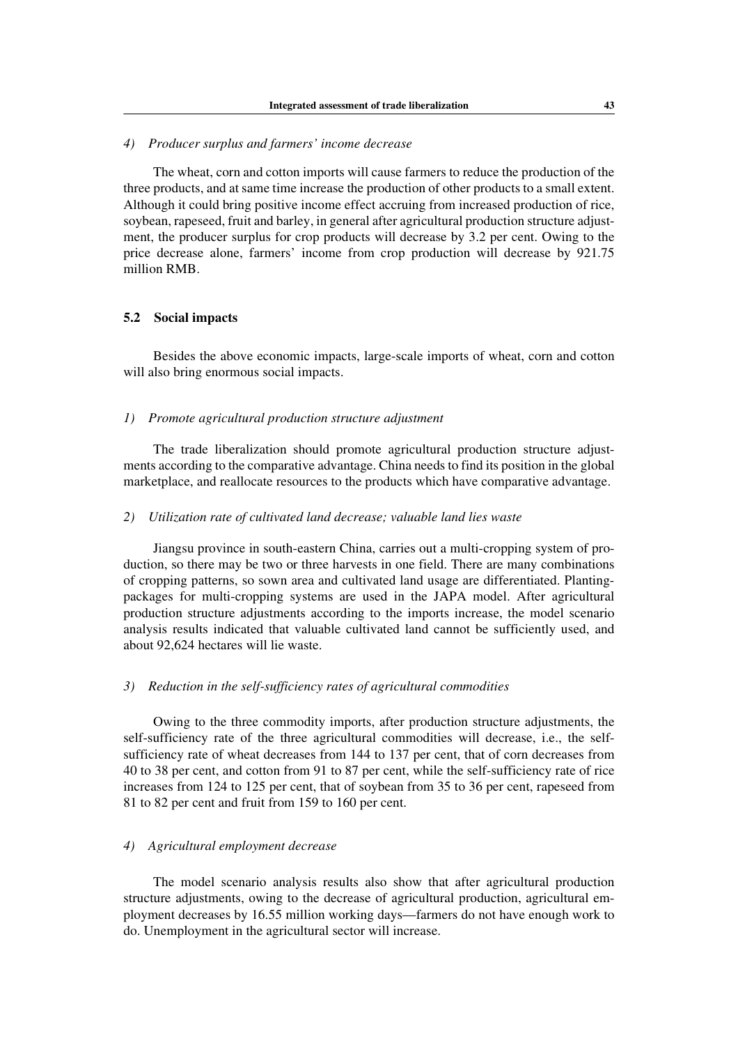*4) Producer surplus and farmers' income decrease*

The wheat, corn and cotton imports will cause farmers to reduce the production of the three products, and at same time increase the production of other products to a small extent. Although it could bring positive income effect accruing from increased production of rice, soybean, rapeseed, fruit and barley, in general after agricultural production structure adjustment, the producer surplus for crop products will decrease by 3.2 per cent. Owing to the price decrease alone, farmers' income from crop production will decrease by 921.75 million RMB.

### 5.2 Social impacts

Besides the above economic impacts, large-scale imports of wheat, corn and cotton will also bring enormous social impacts.

*1) Promote agricultural production structure adjustment*

The trade liberalization should promote agricultural production structure adjustments according to the comparative advantage. China needs to find its position in the global marketplace, and reallocate resources to the products which have comparative advantage.

*2) Utilization rate of cultivated land decrease; valuable land lies waste*

Jiangsu province in south-eastern China, carries out a multi-cropping system of production, so there may be two or three harvests in one field. There are many combinations of cropping patterns, so sown area and cultivated land usage are differentiated. Planting-packages for multi-cropping systems are used in the JAPA model. After agricultural production structure adjustments according to the imports increase, the model scenario analysis results indicated that valuable cultivated land cannot be sufficiently used, and about 92,624 hectares will lie waste.

*3) Reduction in the self-sufficiency rates of agricultural commodities*

Owing to the three commodity imports, after production structure adjustments, the self-sufficiency rate of the three agricultural commodities will decrease, i.e., the self-sufficiency rate of wheat decreases from 144 to 137 per cent, that of corn decreases from 40 to 38 per cent, and cotton from 91 to 87 per cent, while the self-sufficiency rate of rice increases from 124 to 125 per cent, that of soybean from 35 to 36 per cent, rapeseed from 81 to 82 per cent and fruit from 159 to 160 per cent.

*4) Agricultural employment decrease*

The model scenario analysis results also show that after agricultural production structure adjustments, owing to the decrease of agricultural production, agricultural employment decreases by 16.55 million working days—farmers do not have enough work to do. Unemployment in the agricultural sector will increase.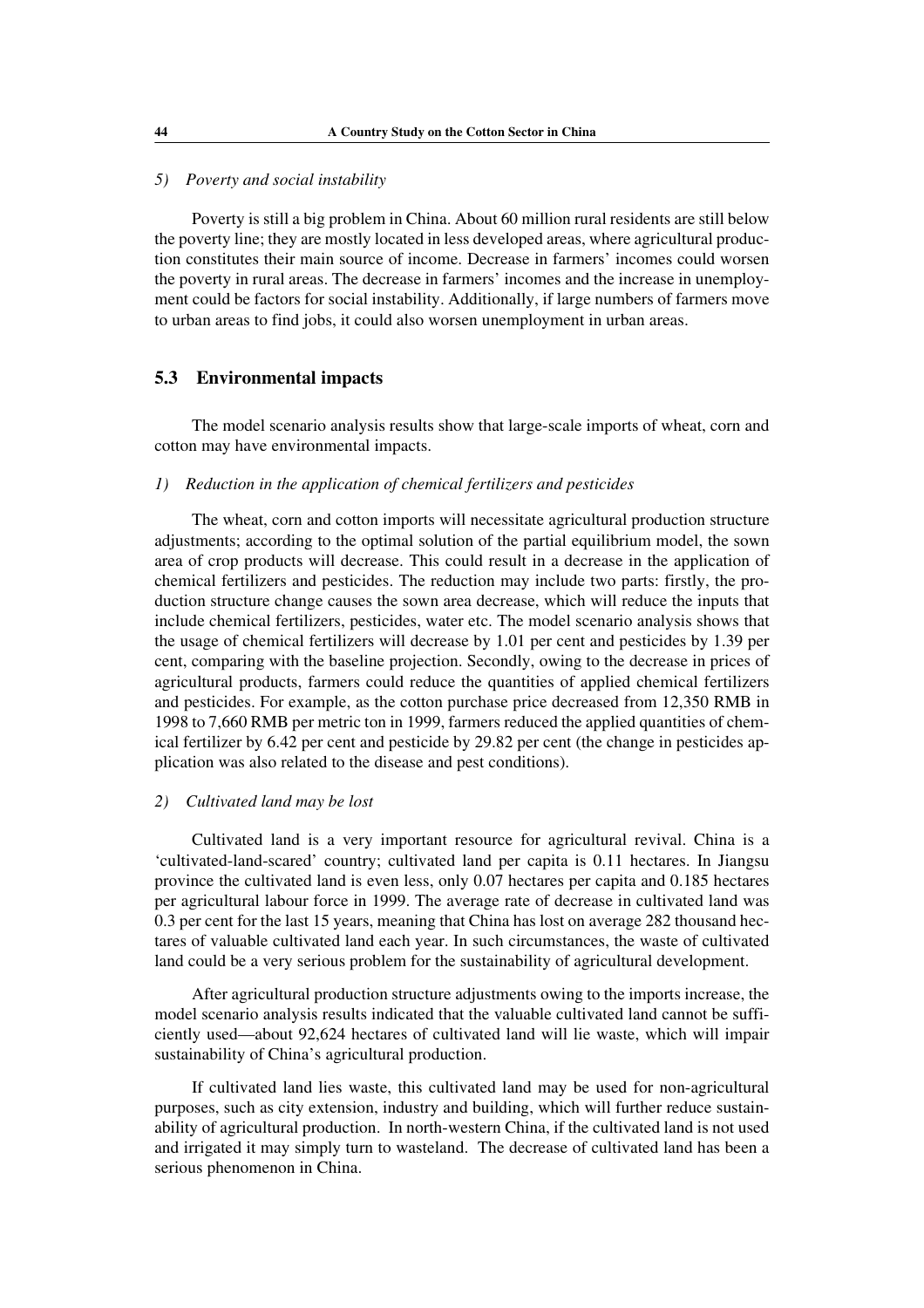*5) Poverty and social instability*

Poverty is still a big problem in China. About 60 million rural residents are still below the poverty line; they are mostly located in less developed areas, where agricultural production constitutes their main source of income. Decrease in farmers' incomes could worsen the poverty in rural areas. The decrease in farmers' incomes and the increase in unemployment could be factors for social instability. Additionally, if large numbers of farmers move to urban areas to find jobs, it could also worsen unemployment in urban areas.

## 5.3 Environmental impacts

The model scenario analysis results show that large-scale imports of wheat, corn and cotton may have environmental impacts.

*1) Reduction in the application of chemical fertilizers and pesticides*

The wheat, corn and cotton imports will necessitate agricultural production structure adjustments; according to the optimal solution of the partial equilibrium model, the sown area of crop products will decrease. This could result in a decrease in the application of chemical fertilizers and pesticides. The reduction may include two parts: firstly, the production structure change causes the sown area decrease, which will reduce the inputs that include chemical fertilizers, pesticides, water etc. The model scenario analysis shows that the usage of chemical fertilizers will decrease by 1.01 per cent and pesticides by 1.39 per cent, comparing with the baseline projection. Secondly, owing to the decrease in prices of agricultural products, farmers could reduce the quantities of applied chemical fertilizers and pesticides. For example, as the cotton purchase price decreased from 12,350 RMB in 1998 to 7,660 RMB per metric ton in 1999, farmers reduced the applied quantities of chemical fertilizer by 6.42 per cent and pesticide by 29.82 per cent (the change in pesticides application was also related to the disease and pest conditions).

*2) Cultivated land may be lost*

Cultivated land is a very important resource for agricultural revival. China is a 'cultivated-land-scared' country; cultivated land per capita is 0.11 hectares. In Jiangsu province the cultivated land is even less, only 0.07 hectares per capita and 0.185 hectares per agricultural labour force in 1999. The average rate of decrease in cultivated land was 0.3 per cent for the last 15 years, meaning that China has lost on average 282 thousand hectares of valuable cultivated land each year. In such circumstances, the waste of cultivated land could be a very serious problem for the sustainability of agricultural development.

After agricultural production structure adjustments owing to the imports increase, the model scenario analysis results indicated that the valuable cultivated land cannot be sufficiently used—about 92,624 hectares of cultivated land will lie waste, which will impair sustainability of China's agricultural production.

If cultivated land lies waste, this cultivated land may be used for non-agricultural purposes, such as city extension, industry and building, which will further reduce sustainability of agricultural production. In north-western China, if the cultivated land is not used and irrigated it may simply turn to wasteland. The decrease of cultivated land has been a serious phenomenon in China.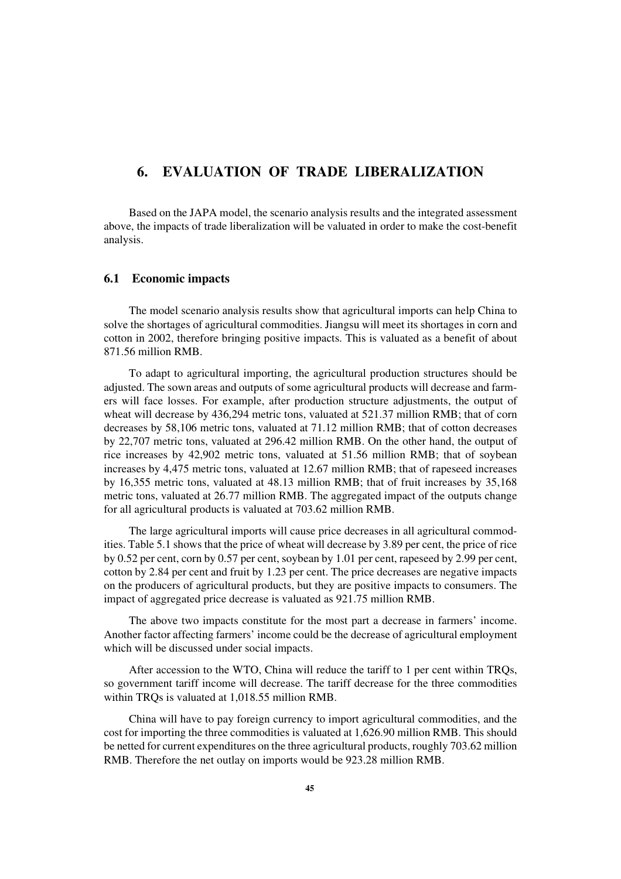# 6. EVALUATION OF TRADE LIBERALIZATION

Based on the JAPA model, the scenario analysis results and the integrated assessment above, the impacts of trade liberalization will be valuated in order to make the cost-benefit analysis.

## 6.1 Economic impacts

The model scenario analysis results show that agricultural imports can help China to solve the shortages of agricultural commodities. Jiangsu will meet its shortages in corn and cotton in 2002, therefore bringing positive impacts. This is valuated as a benefit of about 871.56 million RMB.

To adapt to agricultural importing, the agricultural production structures should be adjusted. The sown areas and outputs of some agricultural products will decrease and farmers will face losses. For example, after production structure adjustments, the output of wheat will decrease by 436,294 metric tons, valuated at 521.37 million RMB; that of corn decreases by 58,106 metric tons, valuated at 71.12 million RMB; that of cotton decreases by 22,707 metric tons, valuated at 296.42 million RMB. On the other hand, the output of rice increases by 42,902 metric tons, valuated at 51.56 million RMB; that of soybean increases by 4,475 metric tons, valuated at 12.67 million RMB; that of rapeseed increases by 16,355 metric tons, valuated at 48.13 million RMB; that of fruit increases by 35,168 metric tons, valuated at 26.77 million RMB. The aggregated impact of the outputs change for all agricultural products is valuated at 703.62 million RMB.

The large agricultural imports will cause price decreases in all agricultural commodities. Table 5.1 shows that the price of wheat will decrease by 3.89 per cent, the price of rice by 0.52 per cent, corn by 0.57 per cent, soybean by 1.01 per cent, rapeseed by 2.99 per cent, cotton by 2.84 per cent and fruit by 1.23 per cent. The price decreases are negative impacts on the producers of agricultural products, but they are positive impacts to consumers. The impact of aggregated price decrease is valuated as 921.75 million RMB.

The above two impacts constitute for the most part a decrease in farmers' income. Another factor affecting farmers' income could be the decrease of agricultural employment which will be discussed under social impacts.

After accession to the WTO, China will reduce the tariff to 1 per cent within TRQs, so government tariff income will decrease. The tariff decrease for the three commodities within TRQs is valuated at 1,018.55 million RMB.

China will have to pay foreign currency to import agricultural commodities, and the cost for importing the three commodities is valuated at 1,626.90 million RMB. This should be netted for current expenditures on the three agricultural products, roughly 703.62 million RMB. Therefore the net outlay on imports would be 923.28 million RMB.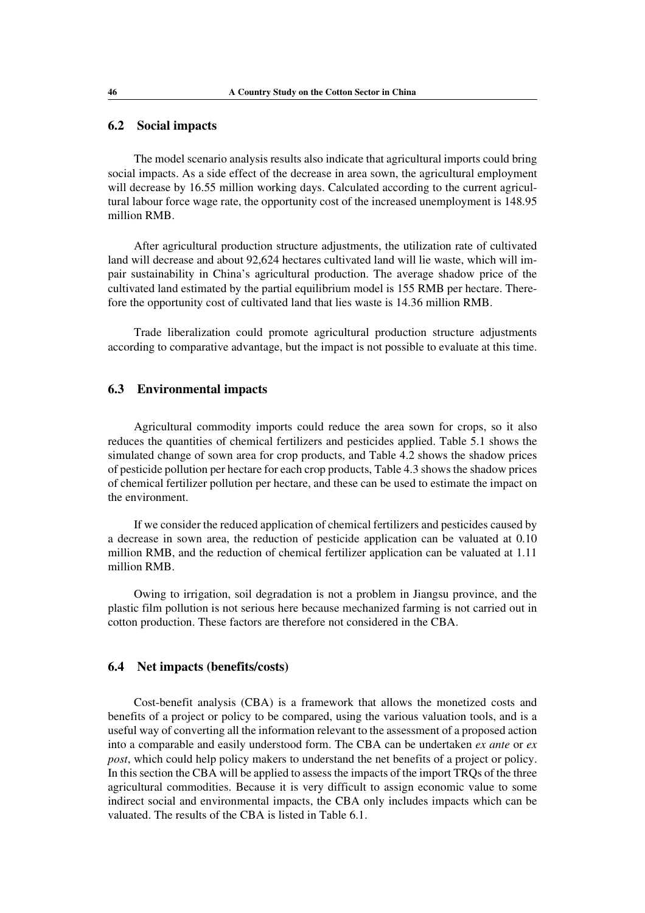## 6.2 Social impacts

The model scenario analysis results also indicate that agricultural imports could bring social impacts. As a side effect of the decrease in area sown, the agricultural employment will decrease by 16.55 million working days. Calculated according to the current agricultural labour force wage rate, the opportunity cost of the increased unemployment is 148.95 million RMB.

After agricultural production structure adjustments, the utilization rate of cultivated land will decrease and about 92,624 hectares cultivated land will lie waste, which will impair sustainability in China's agricultural production. The average shadow price of the cultivated land estimated by the partial equilibrium model is 155 RMB per hectare. Therefore the opportunity cost of cultivated land that lies waste is 14.36 million RMB.

Trade liberalization could promote agricultural production structure adjustments according to comparative advantage, but the impact is not possible to evaluate at this time.

## 6.3 Environmental impacts

Agricultural commodity imports could reduce the area sown for crops, so it also reduces the quantities of chemical fertilizers and pesticides applied. Table 5.1 shows the simulated change of sown area for crop products, and Table 4.2 shows the shadow prices of pesticide pollution per hectare for each crop products, Table 4.3 shows the shadow prices of chemical fertilizer pollution per hectare, and these can be used to estimate the impact on the environment.

If we consider the reduced application of chemical fertilizers and pesticides caused by a decrease in sown area, the reduction of pesticide application can be valuated at 0.10 million RMB, and the reduction of chemical fertilizer application can be valuated at 1.11 million RMB.

Owing to irrigation, soil degradation is not a problem in Jiangsu province, and the plastic film pollution is not serious here because mechanized farming is not carried out in cotton production. These factors are therefore not considered in the CBA.

## 6.4 Net impacts (benefits/costs)

Cost-benefit analysis (CBA) is a framework that allows the monetized costs and benefits of a project or policy to be compared, using the various valuation tools, and is a useful way of converting all the information relevant to the assessment of a proposed action into a comparable and easily understood form. The CBA can be undertaken *ex ante* or *ex post*, which could help policy makers to understand the net benefits of a project or policy. In this section the CBA will be applied to assess the impacts of the import TRQs of the three agricultural commodities. Because it is very difficult to assign economic value to some indirect social and environmental impacts, the CBA only includes impacts which can be valuated. The results of the CBA is listed in Table 6.1.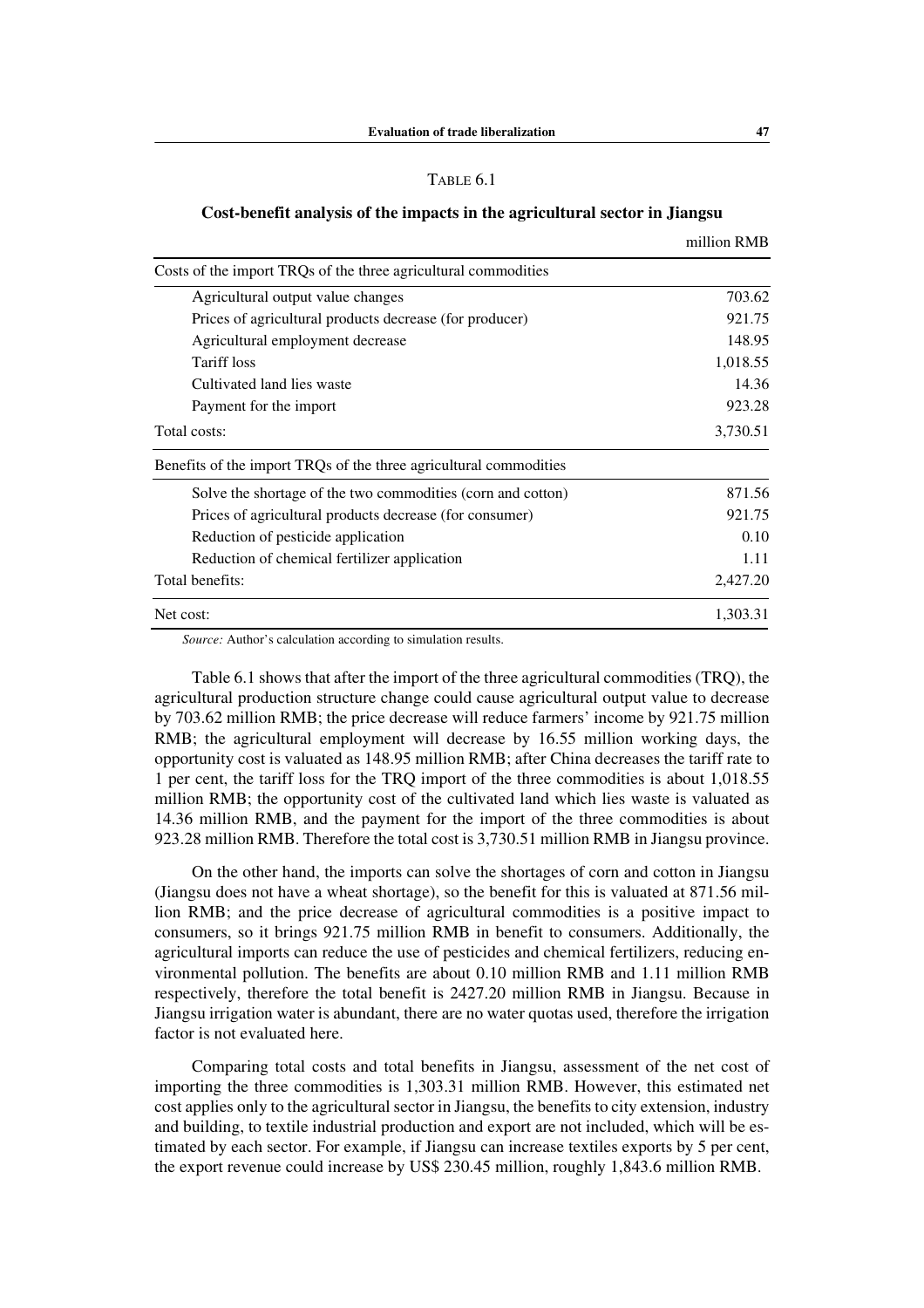TABLE 6.1

**Cost-benefit analysis of the impacts in the agricultural sector in Jiangsu**

| | million RMB |
|---|---|
| Costs of the import TRQs of the three agricultural commodities | |
| Agricultural output value changes | 703.62 |
| Prices of agricultural products decrease (for producer) | 921.75 |
| Agricultural employment decrease | 148.95 |
| Tariff loss | 1,018.55 |
| Cultivated land lies waste | 14.36 |
| Payment for the import | 923.28 |
| Total costs: | 3,730.51 |
| Benefits of the import TRQs of the three agricultural commodities | |
| Solve the shortage of the two commodities (corn and cotton) | 871.56 |
| Prices of agricultural products decrease (for consumer) | 921.75 |
| Reduction of pesticide application | 0.10 |
| Reduction of chemical fertilizer application | 1.11 |
| Total benefits: | 2,427.20 |
| Net cost: | 1,303.31 |

*Source:* Author's calculation according to simulation results.

Table 6.1 shows that after the import of the three agricultural commodities (TRQ), the agricultural production structure change could cause agricultural output value to decrease by 703.62 million RMB; the price decrease will reduce farmers' income by 921.75 million RMB; the agricultural employment will decrease by 16.55 million working days, the opportunity cost is valuated as 148.95 million RMB; after China decreases the tariff rate to 1 per cent, the tariff loss for the TRQ import of the three commodities is about 1,018.55 million RMB; the opportunity cost of the cultivated land which lies waste is valuated as 14.36 million RMB, and the payment for the import of the three commodities is about 923.28 million RMB. Therefore the total cost is 3,730.51 million RMB in Jiangsu province.

On the other hand, the imports can solve the shortages of corn and cotton in Jiangsu (Jiangsu does not have a wheat shortage), so the benefit for this is valuated at 871.56 million RMB; and the price decrease of agricultural commodities is a positive impact to consumers, so it brings 921.75 million RMB in benefit to consumers. Additionally, the agricultural imports can reduce the use of pesticides and chemical fertilizers, reducing environmental pollution. The benefits are about 0.10 million RMB and 1.11 million RMB respectively, therefore the total benefit is 2427.20 million RMB in Jiangsu. Because in Jiangsu irrigation water is abundant, there are no water quotas used, therefore the irrigation factor is not evaluated here.

Comparing total costs and total benefits in Jiangsu, assessment of the net cost of importing the three commodities is 1,303.31 million RMB. However, this estimated net cost applies only to the agricultural sector in Jiangsu, the benefits to city extension, industry and building, to textile industrial production and export are not included, which will be estimated by each sector. For example, if Jiangsu can increase textiles exports by 5 per cent, the export revenue could increase by US$ 230.45 million, roughly 1,843.6 million RMB.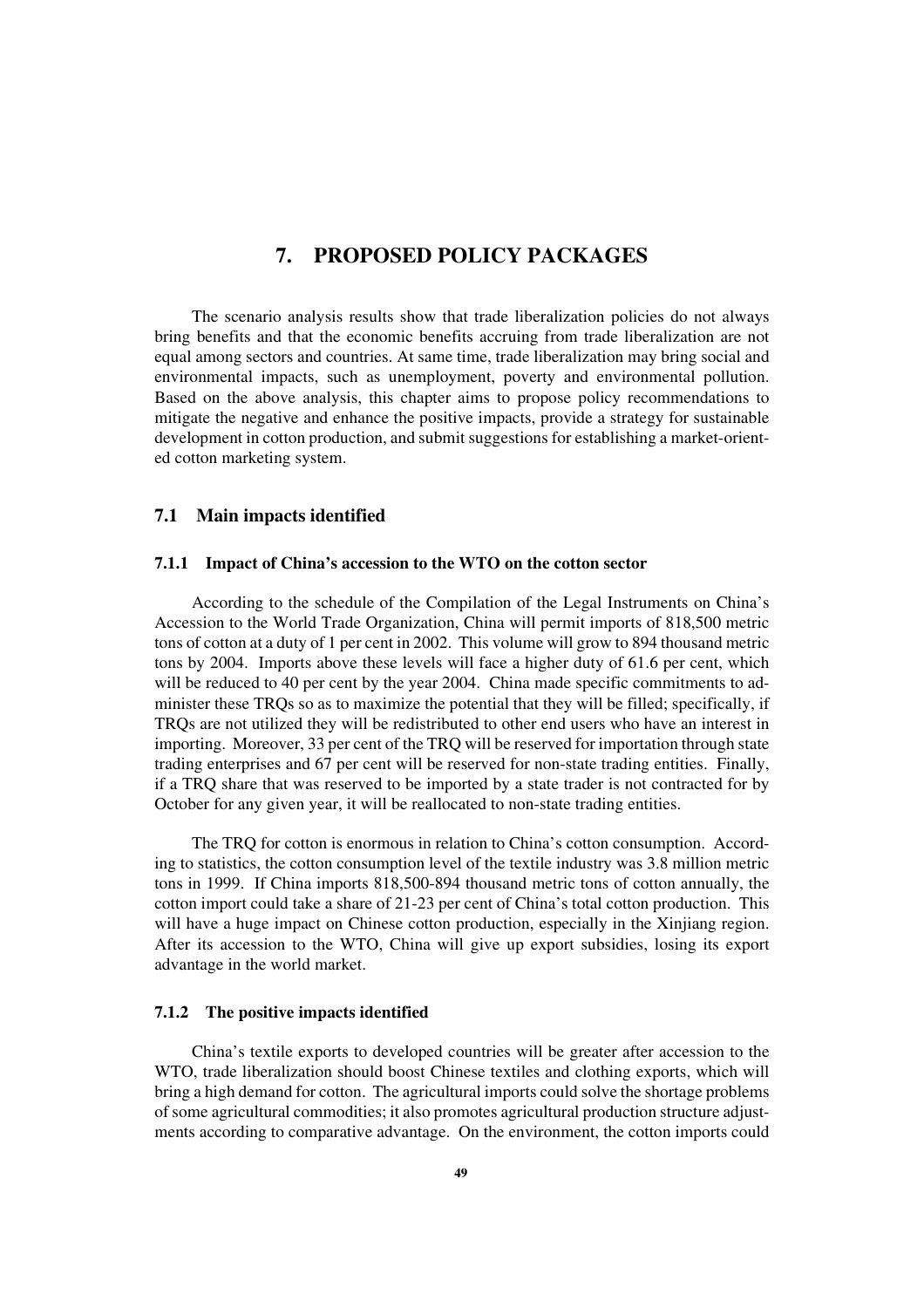# 7. PROPOSED POLICY PACKAGES

The scenario analysis results show that trade liberalization policies do not always bring benefits and that the economic benefits accruing from trade liberalization are not equal among sectors and countries. At same time, trade liberalization may bring social and environmental impacts, such as unemployment, poverty and environmental pollution. Based on the above analysis, this chapter aims to propose policy recommendations to mitigate the negative and enhance the positive impacts, provide a strategy for sustainable development in cotton production, and submit suggestions for establishing a market-oriented cotton marketing system.

## 7.1 Main impacts identified

### 7.1.1 Impact of China's accession to the WTO on the cotton sector

According to the schedule of the Compilation of the Legal Instruments on China's Accession to the World Trade Organization, China will permit imports of 818,500 metric tons of cotton at a duty of 1 per cent in 2002. This volume will grow to 894 thousand metric tons by 2004. Imports above these levels will face a higher duty of 61.6 per cent, which will be reduced to 40 per cent by the year 2004. China made specific commitments to administer these TRQs so as to maximize the potential that they will be filled; specifically, if TRQs are not utilized they will be redistributed to other end users who have an interest in importing. Moreover, 33 per cent of the TRQ will be reserved for importation through state trading enterprises and 67 per cent will be reserved for non-state trading entities. Finally, if a TRQ share that was reserved to be imported by a state trader is not contracted for by October for any given year, it will be reallocated to non-state trading entities.

The TRQ for cotton is enormous in relation to China's cotton consumption. According to statistics, the cotton consumption level of the textile industry was 3.8 million metric tons in 1999. If China imports 818,500-894 thousand metric tons of cotton annually, the cotton import could take a share of 21-23 per cent of China's total cotton production. This will have a huge impact on Chinese cotton production, especially in the Xinjiang region. After its accession to the WTO, China will give up export subsidies, losing its export advantage in the world market.

### 7.1.2 The positive impacts identified

China's textile exports to developed countries will be greater after accession to the WTO, trade liberalization should boost Chinese textiles and clothing exports, which will bring a high demand for cotton. The agricultural imports could solve the shortage problems of some agricultural commodities; it also promotes agricultural production structure adjustments according to comparative advantage. On the environment, the cotton imports could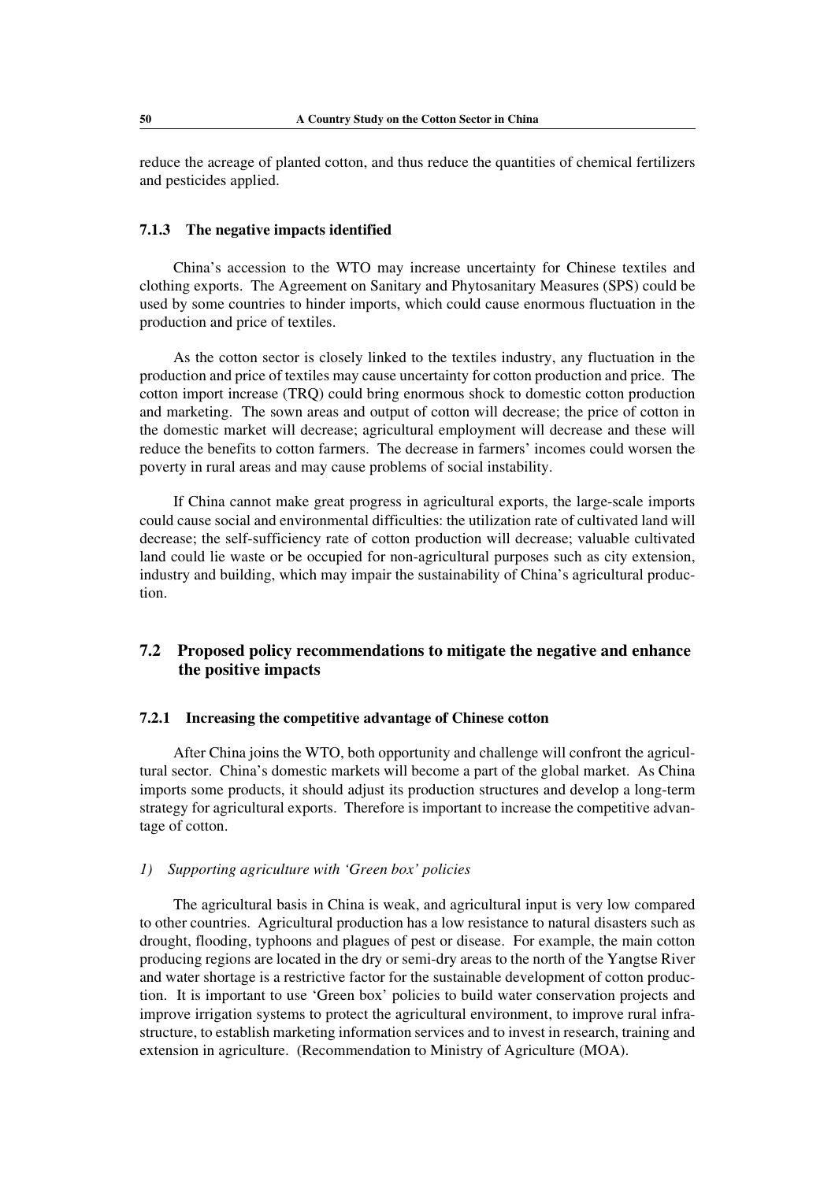reduce the acreage of planted cotton, and thus reduce the quantities of chemical fertilizers and pesticides applied.

### 7.1.3 The negative impacts identified

China's accession to the WTO may increase uncertainty for Chinese textiles and clothing exports. The Agreement on Sanitary and Phytosanitary Measures (SPS) could be used by some countries to hinder imports, which could cause enormous fluctuation in the production and price of textiles.

As the cotton sector is closely linked to the textiles industry, any fluctuation in the production and price of textiles may cause uncertainty for cotton production and price. The cotton import increase (TRQ) could bring enormous shock to domestic cotton production and marketing. The sown areas and output of cotton will decrease; the price of cotton in the domestic market will decrease; agricultural employment will decrease and these will reduce the benefits to cotton farmers. The decrease in farmers' incomes could worsen the poverty in rural areas and may cause problems of social instability.

If China cannot make great progress in agricultural exports, the large-scale imports could cause social and environmental difficulties: the utilization rate of cultivated land will decrease; the self-sufficiency rate of cotton production will decrease; valuable cultivated land could lie waste or be occupied for non-agricultural purposes such as city extension, industry and building, which may impair the sustainability of China's agricultural production.

## 7.2 Proposed policy recommendations to mitigate the negative and enhance the positive impacts

### 7.2.1 Increasing the competitive advantage of Chinese cotton

After China joins the WTO, both opportunity and challenge will confront the agricultural sector. China's domestic markets will become a part of the global market. As China imports some products, it should adjust its production structures and develop a long-term strategy for agricultural exports. Therefore is important to increase the competitive advantage of cotton.

*1) Supporting agriculture with 'Green box' policies*

The agricultural basis in China is weak, and agricultural input is very low compared to other countries. Agricultural production has a low resistance to natural disasters such as drought, flooding, typhoons and plagues of pest or disease. For example, the main cotton producing regions are located in the dry or semi-dry areas to the north of the Yangtse River and water shortage is a restrictive factor for the sustainable development of cotton production. It is important to use 'Green box' policies to build water conservation projects and improve irrigation systems to protect the agricultural environment, to improve rural infrastructure, to establish marketing information services and to invest in research, training and extension in agriculture. (Recommendation to Ministry of Agriculture (MOA).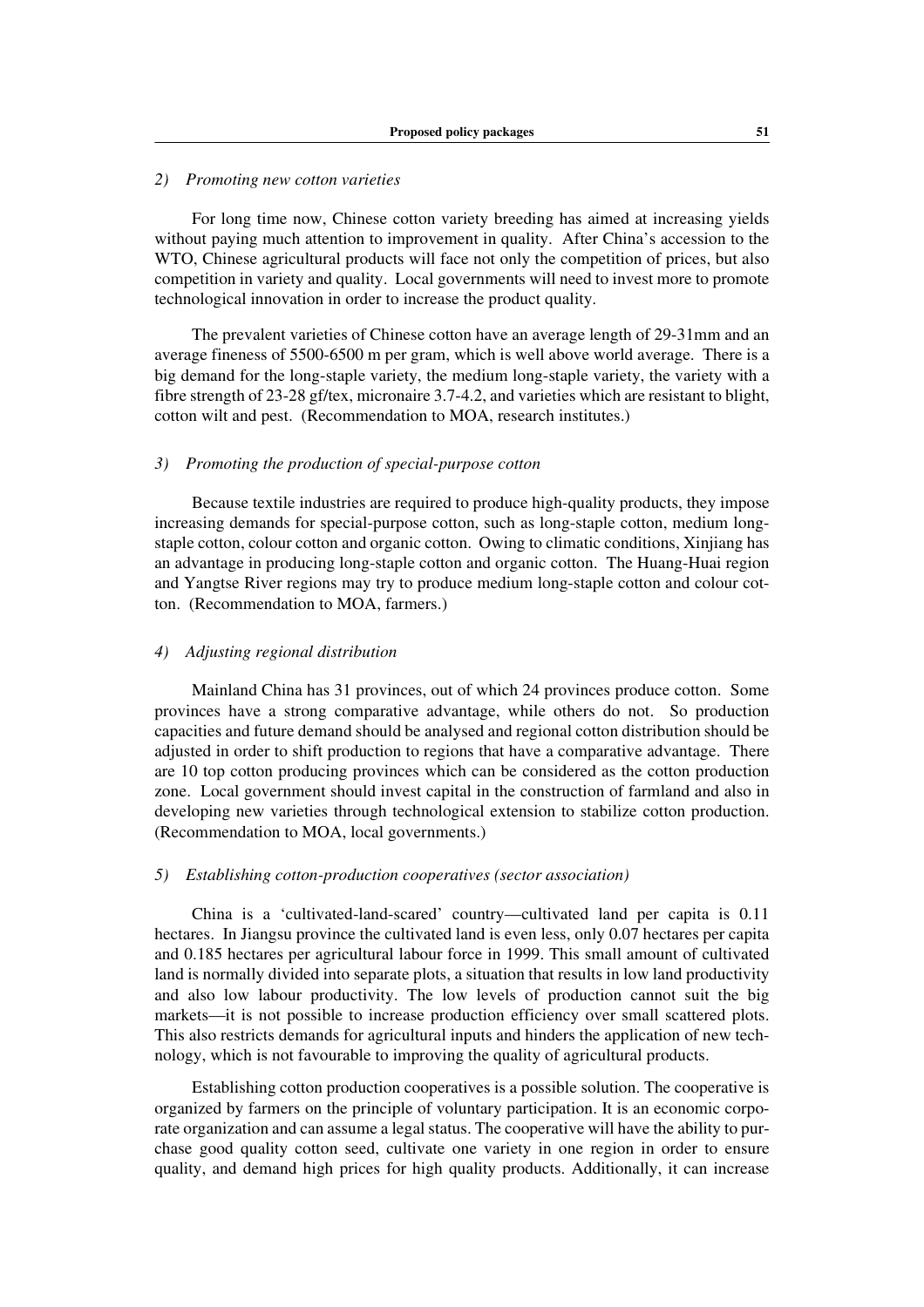*2) Promoting new cotton varieties*

For long time now, Chinese cotton variety breeding has aimed at increasing yields without paying much attention to improvement in quality. After China's accession to the WTO, Chinese agricultural products will face not only the competition of prices, but also competition in variety and quality. Local governments will need to invest more to promote technological innovation in order to increase the product quality.

The prevalent varieties of Chinese cotton have an average length of 29-31mm and an average fineness of 5500-6500 m per gram, which is well above world average. There is a big demand for the long-staple variety, the medium long-staple variety, the variety with a fibre strength of 23-28 gf/tex, micronaire 3.7-4.2, and varieties which are resistant to blight, cotton wilt and pest. (Recommendation to MOA, research institutes.)

*3) Promoting the production of special-purpose cotton*

Because textile industries are required to produce high-quality products, they impose increasing demands for special-purpose cotton, such as long-staple cotton, medium long-staple cotton, colour cotton and organic cotton. Owing to climatic conditions, Xinjiang has an advantage in producing long-staple cotton and organic cotton. The Huang-Huai region and Yangtse River regions may try to produce medium long-staple cotton and colour cotton. (Recommendation to MOA, farmers.)

*4) Adjusting regional distribution*

Mainland China has 31 provinces, out of which 24 provinces produce cotton. Some provinces have a strong comparative advantage, while others do not. So production capacities and future demand should be analysed and regional cotton distribution should be adjusted in order to shift production to regions that have a comparative advantage. There are 10 top cotton producing provinces which can be considered as the cotton production zone. Local government should invest capital in the construction of farmland and also in developing new varieties through technological extension to stabilize cotton production. (Recommendation to MOA, local governments.)

*5) Establishing cotton-production cooperatives (sector association)*

China is a 'cultivated-land-scared' country—cultivated land per capita is 0.11 hectares. In Jiangsu province the cultivated land is even less, only 0.07 hectares per capita and 0.185 hectares per agricultural labour force in 1999. This small amount of cultivated land is normally divided into separate plots, a situation that results in low land productivity and also low labour productivity. The low levels of production cannot suit the big markets—it is not possible to increase production efficiency over small scattered plots. This also restricts demands for agricultural inputs and hinders the application of new technology, which is not favourable to improving the quality of agricultural products.

Establishing cotton production cooperatives is a possible solution. The cooperative is organized by farmers on the principle of voluntary participation. It is an economic corporate organization and can assume a legal status. The cooperative will have the ability to purchase good quality cotton seed, cultivate one variety in one region in order to ensure quality, and demand high prices for high quality products. Additionally, it can increase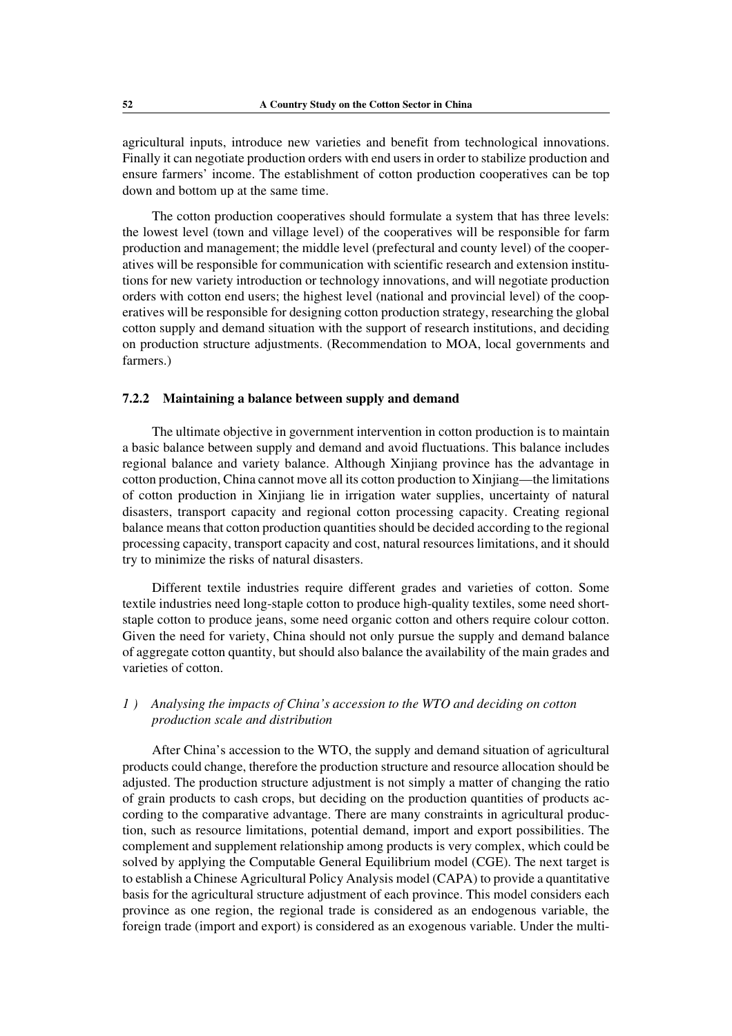agricultural inputs, introduce new varieties and benefit from technological innovations. Finally it can negotiate production orders with end users in order to stabilize production and ensure farmers' income. The establishment of cotton production cooperatives can be top down and bottom up at the same time.

The cotton production cooperatives should formulate a system that has three levels: the lowest level (town and village level) of the cooperatives will be responsible for farm production and management; the middle level (prefectural and county level) of the cooperatives will be responsible for communication with scientific research and extension institutions for new variety introduction or technology innovations, and will negotiate production orders with cotton end users; the highest level (national and provincial level) of the cooperatives will be responsible for designing cotton production strategy, researching the global cotton supply and demand situation with the support of research institutions, and deciding on production structure adjustments. (Recommendation to MOA, local governments and farmers.)

### 7.2.2 Maintaining a balance between supply and demand

The ultimate objective in government intervention in cotton production is to maintain a basic balance between supply and demand and avoid fluctuations. This balance includes regional balance and variety balance. Although Xinjiang province has the advantage in cotton production, China cannot move all its cotton production to Xinjiang—the limitations of cotton production in Xinjiang lie in irrigation water supplies, uncertainty of natural disasters, transport capacity and regional cotton processing capacity. Creating regional balance means that cotton production quantities should be decided according to the regional processing capacity, transport capacity and cost, natural resources limitations, and it should try to minimize the risks of natural disasters.

Different textile industries require different grades and varieties of cotton. Some textile industries need long-staple cotton to produce high-quality textiles, some need short-staple cotton to produce jeans, some need organic cotton and others require colour cotton. Given the need for variety, China should not only pursue the supply and demand balance of aggregate cotton quantity, but should also balance the availability of the main grades and varieties of cotton.

*1 ) Analysing the impacts of China's accession to the WTO and deciding on cotton production scale and distribution*

After China's accession to the WTO, the supply and demand situation of agricultural products could change, therefore the production structure and resource allocation should be adjusted. The production structure adjustment is not simply a matter of changing the ratio of grain products to cash crops, but deciding on the production quantities of products according to the comparative advantage. There are many constraints in agricultural production, such as resource limitations, potential demand, import and export possibilities. The complement and supplement relationship among products is very complex, which could be solved by applying the Computable General Equilibrium model (CGE). The next target is to establish a Chinese Agricultural Policy Analysis model (CAPA) to provide a quantitative basis for the agricultural structure adjustment of each province. This model considers each province as one region, the regional trade is considered as an endogenous variable, the foreign trade (import and export) is considered as an exogenous variable. Under the multi-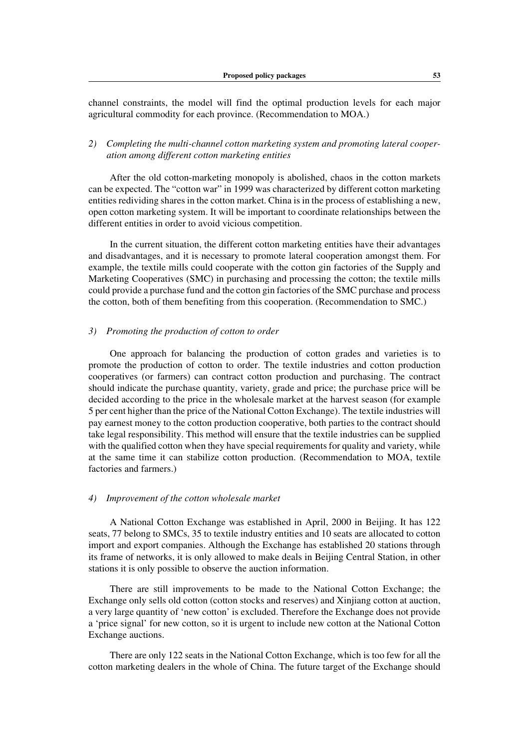channel constraints, the model will find the optimal production levels for each major agricultural commodity for each province. (Recommendation to MOA.)

*2) Completing the multi-channel cotton marketing system and promoting lateral cooperation among different cotton marketing entities*

After the old cotton-marketing monopoly is abolished, chaos in the cotton markets can be expected. The "cotton war" in 1999 was characterized by different cotton marketing entities redividing shares in the cotton market. China is in the process of establishing a new, open cotton marketing system. It will be important to coordinate relationships between the different entities in order to avoid vicious competition.

In the current situation, the different cotton marketing entities have their advantages and disadvantages, and it is necessary to promote lateral cooperation amongst them. For example, the textile mills could cooperate with the cotton gin factories of the Supply and Marketing Cooperatives (SMC) in purchasing and processing the cotton; the textile mills could provide a purchase fund and the cotton gin factories of the SMC purchase and process the cotton, both of them benefiting from this cooperation. (Recommendation to SMC.)

*3) Promoting the production of cotton to order*

One approach for balancing the production of cotton grades and varieties is to promote the production of cotton to order. The textile industries and cotton production cooperatives (or farmers) can contract cotton production and purchasing. The contract should indicate the purchase quantity, variety, grade and price; the purchase price will be decided according to the price in the wholesale market at the harvest season (for example 5 per cent higher than the price of the National Cotton Exchange). The textile industries will pay earnest money to the cotton production cooperative, both parties to the contract should take legal responsibility. This method will ensure that the textile industries can be supplied with the qualified cotton when they have special requirements for quality and variety, while at the same time it can stabilize cotton production. (Recommendation to MOA, textile factories and farmers.)

*4) Improvement of the cotton wholesale market*

A National Cotton Exchange was established in April, 2000 in Beijing. It has 122 seats, 77 belong to SMCs, 35 to textile industry entities and 10 seats are allocated to cotton import and export companies. Although the Exchange has established 20 stations through its frame of networks, it is only allowed to make deals in Beijing Central Station, in other stations it is only possible to observe the auction information.

There are still improvements to be made to the National Cotton Exchange; the Exchange only sells old cotton (cotton stocks and reserves) and Xinjiang cotton at auction, a very large quantity of 'new cotton' is excluded. Therefore the Exchange does not provide a 'price signal' for new cotton, so it is urgent to include new cotton at the National Cotton Exchange auctions.

There are only 122 seats in the National Cotton Exchange, which is too few for all the cotton marketing dealers in the whole of China. The future target of the Exchange should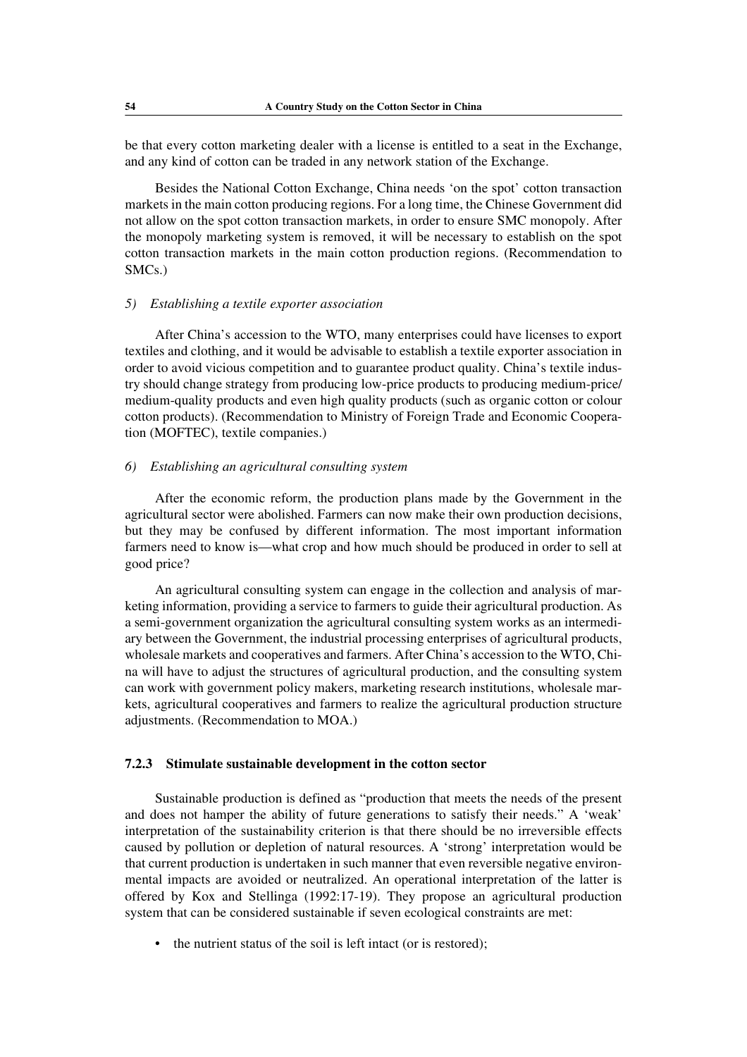be that every cotton marketing dealer with a license is entitled to a seat in the Exchange, and any kind of cotton can be traded in any network station of the Exchange.

Besides the National Cotton Exchange, China needs 'on the spot' cotton transaction markets in the main cotton producing regions. For a long time, the Chinese Government did not allow on the spot cotton transaction markets, in order to ensure SMC monopoly. After the monopoly marketing system is removed, it will be necessary to establish on the spot cotton transaction markets in the main cotton production regions. (Recommendation to SMCs.)

*5) Establishing a textile exporter association*

After China's accession to the WTO, many enterprises could have licenses to export textiles and clothing, and it would be advisable to establish a textile exporter association in order to avoid vicious competition and to guarantee product quality. China's textile industry should change strategy from producing low-price products to producing medium-price/ medium-quality products and even high quality products (such as organic cotton or colour cotton products). (Recommendation to Ministry of Foreign Trade and Economic Cooperation (MOFTEC), textile companies.)

*6) Establishing an agricultural consulting system*

After the economic reform, the production plans made by the Government in the agricultural sector were abolished. Farmers can now make their own production decisions, but they may be confused by different information. The most important information farmers need to know is—what crop and how much should be produced in order to sell at good price?

An agricultural consulting system can engage in the collection and analysis of marketing information, providing a service to farmers to guide their agricultural production. As a semi-government organization the agricultural consulting system works as an intermediary between the Government, the industrial processing enterprises of agricultural products, wholesale markets and cooperatives and farmers. After China's accession to the WTO, China will have to adjust the structures of agricultural production, and the consulting system can work with government policy makers, marketing research institutions, wholesale markets, agricultural cooperatives and farmers to realize the agricultural production structure adjustments. (Recommendation to MOA.)

### 7.2.3 Stimulate sustainable development in the cotton sector

Sustainable production is defined as "production that meets the needs of the present and does not hamper the ability of future generations to satisfy their needs." A 'weak' interpretation of the sustainability criterion is that there should be no irreversible effects caused by pollution or depletion of natural resources. A 'strong' interpretation would be that current production is undertaken in such manner that even reversible negative environmental impacts are avoided or neutralized. An operational interpretation of the latter is offered by Kox and Stellinga (1992:17-19). They propose an agricultural production system that can be considered sustainable if seven ecological constraints are met:

- the nutrient status of the soil is left intact (or is restored);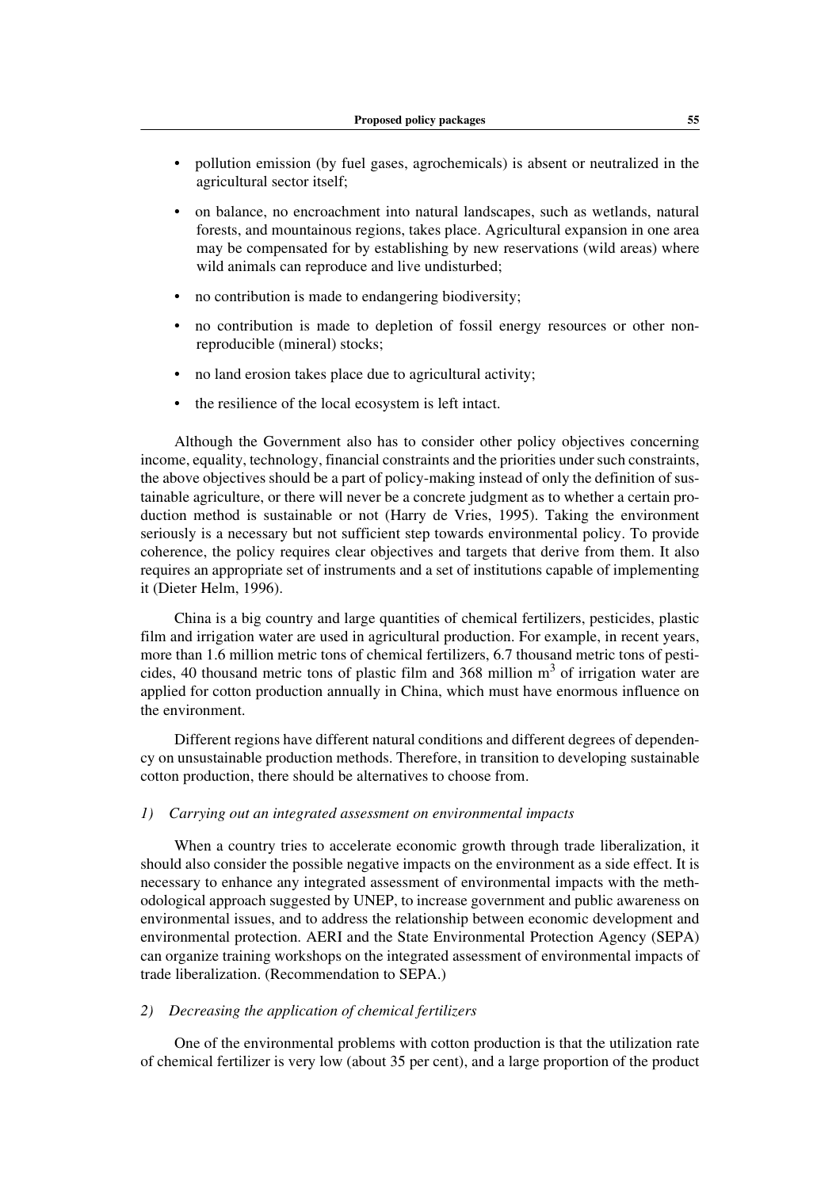- pollution emission (by fuel gases, agrochemicals) is absent or neutralized in the agricultural sector itself;
- on balance, no encroachment into natural landscapes, such as wetlands, natural forests, and mountainous regions, takes place. Agricultural expansion in one area may be compensated for by establishing by new reservations (wild areas) where wild animals can reproduce and live undisturbed;
- no contribution is made to endangering biodiversity;
- no contribution is made to depletion of fossil energy resources or other non-reproducible (mineral) stocks;
- no land erosion takes place due to agricultural activity;
- the resilience of the local ecosystem is left intact.

Although the Government also has to consider other policy objectives concerning income, equality, technology, financial constraints and the priorities under such constraints, the above objectives should be a part of policy-making instead of only the definition of sustainable agriculture, or there will never be a concrete judgment as to whether a certain production method is sustainable or not (Harry de Vries, 1995). Taking the environment seriously is a necessary but not sufficient step towards environmental policy. To provide coherence, the policy requires clear objectives and targets that derive from them. It also requires an appropriate set of instruments and a set of institutions capable of implementing it (Dieter Helm, 1996).

China is a big country and large quantities of chemical fertilizers, pesticides, plastic film and irrigation water are used in agricultural production. For example, in recent years, more than 1.6 million metric tons of chemical fertilizers, 6.7 thousand metric tons of pesticides, 40 thousand metric tons of plastic film and 368 million $m^3$ of irrigation water are applied for cotton production annually in China, which must have enormous influence on the environment.

Different regions have different natural conditions and different degrees of dependency on unsustainable production methods. Therefore, in transition to developing sustainable cotton production, there should be alternatives to choose from.

*1) Carrying out an integrated assessment on environmental impacts*

When a country tries to accelerate economic growth through trade liberalization, it should also consider the possible negative impacts on the environment as a side effect. It is necessary to enhance any integrated assessment of environmental impacts with the methodological approach suggested by UNEP, to increase government and public awareness on environmental issues, and to address the relationship between economic development and environmental protection. AERI and the State Environmental Protection Agency (SEPA) can organize training workshops on the integrated assessment of environmental impacts of trade liberalization. (Recommendation to SEPA.)

*2) Decreasing the application of chemical fertilizers*

One of the environmental problems with cotton production is that the utilization rate of chemical fertilizer is very low (about 35 per cent), and a large proportion of the product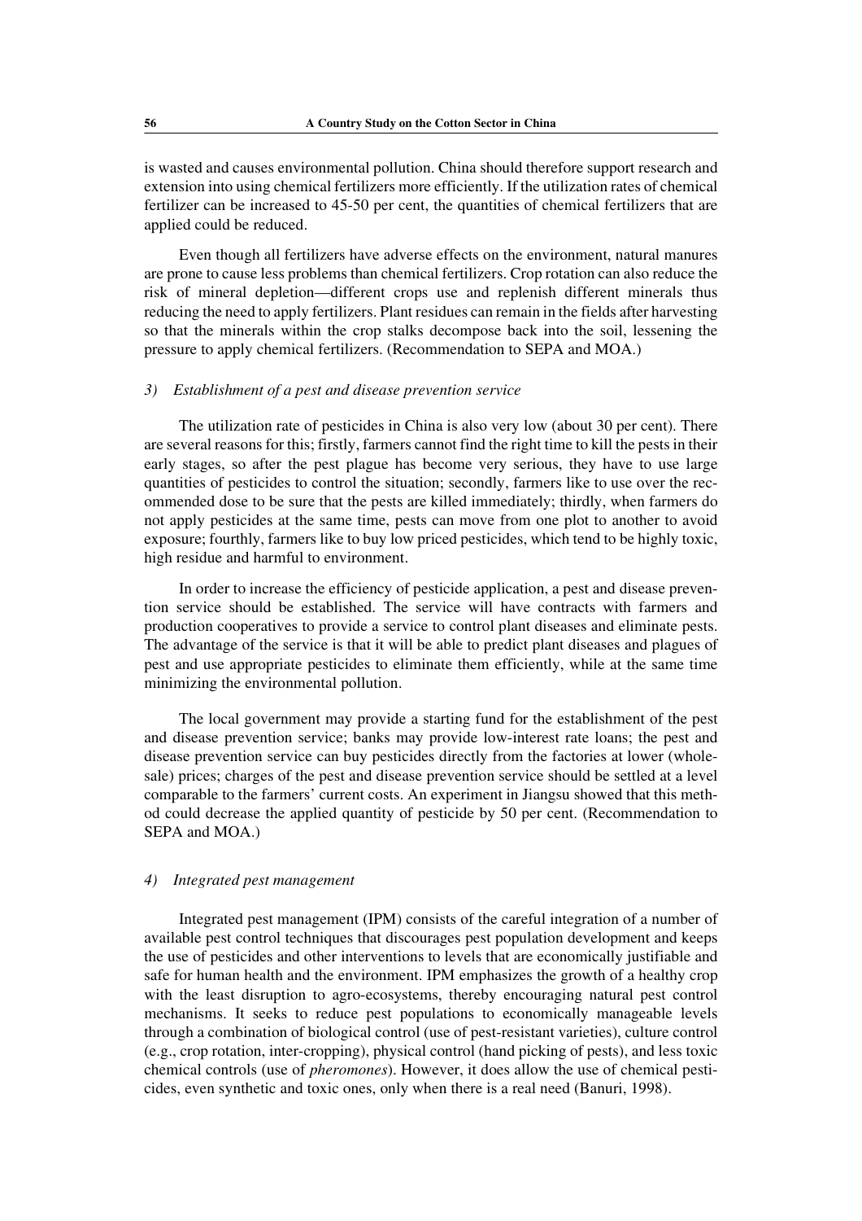is wasted and causes environmental pollution. China should therefore support research and extension into using chemical fertilizers more efficiently. If the utilization rates of chemical fertilizer can be increased to 45-50 per cent, the quantities of chemical fertilizers that are applied could be reduced.

Even though all fertilizers have adverse effects on the environment, natural manures are prone to cause less problems than chemical fertilizers. Crop rotation can also reduce the risk of mineral depletion—different crops use and replenish different minerals thus reducing the need to apply fertilizers. Plant residues can remain in the fields after harvesting so that the minerals within the crop stalks decompose back into the soil, lessening the pressure to apply chemical fertilizers. (Recommendation to SEPA and MOA.)

#### 3) *Establishment of a pest and disease prevention service*

The utilization rate of pesticides in China is also very low (about 30 per cent). There are several reasons for this; firstly, farmers cannot find the right time to kill the pests in their early stages, so after the pest plague has become very serious, they have to use large quantities of pesticides to control the situation; secondly, farmers like to use over the recommended dose to be sure that the pests are killed immediately; thirdly, when farmers do not apply pesticides at the same time, pests can move from one plot to another to avoid exposure; fourthly, farmers like to buy low priced pesticides, which tend to be highly toxic, high residue and harmful to environment.

In order to increase the efficiency of pesticide application, a pest and disease prevention service should be established. The service will have contracts with farmers and production cooperatives to provide a service to control plant diseases and eliminate pests. The advantage of the service is that it will be able to predict plant diseases and plagues of pest and use appropriate pesticides to eliminate them efficiently, while at the same time minimizing the environmental pollution.

The local government may provide a starting fund for the establishment of the pest and disease prevention service; banks may provide low-interest rate loans; the pest and disease prevention service can buy pesticides directly from the factories at lower (wholesale) prices; charges of the pest and disease prevention service should be settled at a level comparable to the farmers' current costs. An experiment in Jiangsu showed that this method could decrease the applied quantity of pesticide by 50 per cent. (Recommendation to SEPA and MOA.)

#### 4) *Integrated pest management*

Integrated pest management (IPM) consists of the careful integration of a number of available pest control techniques that discourages pest population development and keeps the use of pesticides and other interventions to levels that are economically justifiable and safe for human health and the environment. IPM emphasizes the growth of a healthy crop with the least disruption to agro-ecosystems, thereby encouraging natural pest control mechanisms. It seeks to reduce pest populations to economically manageable levels through a combination of biological control (use of pest-resistant varieties), culture control (e.g., crop rotation, inter-cropping), physical control (hand picking of pests), and less toxic chemical controls (use of *pheromones*). However, it does allow the use of chemical pesticides, even synthetic and toxic ones, only when there is a real need (Banuri, 1998).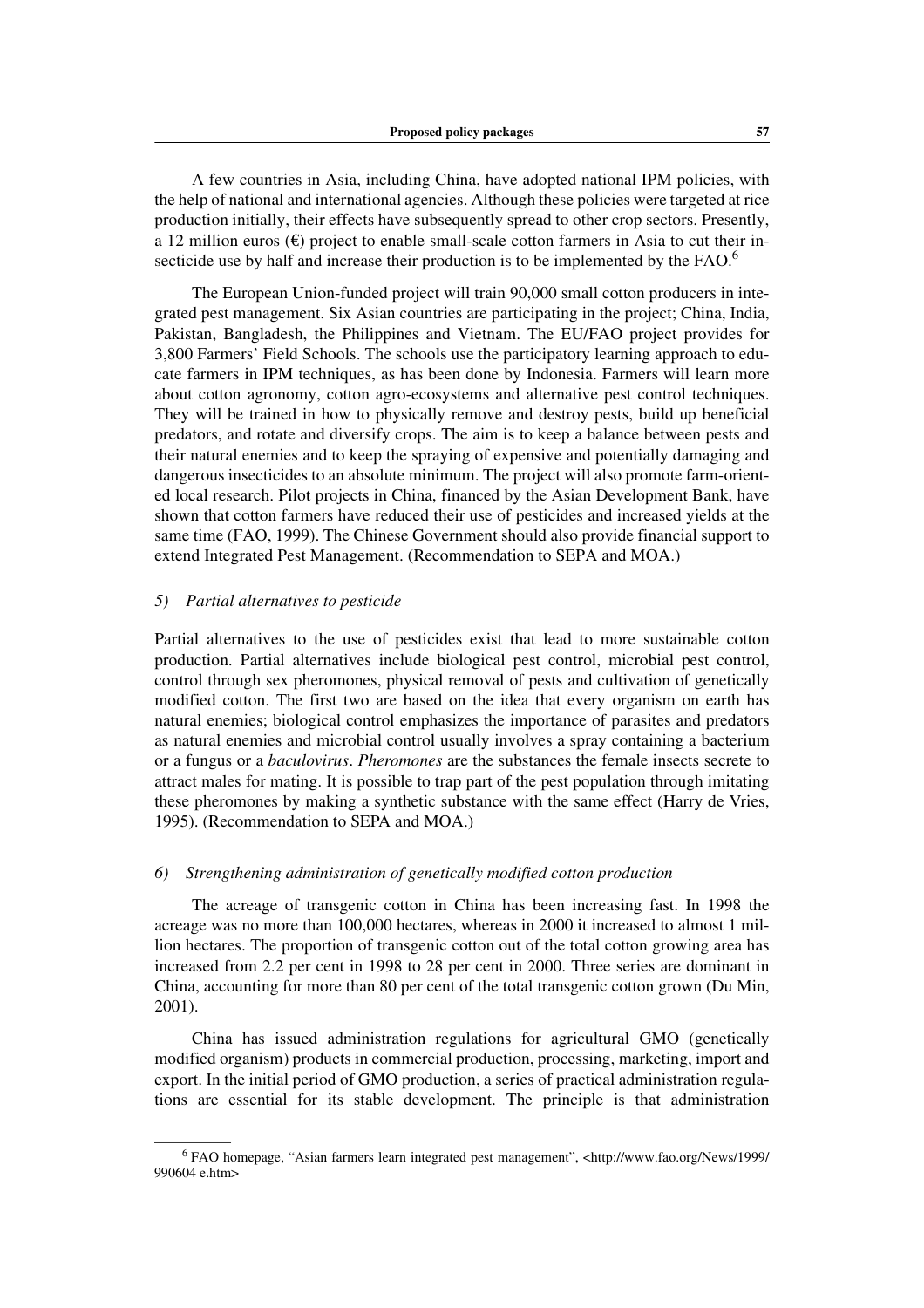A few countries in Asia, including China, have adopted national IPM policies, with the help of national and international agencies. Although these policies were targeted at rice production initially, their effects have subsequently spread to other crop sectors. Presently, a 12 million euros (€) project to enable small-scale cotton farmers in Asia to cut their insecticide use by half and increase their production is to be implemented by the FAO.[6]

The European Union-funded project will train 90,000 small cotton producers in integrated pest management. Six Asian countries are participating in the project; China, India, Pakistan, Bangladesh, the Philippines and Vietnam. The EU/FAO project provides for 3,800 Farmers' Field Schools. The schools use the participatory learning approach to educate farmers in IPM techniques, as has been done by Indonesia. Farmers will learn more about cotton agronomy, cotton agro-ecosystems and alternative pest control techniques. They will be trained in how to physically remove and destroy pests, build up beneficial predators, and rotate and diversify crops. The aim is to keep a balance between pests and their natural enemies and to keep the spraying of expensive and potentially damaging and dangerous insecticides to an absolute minimum. The project will also promote farm-oriented local research. Pilot projects in China, financed by the Asian Development Bank, have shown that cotton farmers have reduced their use of pesticides and increased yields at the same time (FAO, 1999). The Chinese Government should also provide financial support to extend Integrated Pest Management. (Recommendation to SEPA and MOA.)

*5) Partial alternatives to pesticide*

Partial alternatives to the use of pesticides exist that lead to more sustainable cotton production. Partial alternatives include biological pest control, microbial pest control, control through sex pheromones, physical removal of pests and cultivation of genetically modified cotton. The first two are based on the idea that every organism on earth has natural enemies; biological control emphasizes the importance of parasites and predators as natural enemies and microbial control usually involves a spray containing a bacterium or a fungus or a *baculovirus*. *Pheromones* are the substances the female insects secrete to attract males for mating. It is possible to trap part of the pest population through imitating these pheromones by making a synthetic substance with the same effect (Harry de Vries, 1995). (Recommendation to SEPA and MOA.)

*6) Strengthening administration of genetically modified cotton production*

The acreage of transgenic cotton in China has been increasing fast. In 1998 the acreage was no more than 100,000 hectares, whereas in 2000 it increased to almost 1 million hectares. The proportion of transgenic cotton out of the total cotton growing area has increased from 2.2 per cent in 1998 to 28 per cent in 2000. Three series are dominant in China, accounting for more than 80 per cent of the total transgenic cotton grown (Du Min, 2001).

China has issued administration regulations for agricultural GMO (genetically modified organism) products in commercial production, processing, marketing, import and export. In the initial period of GMO production, a series of practical administration regulations are essential for its stable development. The principle is that administration

---

[6] FAO homepage, "Asian farmers learn integrated pest management", <http://www.fao.org/News/1999/990604 e.htm>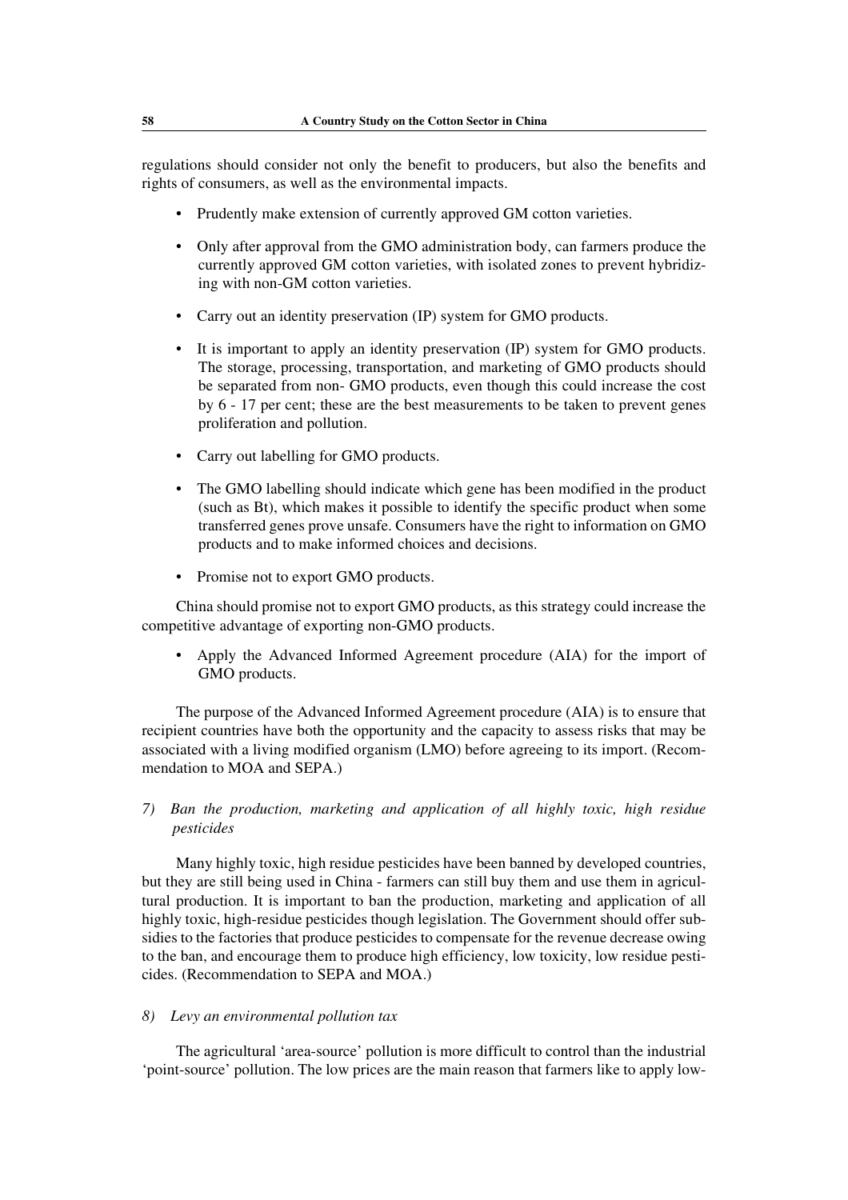regulations should consider not only the benefit to producers, but also the benefits and rights of consumers, as well as the environmental impacts.

- Prudently make extension of currently approved GM cotton varieties.
- Only after approval from the GMO administration body, can farmers produce the currently approved GM cotton varieties, with isolated zones to prevent hybridizing with non-GM cotton varieties.
- Carry out an identity preservation (IP) system for GMO products.
- It is important to apply an identity preservation (IP) system for GMO products. The storage, processing, transportation, and marketing of GMO products should be separated from non- GMO products, even though this could increase the cost by 6 - 17 per cent; these are the best measurements to be taken to prevent genes proliferation and pollution.
- Carry out labelling for GMO products.
- The GMO labelling should indicate which gene has been modified in the product (such as Bt), which makes it possible to identify the specific product when some transferred genes prove unsafe. Consumers have the right to information on GMO products and to make informed choices and decisions.
- Promise not to export GMO products.

China should promise not to export GMO products, as this strategy could increase the competitive advantage of exporting non-GMO products.

- Apply the Advanced Informed Agreement procedure (AIA) for the import of GMO products.

The purpose of the Advanced Informed Agreement procedure (AIA) is to ensure that recipient countries have both the opportunity and the capacity to assess risks that may be associated with a living modified organism (LMO) before agreeing to its import. (Recommendation to MOA and SEPA.)

*7) Ban the production, marketing and application of all highly toxic, high residue pesticides*

Many highly toxic, high residue pesticides have been banned by developed countries, but they are still being used in China - farmers can still buy them and use them in agricultural production. It is important to ban the production, marketing and application of all highly toxic, high-residue pesticides though legislation. The Government should offer subsidies to the factories that produce pesticides to compensate for the revenue decrease owing to the ban, and encourage them to produce high efficiency, low toxicity, low residue pesticides. (Recommendation to SEPA and MOA.)

*8) Levy an environmental pollution tax*

The agricultural 'area-source' pollution is more difficult to control than the industrial 'point-source' pollution. The low prices are the main reason that farmers like to apply low-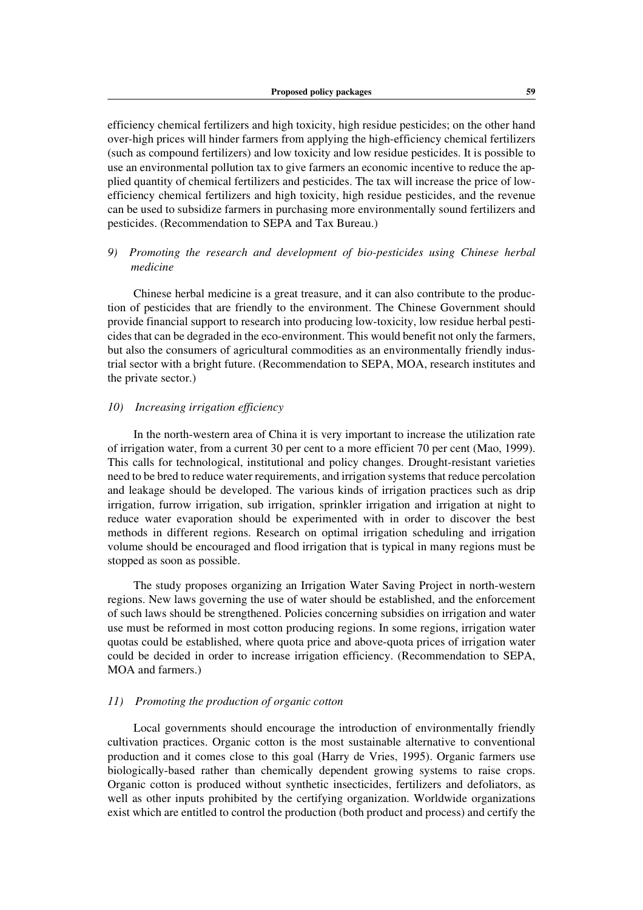efficiency chemical fertilizers and high toxicity, high residue pesticides; on the other hand over-high prices will hinder farmers from applying the high-efficiency chemical fertilizers (such as compound fertilizers) and low toxicity and low residue pesticides. It is possible to use an environmental pollution tax to give farmers an economic incentive to reduce the applied quantity of chemical fertilizers and pesticides. The tax will increase the price of low-efficiency chemical fertilizers and high toxicity, high residue pesticides, and the revenue can be used to subsidize farmers in purchasing more environmentally sound fertilizers and pesticides. (Recommendation to SEPA and Tax Bureau.)

*9) Promoting the research and development of bio-pesticides using Chinese herbal medicine*

Chinese herbal medicine is a great treasure, and it can also contribute to the production of pesticides that are friendly to the environment. The Chinese Government should provide financial support to research into producing low-toxicity, low residue herbal pesticides that can be degraded in the eco-environment. This would benefit not only the farmers, but also the consumers of agricultural commodities as an environmentally friendly industrial sector with a bright future. (Recommendation to SEPA, MOA, research institutes and the private sector.)

*10) Increasing irrigation efficiency*

In the north-western area of China it is very important to increase the utilization rate of irrigation water, from a current 30 per cent to a more efficient 70 per cent (Mao, 1999). This calls for technological, institutional and policy changes. Drought-resistant varieties need to be bred to reduce water requirements, and irrigation systems that reduce percolation and leakage should be developed. The various kinds of irrigation practices such as drip irrigation, furrow irrigation, sub irrigation, sprinkler irrigation and irrigation at night to reduce water evaporation should be experimented with in order to discover the best methods in different regions. Research on optimal irrigation scheduling and irrigation volume should be encouraged and flood irrigation that is typical in many regions must be stopped as soon as possible.

The study proposes organizing an Irrigation Water Saving Project in north-western regions. New laws governing the use of water should be established, and the enforcement of such laws should be strengthened. Policies concerning subsidies on irrigation and water use must be reformed in most cotton producing regions. In some regions, irrigation water quotas could be established, where quota price and above-quota prices of irrigation water could be decided in order to increase irrigation efficiency. (Recommendation to SEPA, MOA and farmers.)

*11) Promoting the production of organic cotton*

Local governments should encourage the introduction of environmentally friendly cultivation practices. Organic cotton is the most sustainable alternative to conventional production and it comes close to this goal (Harry de Vries, 1995). Organic farmers use biologically-based rather than chemically dependent growing systems to raise crops. Organic cotton is produced without synthetic insecticides, fertilizers and defoliators, as well as other inputs prohibited by the certifying organization. Worldwide organizations exist which are entitled to control the production (both product and process) and certify the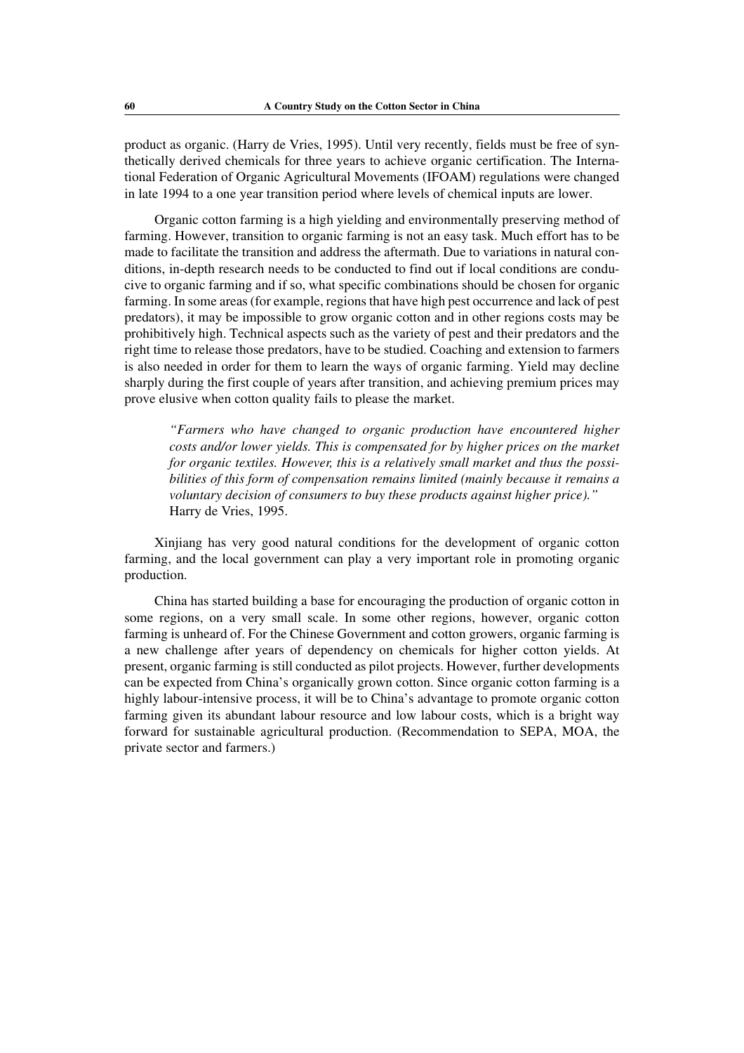product as organic. (Harry de Vries, 1995). Until very recently, fields must be free of synthetically derived chemicals for three years to achieve organic certification. The International Federation of Organic Agricultural Movements (IFOAM) regulations were changed in late 1994 to a one year transition period where levels of chemical inputs are lower.

Organic cotton farming is a high yielding and environmentally preserving method of farming. However, transition to organic farming is not an easy task. Much effort has to be made to facilitate the transition and address the aftermath. Due to variations in natural conditions, in-depth research needs to be conducted to find out if local conditions are conducive to organic farming and if so, what specific combinations should be chosen for organic farming. In some areas (for example, regions that have high pest occurrence and lack of pest predators), it may be impossible to grow organic cotton and in other regions costs may be prohibitively high. Technical aspects such as the variety of pest and their predators and the right time to release those predators, have to be studied. Coaching and extension to farmers is also needed in order for them to learn the ways of organic farming. Yield may decline sharply during the first couple of years after transition, and achieving premium prices may prove elusive when cotton quality fails to please the market.

> *"Farmers who have changed to organic production have encountered higher costs and/or lower yields. This is compensated for by higher prices on the market for organic textiles. However, this is a relatively small market and thus the possibilities of this form of compensation remains limited (mainly because it remains a voluntary decision of consumers to buy these products against higher price)."*
> Harry de Vries, 1995.

Xinjiang has very good natural conditions for the development of organic cotton farming, and the local government can play a very important role in promoting organic production.

China has started building a base for encouraging the production of organic cotton in some regions, on a very small scale. In some other regions, however, organic cotton farming is unheard of. For the Chinese Government and cotton growers, organic farming is a new challenge after years of dependency on chemicals for higher cotton yields. At present, organic farming is still conducted as pilot projects. However, further developments can be expected from China's organically grown cotton. Since organic cotton farming is a highly labour-intensive process, it will be to China's advantage to promote organic cotton farming given its abundant labour resource and low labour costs, which is a bright way forward for sustainable agricultural production. (Recommendation to SEPA, MOA, the private sector and farmers.)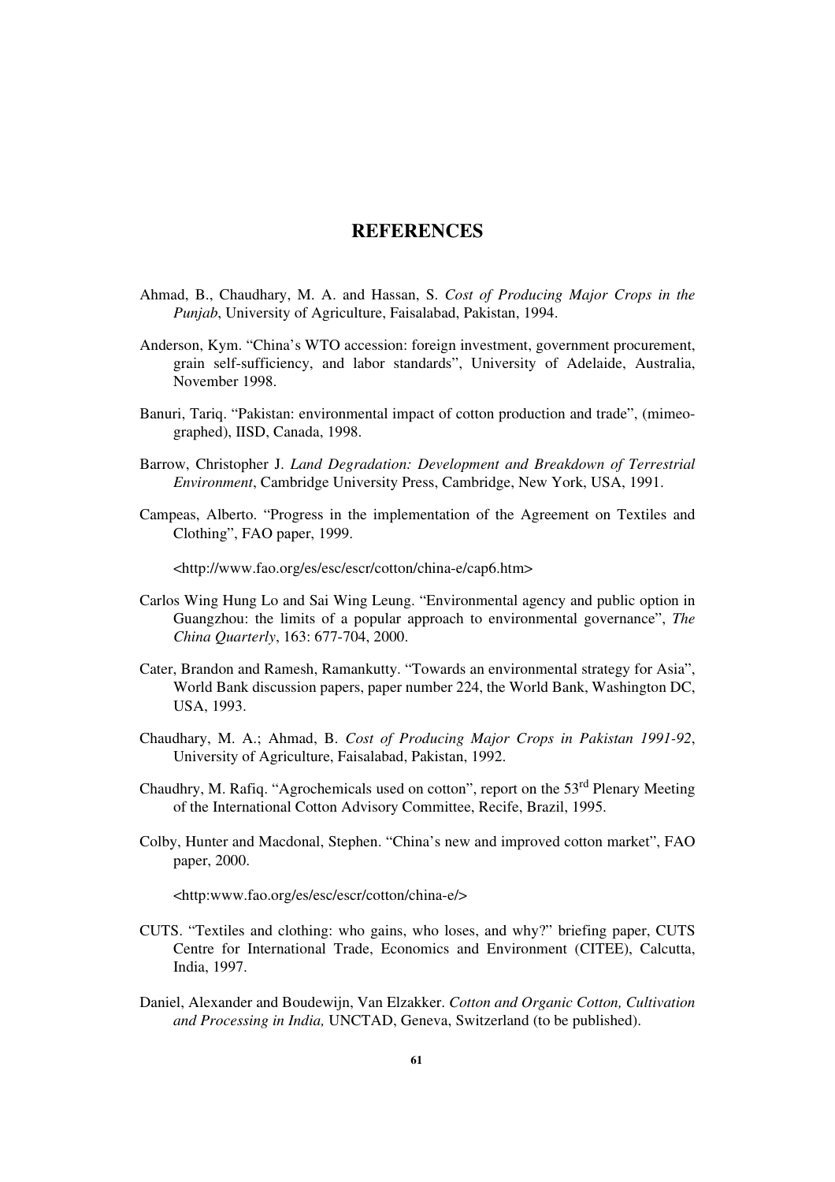# REFERENCES

Ahmad, B., Chaudhary, M. A. and Hassan, S. *Cost of Producing Major Crops in the Punjab*, University of Agriculture, Faisalabad, Pakistan, 1994.

Anderson, Kym. "China's WTO accession: foreign investment, government procurement, grain self-sufficiency, and labor standards", University of Adelaide, Australia, November 1998.

Banuri, Tariq. "Pakistan: environmental impact of cotton production and trade", (mimeographed), IISD, Canada, 1998.

Barrow, Christopher J. *Land Degradation: Development and Breakdown of Terrestrial Environment*, Cambridge University Press, Cambridge, New York, USA, 1991.

Campeas, Alberto. "Progress in the implementation of the Agreement on Textiles and Clothing", FAO paper, 1999.

<http://www.fao.org/es/esc/escr/cotton/china-e/cap6.htm>

Carlos Wing Hung Lo and Sai Wing Leung. "Environmental agency and public option in Guangzhou: the limits of a popular approach to environmental governance", *The China Quarterly*, 163: 677-704, 2000.

Cater, Brandon and Ramesh, Ramankutty. "Towards an environmental strategy for Asia", World Bank discussion papers, paper number 224, the World Bank, Washington DC, USA, 1993.

Chaudhary, M. A.; Ahmad, B. *Cost of Producing Major Crops in Pakistan 1991-92*, University of Agriculture, Faisalabad, Pakistan, 1992.

Chaudhry, M. Rafiq. "Agrochemicals used on cotton", report on the 53rd Plenary Meeting of the International Cotton Advisory Committee, Recife, Brazil, 1995.

Colby, Hunter and Macdonal, Stephen. "China's new and improved cotton market", FAO paper, 2000.

<http:www.fao.org/es/esc/escr/cotton/china-e/>

CUTS. "Textiles and clothing: who gains, who loses, and why?" briefing paper, CUTS Centre for International Trade, Economics and Environment (CITEE), Calcutta, India, 1997.

Daniel, Alexander and Boudewijn, Van Elzakker. *Cotton and Organic Cotton, Cultivation and Processing in India,* UNCTAD, Geneva, Switzerland (to be published).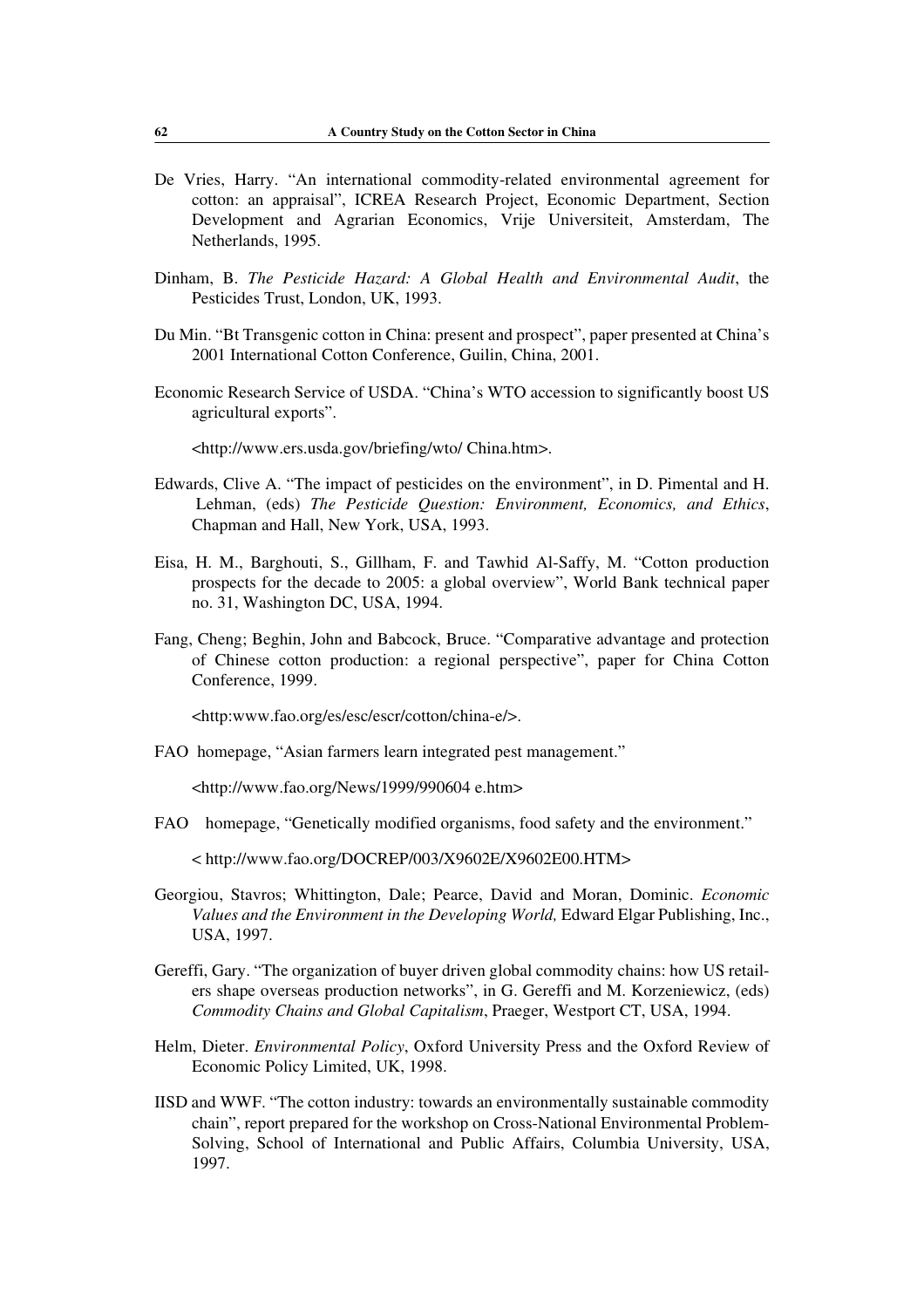De Vries, Harry. "An international commodity-related environmental agreement for cotton: an appraisal", ICREA Research Project, Economic Department, Section Development and Agrarian Economics, Vrije Universiteit, Amsterdam, The Netherlands, 1995.

Dinham, B. *The Pesticide Hazard: A Global Health and Environmental Audit*, the Pesticides Trust, London, UK, 1993.

Du Min. "Bt Transgenic cotton in China: present and prospect", paper presented at China's 2001 International Cotton Conference, Guilin, China, 2001.

Economic Research Service of USDA. "China's WTO accession to significantly boost US agricultural exports".

<http://www.ers.usda.gov/briefing/wto/ China.htm>.

Edwards, Clive A. "The impact of pesticides on the environment", in D. Pimental and H. Lehman, (eds) *The Pesticide Question: Environment, Economics, and Ethics*, Chapman and Hall, New York, USA, 1993.

Eisa, H. M., Barghouti, S., Gillham, F. and Tawhid Al-Saffy, M. "Cotton production prospects for the decade to 2005: a global overview", World Bank technical paper no. 31, Washington DC, USA, 1994.

Fang, Cheng; Beghin, John and Babcock, Bruce. "Comparative advantage and protection of Chinese cotton production: a regional perspective", paper for China Cotton Conference, 1999.

<http:www.fao.org/es/esc/escr/cotton/china-e/>.

FAO homepage, "Asian farmers learn integrated pest management."

<http://www.fao.org/News/1999/990604 e.htm>

FAO homepage, "Genetically modified organisms, food safety and the environment."

< http://www.fao.org/DOCREP/003/X9602E/X9602E00.HTM>

Georgiou, Stavros; Whittington, Dale; Pearce, David and Moran, Dominic. *Economic Values and the Environment in the Developing World,* Edward Elgar Publishing, Inc., USA, 1997.

Gereffi, Gary. "The organization of buyer driven global commodity chains: how US retailers shape overseas production networks", in G. Gereffi and M. Korzeniewicz, (eds) *Commodity Chains and Global Capitalism*, Praeger, Westport CT, USA, 1994.

Helm, Dieter. *Environmental Policy*, Oxford University Press and the Oxford Review of Economic Policy Limited, UK, 1998.

IISD and WWF. "The cotton industry: towards an environmentally sustainable commodity chain", report prepared for the workshop on Cross-National Environmental Problem-Solving, School of International and Public Affairs, Columbia University, USA, 1997.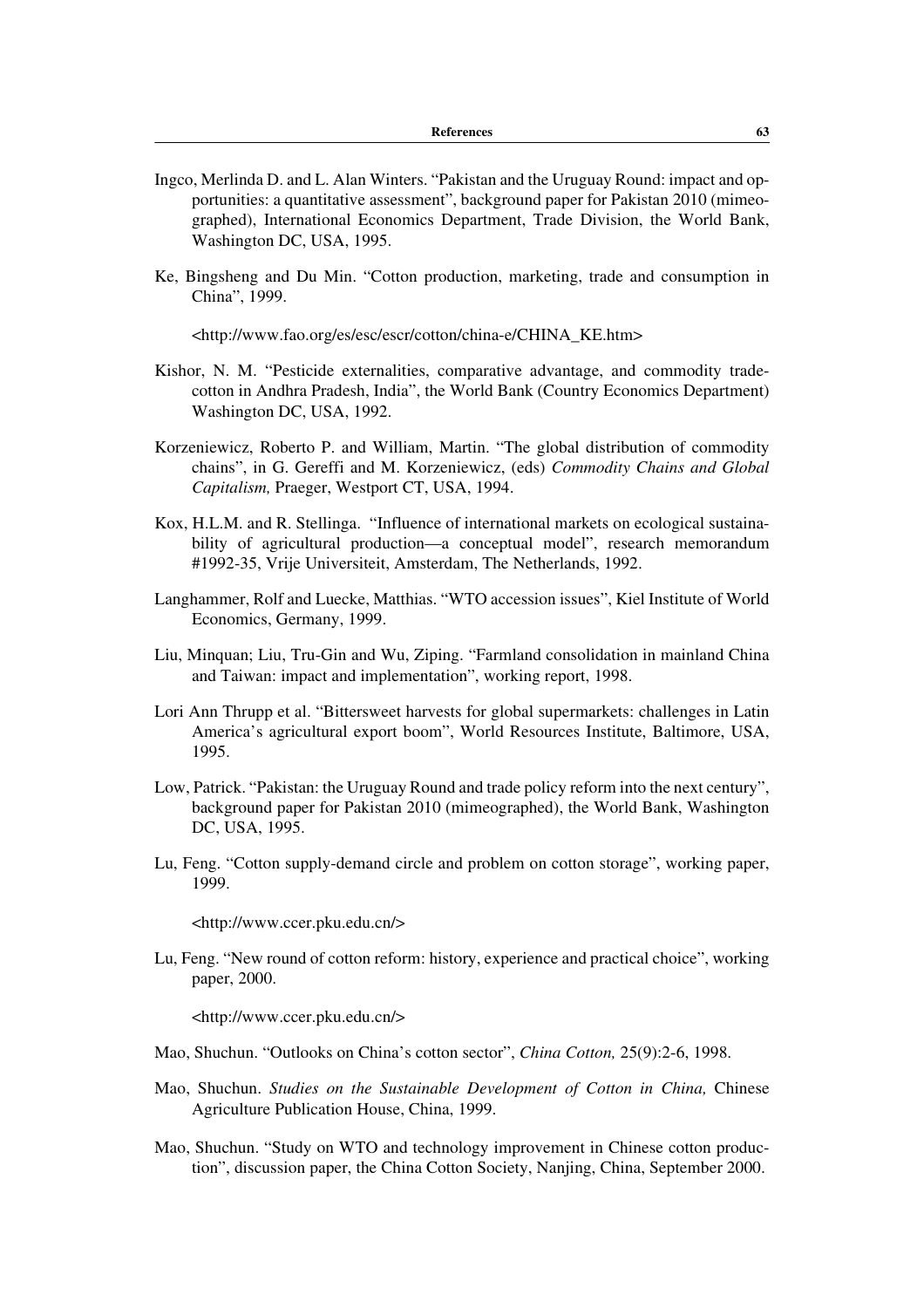Ingco, Merlinda D. and L. Alan Winters. "Pakistan and the Uruguay Round: impact and opportunities: a quantitative assessment", background paper for Pakistan 2010 (mimeographed), International Economics Department, Trade Division, the World Bank, Washington DC, USA, 1995.

Ke, Bingsheng and Du Min. "Cotton production, marketing, trade and consumption in China", 1999.

<http://www.fao.org/es/esc/escr/cotton/china-e/CHINA_KE.htm>

Kishor, N. M. "Pesticide externalities, comparative advantage, and commodity trade-cotton in Andhra Pradesh, India", the World Bank (Country Economics Department) Washington DC, USA, 1992.

Korzeniewicz, Roberto P. and William, Martin. "The global distribution of commodity chains", in G. Gereffi and M. Korzeniewicz, (eds) *Commodity Chains and Global Capitalism,* Praeger, Westport CT, USA, 1994.

Kox, H.L.M. and R. Stellinga. "Influence of international markets on ecological sustainability of agricultural production—a conceptual model", research memorandum #1992-35, Vrije Universiteit, Amsterdam, The Netherlands, 1992.

Langhammer, Rolf and Luecke, Matthias. "WTO accession issues", Kiel Institute of World Economics, Germany, 1999.

Liu, Minquan; Liu, Tru-Gin and Wu, Ziping. "Farmland consolidation in mainland China and Taiwan: impact and implementation", working report, 1998.

Lori Ann Thrupp et al. "Bittersweet harvests for global supermarkets: challenges in Latin America's agricultural export boom", World Resources Institute, Baltimore, USA, 1995.

Low, Patrick. "Pakistan: the Uruguay Round and trade policy reform into the next century", background paper for Pakistan 2010 (mimeographed), the World Bank, Washington DC, USA, 1995.

Lu, Feng. "Cotton supply-demand circle and problem on cotton storage", working paper, 1999.

<http://www.ccer.pku.edu.cn/>

Lu, Feng. "New round of cotton reform: history, experience and practical choice", working paper, 2000.

<http://www.ccer.pku.edu.cn/>

Mao, Shuchun. "Outlooks on China's cotton sector", *China Cotton,* 25(9):2-6, 1998.

Mao, Shuchun. *Studies on the Sustainable Development of Cotton in China,* Chinese Agriculture Publication House, China, 1999.

Mao, Shuchun. "Study on WTO and technology improvement in Chinese cotton production", discussion paper, the China Cotton Society, Nanjing, China, September 2000.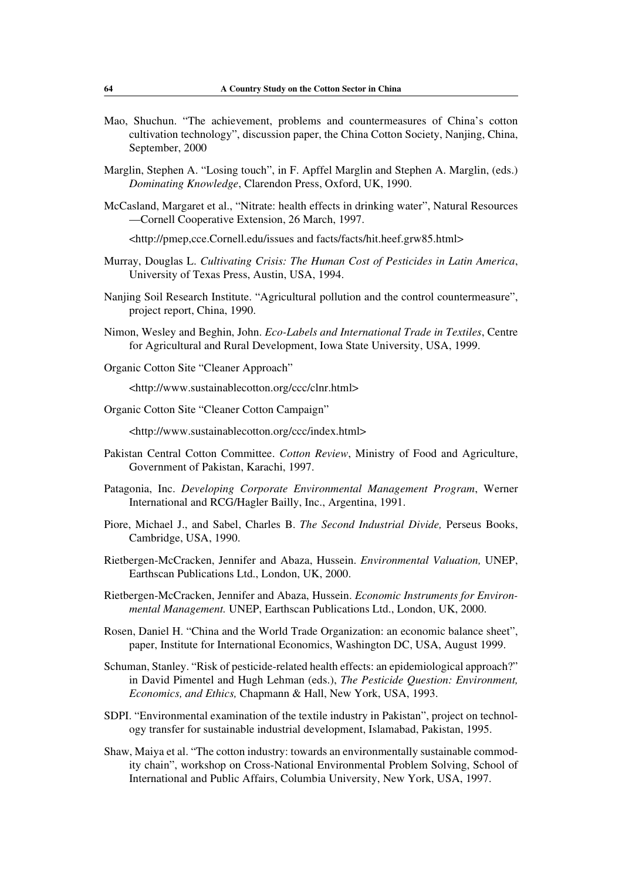Mao, Shuchun. "The achievement, problems and countermeasures of China's cotton cultivation technology", discussion paper, the China Cotton Society, Nanjing, China, September, 2000

Marglin, Stephen A. "Losing touch", in F. Apffel Marglin and Stephen A. Marglin, (eds.) *Dominating Knowledge*, Clarendon Press, Oxford, UK, 1990.

McCasland, Margaret et al., "Nitrate: health effects in drinking water", Natural Resources —Cornell Cooperative Extension, 26 March, 1997.

<http://pmep,cce.Cornell.edu/issues and facts/facts/hit.heef.grw85.html>

Murray, Douglas L. *Cultivating Crisis: The Human Cost of Pesticides in Latin America*, University of Texas Press, Austin, USA, 1994.

Nanjing Soil Research Institute. "Agricultural pollution and the control countermeasure", project report, China, 1990.

Nimon, Wesley and Beghin, John. *Eco-Labels and International Trade in Textiles*, Centre for Agricultural and Rural Development, Iowa State University, USA, 1999.

Organic Cotton Site "Cleaner Approach"

<http://www.sustainablecotton.org/ccc/clnr.html>

Organic Cotton Site "Cleaner Cotton Campaign"

<http://www.sustainablecotton.org/ccc/index.html>

Pakistan Central Cotton Committee. *Cotton Review*, Ministry of Food and Agriculture, Government of Pakistan, Karachi, 1997.

Patagonia, Inc. *Developing Corporate Environmental Management Program*, Werner International and RCG/Hagler Bailly, Inc., Argentina, 1991.

Piore, Michael J., and Sabel, Charles B. *The Second Industrial Divide,* Perseus Books, Cambridge, USA, 1990.

Rietbergen-McCracken, Jennifer and Abaza, Hussein. *Environmental Valuation,* UNEP, Earthscan Publications Ltd., London, UK, 2000.

Rietbergen-McCracken, Jennifer and Abaza, Hussein. *Economic Instruments for Environmental Management.* UNEP, Earthscan Publications Ltd., London, UK, 2000.

Rosen, Daniel H. "China and the World Trade Organization: an economic balance sheet", paper, Institute for International Economics, Washington DC, USA, August 1999.

Schuman, Stanley. "Risk of pesticide-related health effects: an epidemiological approach?" in David Pimentel and Hugh Lehman (eds.), *The Pesticide Question: Environment, Economics, and Ethics,* Chapmann & Hall, New York, USA, 1993.

SDPI. "Environmental examination of the textile industry in Pakistan", project on technology transfer for sustainable industrial development, Islamabad, Pakistan, 1995.

Shaw, Maiya et al. "The cotton industry: towards an environmentally sustainable commodity chain", workshop on Cross-National Environmental Problem Solving, School of International and Public Affairs, Columbia University, New York, USA, 1997.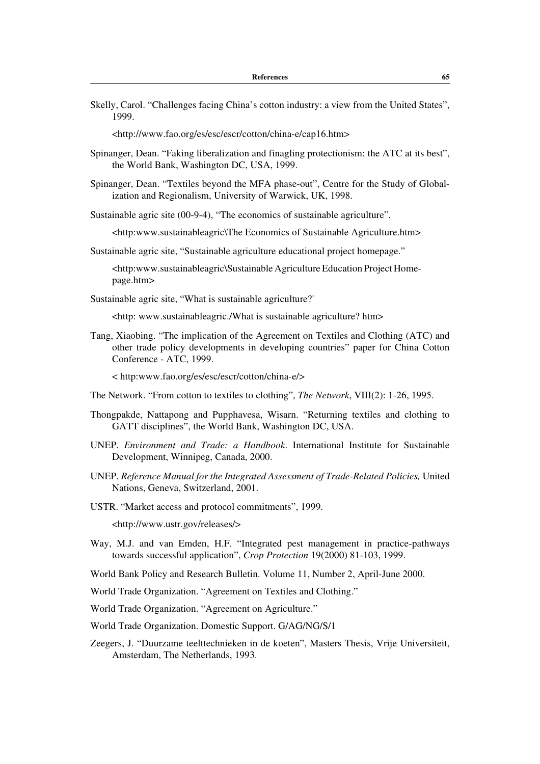Skelly, Carol. “Challenges facing China’s cotton industry: a view from the United States”, 1999.

<http://www.fao.org/es/esc/escr/cotton/china-e/cap16.htm>

Spinanger, Dean. “Faking liberalization and finagling protectionism: the ATC at its best”, the World Bank, Washington DC, USA, 1999.

Spinanger, Dean. “Textiles beyond the MFA phase-out”, Centre for the Study of Globalization and Regionalism, University of Warwick, UK, 1998.

Sustainable agric site (00-9-4), “The economics of sustainable agriculture”.

<http:www.sustainableagric\The Economics of Sustainable Agriculture.htm>

Sustainable agric site, “Sustainable agriculture educational project homepage.”

<http:www.sustainableagric\Sustainable Agriculture Education Project Homepage.htm>

Sustainable agric site, “What is sustainable agriculture?'

<http: www.sustainableagric./What is sustainable agriculture? htm>

Tang, Xiaobing. “The implication of the Agreement on Textiles and Clothing (ATC) and other trade policy developments in developing countries” paper for China Cotton Conference - ATC, 1999.

< http:www.fao.org/es/esc/escr/cotton/china-e/>

The Network. “From cotton to textiles to clothing”, *The Network*, VIII(2): 1-26, 1995.

Thongpakde, Nattapong and Pupphavesa, Wisarn. “Returning textiles and clothing to GATT disciplines”, the World Bank, Washington DC, USA.

UNEP. *Environment and Trade: a Handbook*. International Institute for Sustainable Development, Winnipeg, Canada, 2000.

UNEP. *Reference Manual for the Integrated Assessment of Trade-Related Policies,* United Nations, Geneva, Switzerland, 2001.

USTR. “Market access and protocol commitments”, 1999.

<http://www.ustr.gov/releases/>

Way, M.J. and van Emden, H.F. “Integrated pest management in practice-pathways towards successful application”, *Crop Protection* 19(2000) 81-103, 1999.

World Bank Policy and Research Bulletin. Volume 11, Number 2, April-June 2000.

World Trade Organization. “Agreement on Textiles and Clothing.”

World Trade Organization. “Agreement on Agriculture.”

World Trade Organization. Domestic Support. G/AG/NG/S/1

Zeegers, J. “Duurzame teelttechnieken in de koeten”, Masters Thesis, Vrije Universiteit, Amsterdam, The Netherlands, 1993.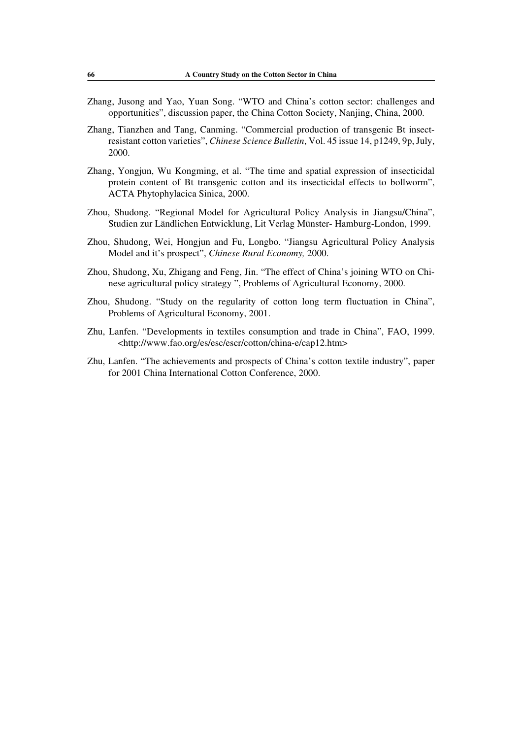Zhang, Jusong and Yao, Yuan Song. "WTO and China's cotton sector: challenges and opportunities", discussion paper, the China Cotton Society, Nanjing, China, 2000.

Zhang, Tianzhen and Tang, Canming. "Commercial production of transgenic Bt insect-resistant cotton varieties", *Chinese Science Bulletin*, Vol. 45 issue 14, p1249, 9p, July, 2000.

Zhang, Yongjun, Wu Kongming, et al. "The time and spatial expression of insecticidal protein content of Bt transgenic cotton and its insecticidal effects to bollworm", ACTA Phytophylacica Sinica, 2000.

Zhou, Shudong. "Regional Model for Agricultural Policy Analysis in Jiangsu/China", Studien zur Ländlichen Entwicklung, Lit Verlag Münster- Hamburg-London, 1999.

Zhou, Shudong, Wei, Hongjun and Fu, Longbo. "Jiangsu Agricultural Policy Analysis Model and it's prospect", *Chinese Rural Economy,* 2000.

Zhou, Shudong, Xu, Zhigang and Feng, Jin. "The effect of China's joining WTO on Chinese agricultural policy strategy ", Problems of Agricultural Economy, 2000.

Zhou, Shudong. "Study on the regularity of cotton long term fluctuation in China", Problems of Agricultural Economy, 2001.

Zhu, Lanfen. "Developments in textiles consumption and trade in China", FAO, 1999. <http://www.fao.org/es/esc/escr/cotton/china-e/cap12.htm>

Zhu, Lanfen. "The achievements and prospects of China's cotton textile industry", paper for 2001 China International Cotton Conference, 2000.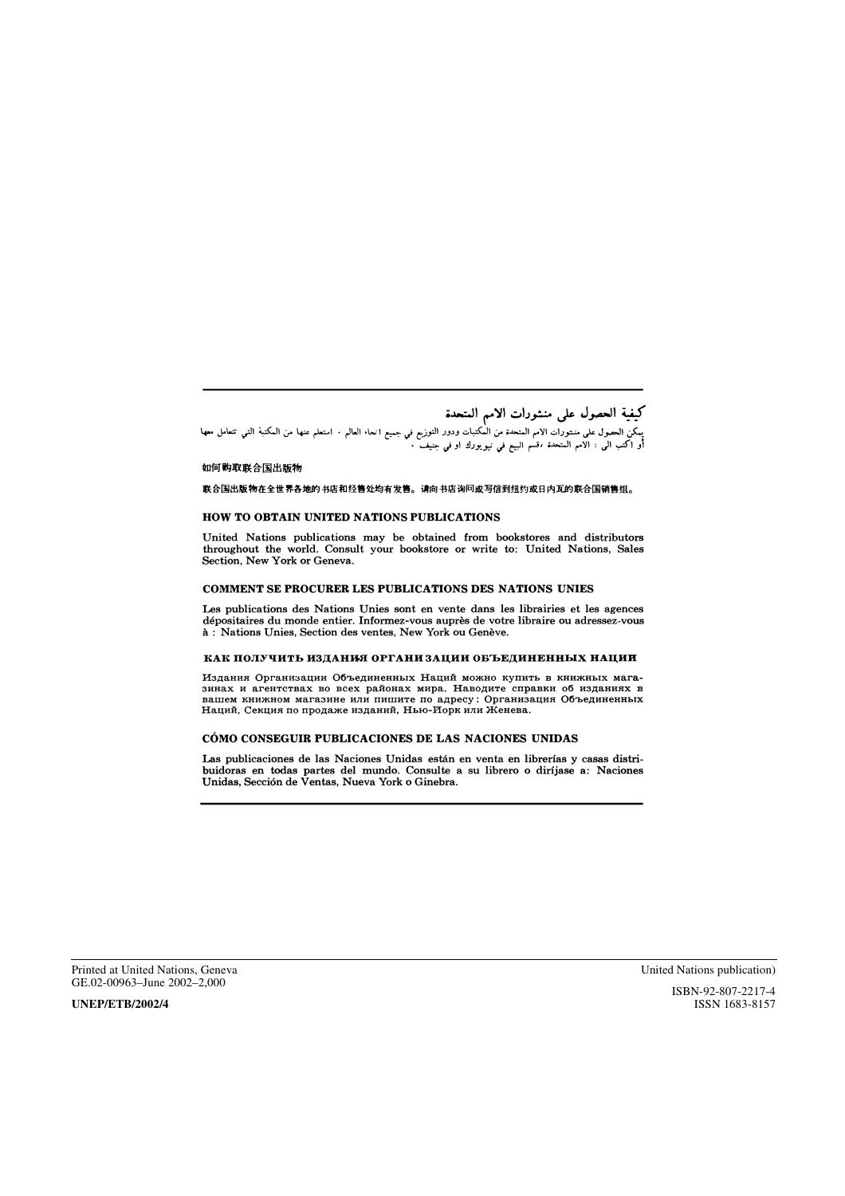### كيفية الحصول على منشورات الامم المتحدة

يمكن الحصول على منشورات الامم المتحدة من المكتبات ودور التوزيع في جميع انحاء العالم . استعلم عنها من المكتبة التي تتعامل معها أو اكتب الى : الامم المتحدة ،قسم البيع في نيويورك او في جنيف .

### 如何购取联合国出版物

联合国出版物在全世界各地的书店和经售处均有发售。请向书店询问或写信到纽约或日内瓦的联合国销售组。

### HOW TO OBTAIN UNITED NATIONS PUBLICATIONS

United Nations publications may be obtained from bookstores and distributors throughout the world. Consult your bookstore or write to: United Nations, Sales Section, New York or Geneva.

### COMMENT SE PROCURER LES PUBLICATIONS DES NATIONS UNIES

Les publications des Nations Unies sont en vente dans les librairies et les agences dépositaires du monde entier. Informez-vous auprès de votre libraire ou adressez-vous à : Nations Unies, Section des ventes, New York ou Genève.

### КАК ПОЛУЧИТЬ ИЗДАНИЯ ОРГАНИЗАЦИИ ОБЪЕДИНЕННЫХ НАЦИЙ

Издания Организации Объединенных Наций можно купить в книжных магазинах и агентствах во всех районах мира. Наводите справки об изданиях в вашем книжном магазине или пишите по адресу: Организация Объединенных Наций, Секция по продаже изданий, Нью-Йорк или Женева.

### CÓMO CONSEGUIR PUBLICACIONES DE LAS NACIONES UNIDAS

Las publicaciones de las Naciones Unidas están en venta en librerías y casas distribuidoras en todas partes del mundo. Consulte a su librero o diríjase a: Naciones Unidas, Sección de Ventas, Nueva York o Ginebra.

Printed at United Nations, Geneva
GE.02-00963–June 2002–2,000

**UNEP/ETB/2002/4**

United Nations publication)

ISBN-92-807-2217-4
ISSN 1683-8157